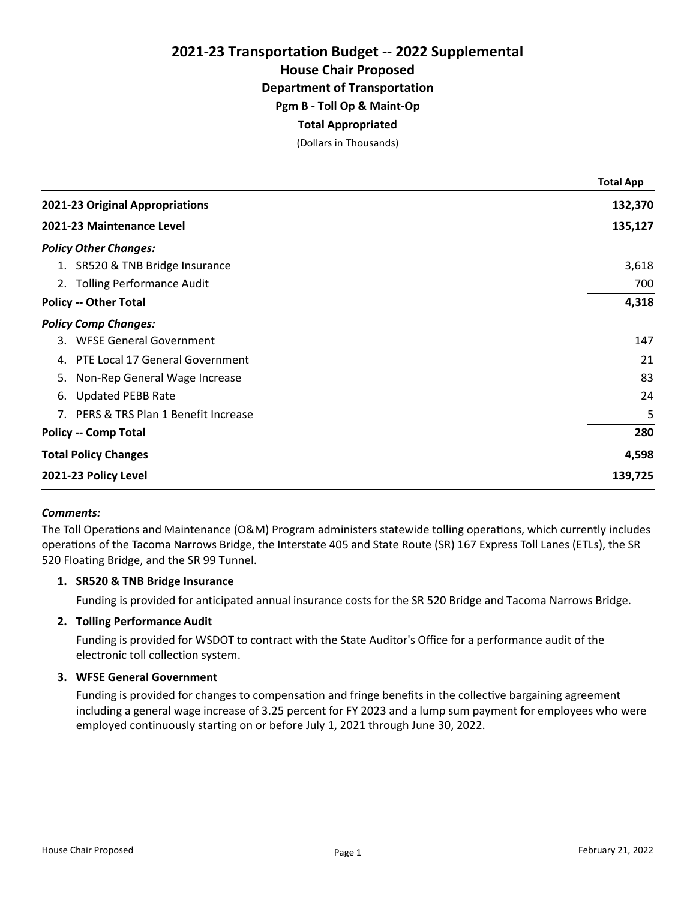# 2021-23 Transportation Budget -- 2022 Supplemental

## House Chair Proposed

### Department of Transportation

### Pgm B - Toll Op & Maint-Op

### Total Appropriated

(Dollars in Thousands)

| | Total App |
|---|---|
| **2021-23 Original Appropriations** | **132,370** |
| **2021-23 Maintenance Level** | **135,127** |
| ***Policy Other Changes:*** | |
| 1. SR520 & TNB Bridge Insurance | 3,618 |
| 2. Tolling Performance Audit | 700 |
| **Policy -- Other Total** | **4,318** |
| ***Policy Comp Changes:*** | |
| 3. WFSE General Government | 147 |
| 4. PTE Local 17 General Government | 21 |
| 5. Non-Rep General Wage Increase | 83 |
| 6. Updated PEBB Rate | 24 |
| 7. PERS & TRS Plan 1 Benefit Increase | 5 |
| **Policy -- Comp Total** | **280** |
| **Total Policy Changes** | **4,598** |
| **2021-23 Policy Level** | **139,725** |

***Comments:***

The Toll Operations and Maintenance (O&M) Program administers statewide tolling operations, which currently includes operations of the Tacoma Narrows Bridge, the Interstate 405 and State Route (SR) 167 Express Toll Lanes (ETLs), the SR 520 Floating Bridge, and the SR 99 Tunnel.

1. **SR520 & TNB Bridge Insurance**

   Funding is provided for anticipated annual insurance costs for the SR 520 Bridge and Tacoma Narrows Bridge.

2. **Tolling Performance Audit**

   Funding is provided for WSDOT to contract with the State Auditor's Office for a performance audit of the electronic toll collection system.

3. **WFSE General Government**

   Funding is provided for changes to compensation and fringe benefits in the collective bargaining agreement including a general wage increase of 3.25 percent for FY 2023 and a lump sum payment for employees who were employed continuously starting on or before July 1, 2021 through June 30, 2022.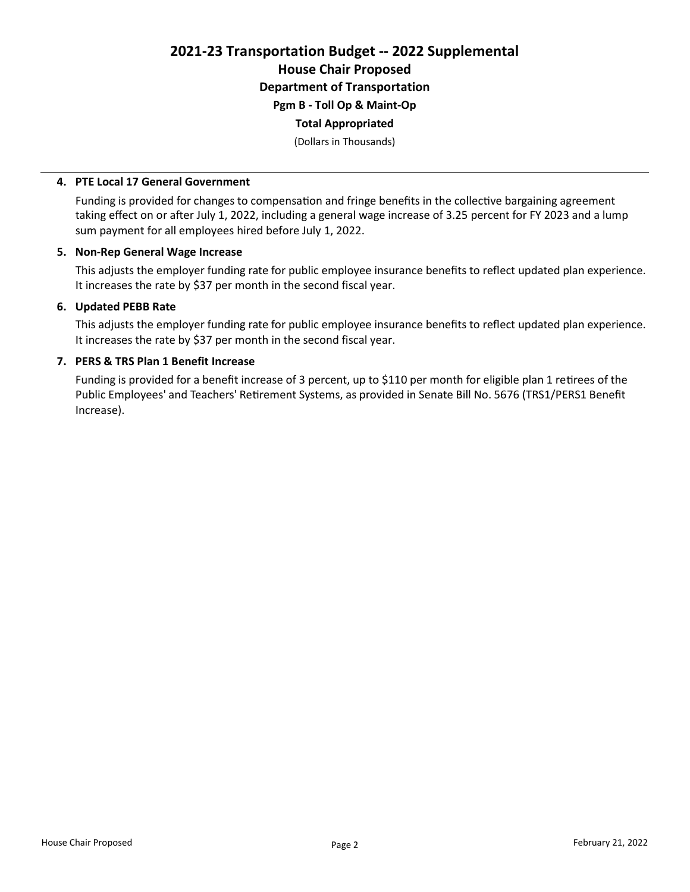# 2021-23 Transportation Budget -- 2022 Supplemental

## House Chair Proposed

### Department of Transportation

#### Pgm B - Toll Op & Maint-Op

#### Total Appropriated

(Dollars in Thousands)

**4. PTE Local 17 General Government**

Funding is provided for changes to compensation and fringe benefits in the collective bargaining agreement taking effect on or after July 1, 2022, including a general wage increase of 3.25 percent for FY 2023 and a lump sum payment for all employees hired before July 1, 2022.

**5. Non-Rep General Wage Increase**

This adjusts the employer funding rate for public employee insurance benefits to reflect updated plan experience. It increases the rate by $37 per month in the second fiscal year.

**6. Updated PEBB Rate**

This adjusts the employer funding rate for public employee insurance benefits to reflect updated plan experience. It increases the rate by $37 per month in the second fiscal year.

**7. PERS & TRS Plan 1 Benefit Increase**

Funding is provided for a benefit increase of 3 percent, up to $110 per month for eligible plan 1 retirees of the Public Employees' and Teachers' Retirement Systems, as provided in Senate Bill No. 5676 (TRS1/PERS1 Benefit Increase).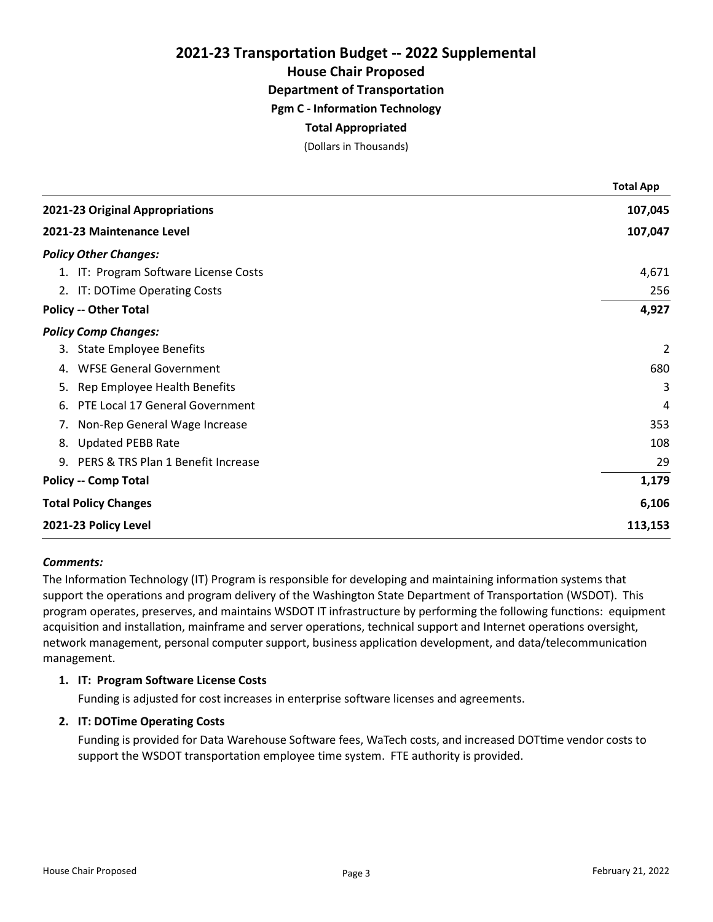# 2021-23 Transportation Budget -- 2022 Supplemental

## House Chair Proposed

### Department of Transportation

### Pgm C - Information Technology

### Total Appropriated

(Dollars in Thousands)

| | Total App |
|---|---|
| **2021-23 Original Appropriations** | **107,045** |
| **2021-23 Maintenance Level** | **107,047** |
| ***Policy Other Changes:*** | |
| 1. IT: Program Software License Costs | 4,671 |
| 2. IT: DOTime Operating Costs | 256 |
| **Policy -- Other Total** | **4,927** |
| ***Policy Comp Changes:*** | |
| 3. State Employee Benefits | 2 |
| 4. WFSE General Government | 680 |
| 5. Rep Employee Health Benefits | 3 |
| 6. PTE Local 17 General Government | 4 |
| 7. Non-Rep General Wage Increase | 353 |
| 8. Updated PEBB Rate | 108 |
| 9. PERS & TRS Plan 1 Benefit Increase | 29 |
| **Policy -- Comp Total** | **1,179** |
| **Total Policy Changes** | **6,106** |
| **2021-23 Policy Level** | **113,153** |

***Comments:***

The Information Technology (IT) Program is responsible for developing and maintaining information systems that support the operations and program delivery of the Washington State Department of Transportation (WSDOT). This program operates, preserves, and maintains WSDOT IT infrastructure by performing the following functions: equipment acquisition and installation, mainframe and server operations, technical support and Internet operations oversight, network management, personal computer support, business application development, and data/telecommunication management.

1. **IT: Program Software License Costs**

   Funding is adjusted for cost increases in enterprise software licenses and agreements.

2. **IT: DOTime Operating Costs**

   Funding is provided for Data Warehouse Software fees, WaTech costs, and increased DOTtime vendor costs to support the WSDOT transportation employee time system. FTE authority is provided.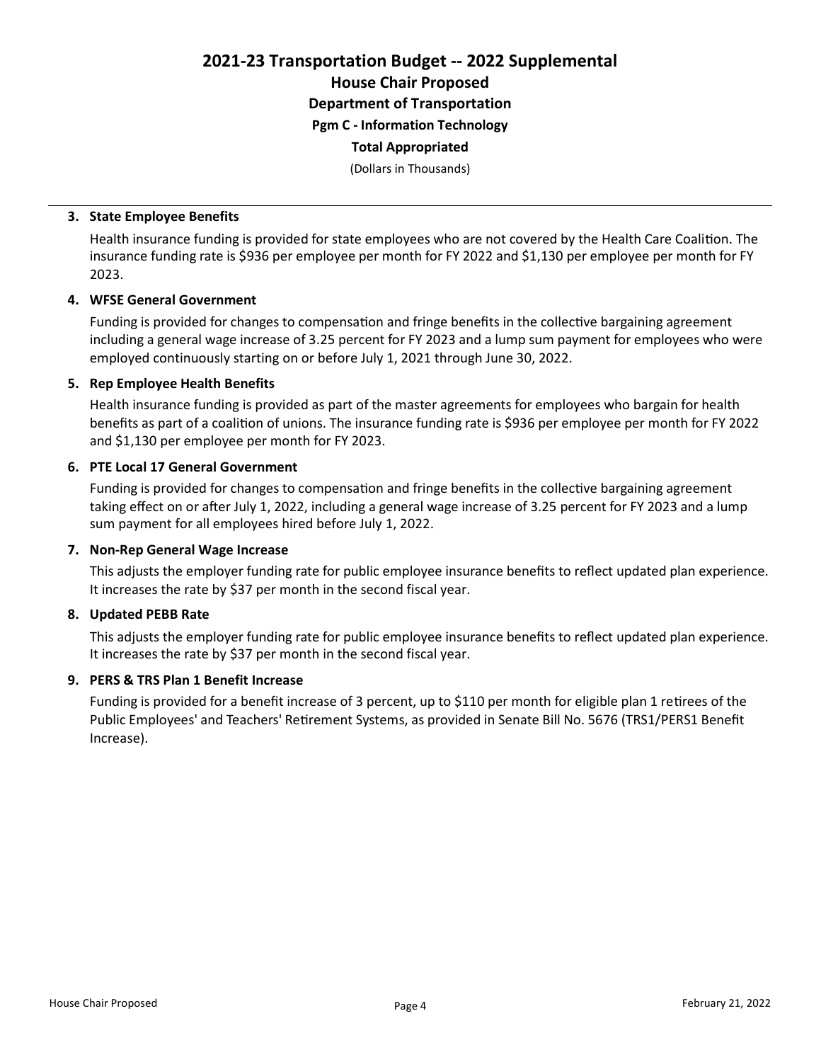# 2021-23 Transportation Budget -- 2022 Supplemental

## House Chair Proposed

### Department of Transportation

### Pgm C - Information Technology

### Total Appropriated

(Dollars in Thousands)

---

**3. State Employee Benefits**

Health insurance funding is provided for state employees who are not covered by the Health Care Coalition. The insurance funding rate is $936 per employee per month for FY 2022 and $1,130 per employee per month for FY 2023.

**4. WFSE General Government**

Funding is provided for changes to compensation and fringe benefits in the collective bargaining agreement including a general wage increase of 3.25 percent for FY 2023 and a lump sum payment for employees who were employed continuously starting on or before July 1, 2021 through June 30, 2022.

**5. Rep Employee Health Benefits**

Health insurance funding is provided as part of the master agreements for employees who bargain for health benefits as part of a coalition of unions. The insurance funding rate is $936 per employee per month for FY 2022 and $1,130 per employee per month for FY 2023.

**6. PTE Local 17 General Government**

Funding is provided for changes to compensation and fringe benefits in the collective bargaining agreement taking effect on or after July 1, 2022, including a general wage increase of 3.25 percent for FY 2023 and a lump sum payment for all employees hired before July 1, 2022.

**7. Non-Rep General Wage Increase**

This adjusts the employer funding rate for public employee insurance benefits to reflect updated plan experience. It increases the rate by $37 per month in the second fiscal year.

**8. Updated PEBB Rate**

This adjusts the employer funding rate for public employee insurance benefits to reflect updated plan experience. It increases the rate by $37 per month in the second fiscal year.

**9. PERS & TRS Plan 1 Benefit Increase**

Funding is provided for a benefit increase of 3 percent, up to $110 per month for eligible plan 1 retirees of the Public Employees' and Teachers' Retirement Systems, as provided in Senate Bill No. 5676 (TRS1/PERS1 Benefit Increase).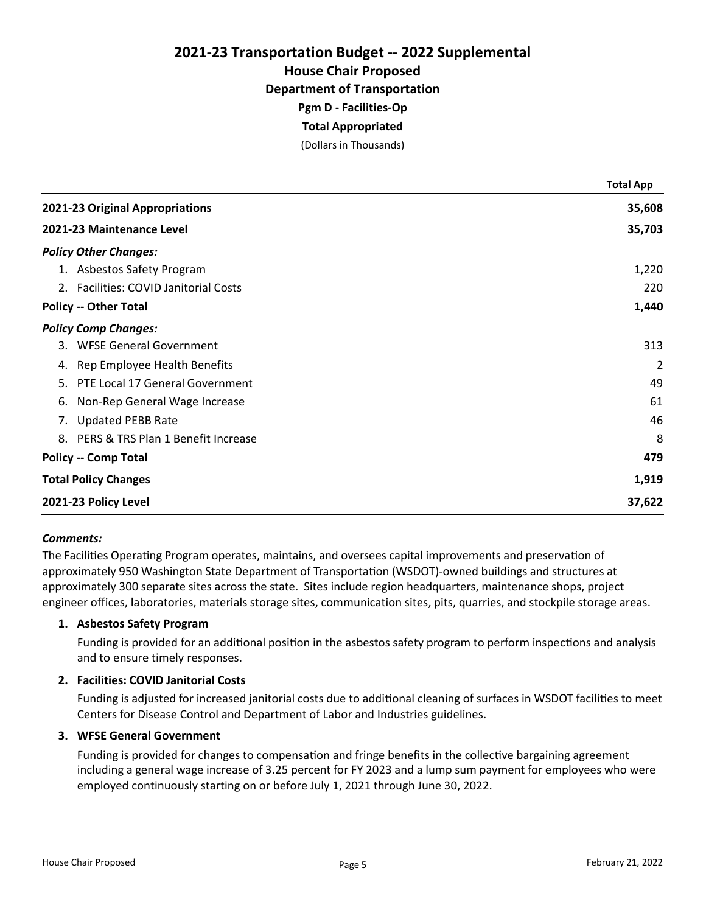# 2021-23 Transportation Budget -- 2022 Supplemental

## House Chair Proposed

### Department of Transportation

**Pgm D - Facilities-Op**

**Total Appropriated**

(Dollars in Thousands)

| | Total App |
|---|---|
| **2021-23 Original Appropriations** | **35,608** |
| **2021-23 Maintenance Level** | **35,703** |
| ***Policy Other Changes:*** | |
| 1. Asbestos Safety Program | 1,220 |
| 2. Facilities: COVID Janitorial Costs | 220 |
| **Policy -- Other Total** | **1,440** |
| ***Policy Comp Changes:*** | |
| 3. WFSE General Government | 313 |
| 4. Rep Employee Health Benefits | 2 |
| 5. PTE Local 17 General Government | 49 |
| 6. Non-Rep General Wage Increase | 61 |
| 7. Updated PEBB Rate | 46 |
| 8. PERS & TRS Plan 1 Benefit Increase | 8 |
| **Policy -- Comp Total** | **479** |
| **Total Policy Changes** | **1,919** |
| **2021-23 Policy Level** | **37,622** |

***Comments:***

The Facilities Operating Program operates, maintains, and oversees capital improvements and preservation of approximately 950 Washington State Department of Transportation (WSDOT)-owned buildings and structures at approximately 300 separate sites across the state. Sites include region headquarters, maintenance shops, project engineer offices, laboratories, materials storage sites, communication sites, pits, quarries, and stockpile storage areas.

1. **Asbestos Safety Program**

   Funding is provided for an additional position in the asbestos safety program to perform inspections and analysis and to ensure timely responses.

2. **Facilities: COVID Janitorial Costs**

   Funding is adjusted for increased janitorial costs due to additional cleaning of surfaces in WSDOT facilities to meet Centers for Disease Control and Department of Labor and Industries guidelines.

3. **WFSE General Government**

   Funding is provided for changes to compensation and fringe benefits in the collective bargaining agreement including a general wage increase of 3.25 percent for FY 2023 and a lump sum payment for employees who were employed continuously starting on or before July 1, 2021 through June 30, 2022.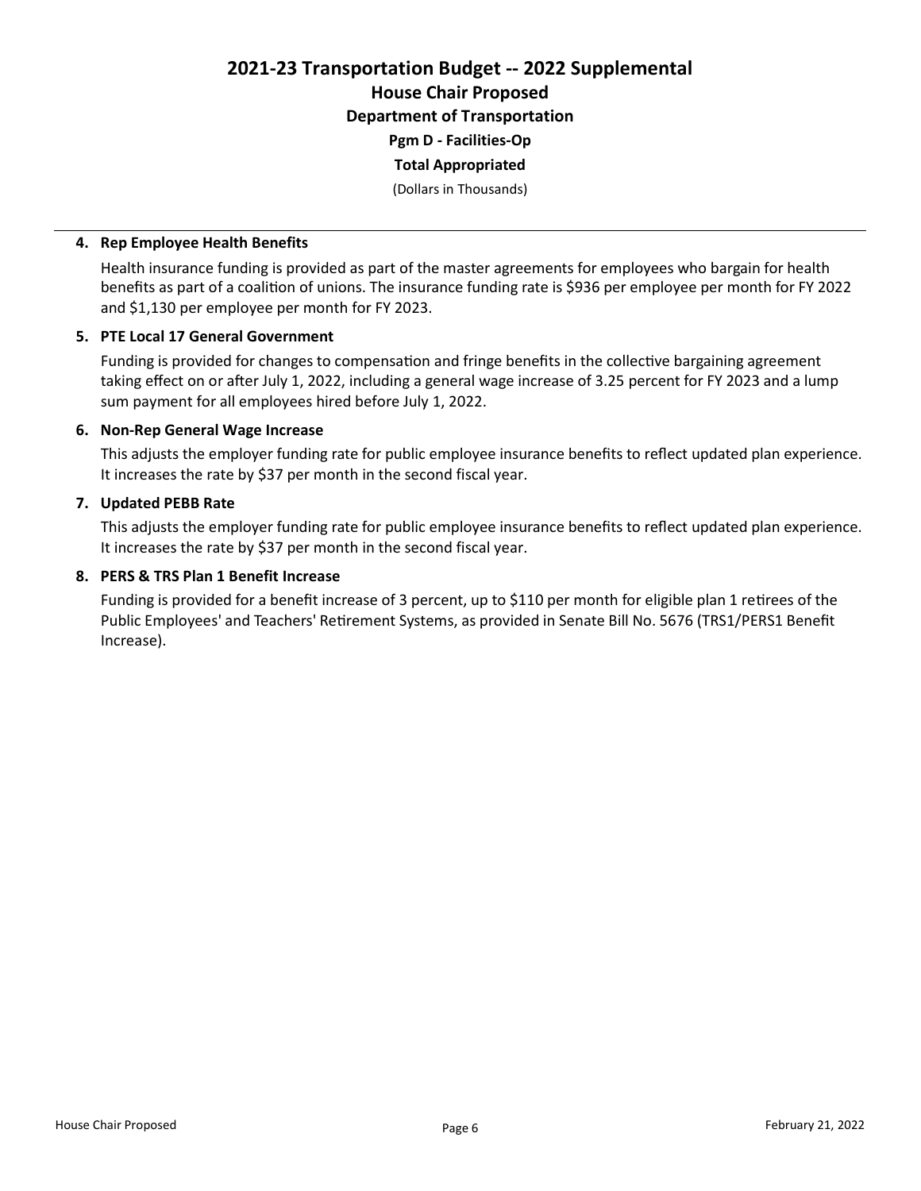# 2021-23 Transportation Budget -- 2022 Supplemental

## House Chair Proposed

### Department of Transportation

**Pgm D - Facilities-Op**

**Total Appropriated**

(Dollars in Thousands)

---

**4. Rep Employee Health Benefits**

Health insurance funding is provided as part of the master agreements for employees who bargain for health benefits as part of a coalition of unions. The insurance funding rate is $936 per employee per month for FY 2022 and $1,130 per employee per month for FY 2023.

**5. PTE Local 17 General Government**

Funding is provided for changes to compensation and fringe benefits in the collective bargaining agreement taking effect on or after July 1, 2022, including a general wage increase of 3.25 percent for FY 2023 and a lump sum payment for all employees hired before July 1, 2022.

**6. Non-Rep General Wage Increase**

This adjusts the employer funding rate for public employee insurance benefits to reflect updated plan experience. It increases the rate by $37 per month in the second fiscal year.

**7. Updated PEBB Rate**

This adjusts the employer funding rate for public employee insurance benefits to reflect updated plan experience. It increases the rate by $37 per month in the second fiscal year.

**8. PERS & TRS Plan 1 Benefit Increase**

Funding is provided for a benefit increase of 3 percent, up to $110 per month for eligible plan 1 retirees of the Public Employees' and Teachers' Retirement Systems, as provided in Senate Bill No. 5676 (TRS1/PERS1 Benefit Increase).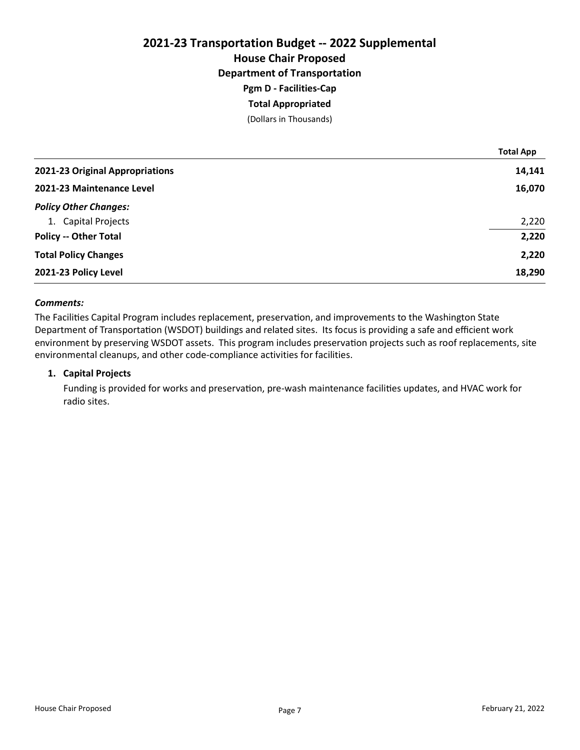# 2021-23 Transportation Budget -- 2022 Supplemental

## House Chair Proposed

### Department of Transportation

### Pgm D - Facilities-Cap

### Total Appropriated

(Dollars in Thousands)

| | Total App |
|---|---|
| **2021-23 Original Appropriations** | **14,141** |
| **2021-23 Maintenance Level** | **16,070** |
| ***Policy Other Changes:*** | |
| 1. Capital Projects | 2,220 |
| **Policy -- Other Total** | **2,220** |
| **Total Policy Changes** | **2,220** |
| **2021-23 Policy Level** | **18,290** |

***Comments:***

The Facilities Capital Program includes replacement, preservation, and improvements to the Washington State Department of Transportation (WSDOT) buildings and related sites. Its focus is providing a safe and efficient work environment by preserving WSDOT assets. This program includes preservation projects such as roof replacements, site environmental cleanups, and other code-compliance activities for facilities.

1. **Capital Projects**

   Funding is provided for works and preservation, pre-wash maintenance facilities updates, and HVAC work for radio sites.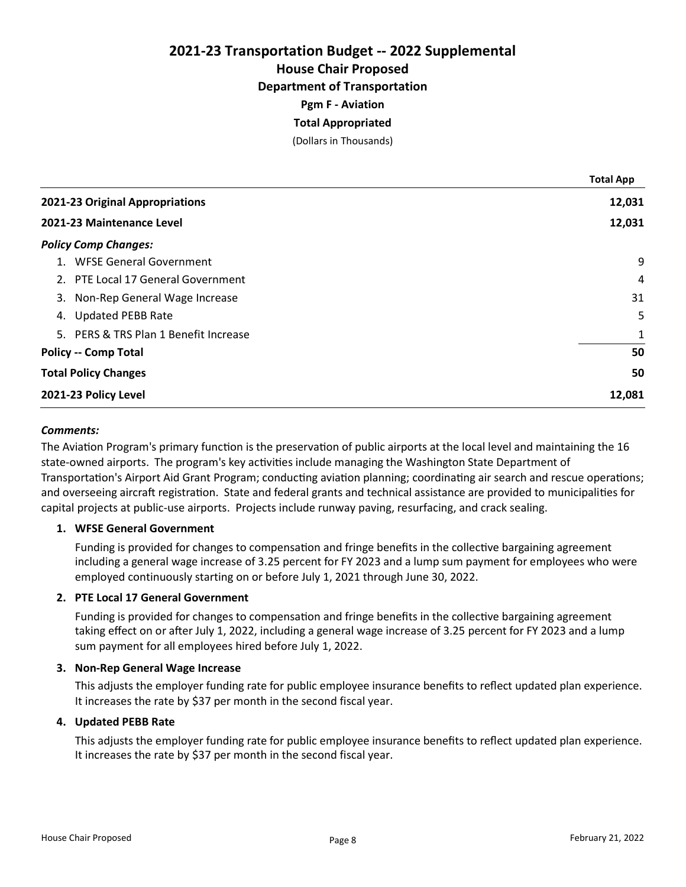# 2021-23 Transportation Budget -- 2022 Supplemental

## House Chair Proposed

### Department of Transportation

**Pgm F - Aviation**

**Total Appropriated**

(Dollars in Thousands)

| | Total App |
|---|---|
| **2021-23 Original Appropriations** | **12,031** |
| **2021-23 Maintenance Level** | **12,031** |
| ***Policy Comp Changes:*** | |
| 1. WFSE General Government | 9 |
| 2. PTE Local 17 General Government | 4 |
| 3. Non-Rep General Wage Increase | 31 |
| 4. Updated PEBB Rate | 5 |
| 5. PERS & TRS Plan 1 Benefit Increase | 1 |
| **Policy -- Comp Total** | **50** |
| **Total Policy Changes** | **50** |
| **2021-23 Policy Level** | **12,081** |

***Comments:***

The Aviation Program's primary function is the preservation of public airports at the local level and maintaining the 16 state-owned airports. The program's key activities include managing the Washington State Department of Transportation's Airport Aid Grant Program; conducting aviation planning; coordinating air search and rescue operations; and overseeing aircraft registration. State and federal grants and technical assistance are provided to municipalities for capital projects at public-use airports. Projects include runway paving, resurfacing, and crack sealing.

1. **WFSE General Government**

   Funding is provided for changes to compensation and fringe benefits in the collective bargaining agreement including a general wage increase of 3.25 percent for FY 2023 and a lump sum payment for employees who were employed continuously starting on or before July 1, 2021 through June 30, 2022.

2. **PTE Local 17 General Government**

   Funding is provided for changes to compensation and fringe benefits in the collective bargaining agreement taking effect on or after July 1, 2022, including a general wage increase of 3.25 percent for FY 2023 and a lump sum payment for all employees hired before July 1, 2022.

3. **Non-Rep General Wage Increase**

   This adjusts the employer funding rate for public employee insurance benefits to reflect updated plan experience. It increases the rate by $37 per month in the second fiscal year.

4. **Updated PEBB Rate**

   This adjusts the employer funding rate for public employee insurance benefits to reflect updated plan experience. It increases the rate by $37 per month in the second fiscal year.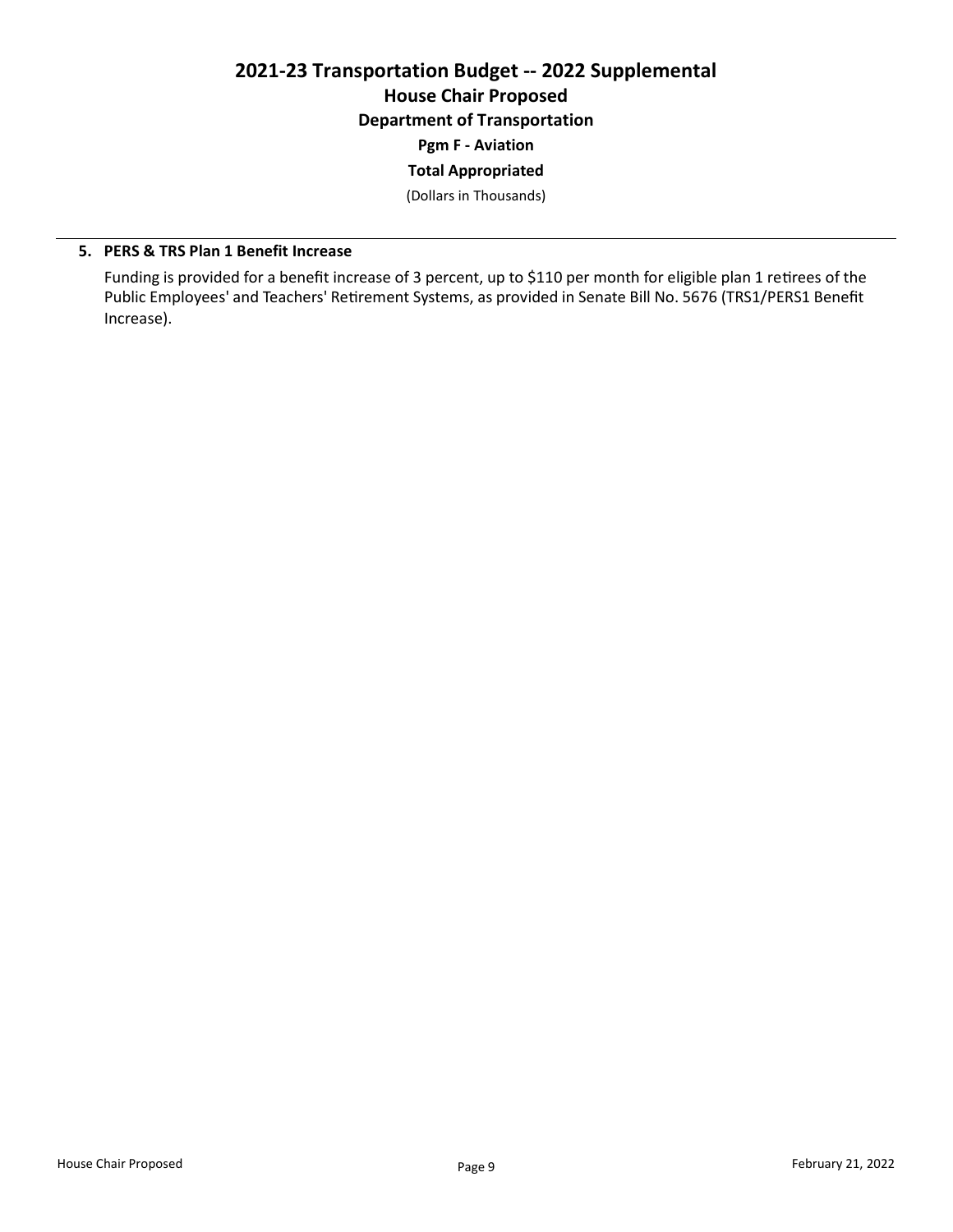# 2021-23 Transportation Budget -- 2022 Supplemental

## House Chair Proposed

### Department of Transportation

**Pgm F - Aviation**

**Total Appropriated**

(Dollars in Thousands)

**5. PERS & TRS Plan 1 Benefit Increase**

Funding is provided for a benefit increase of 3 percent, up to $110 per month for eligible plan 1 retirees of the Public Employees' and Teachers' Retirement Systems, as provided in Senate Bill No. 5676 (TRS1/PERS1 Benefit Increase).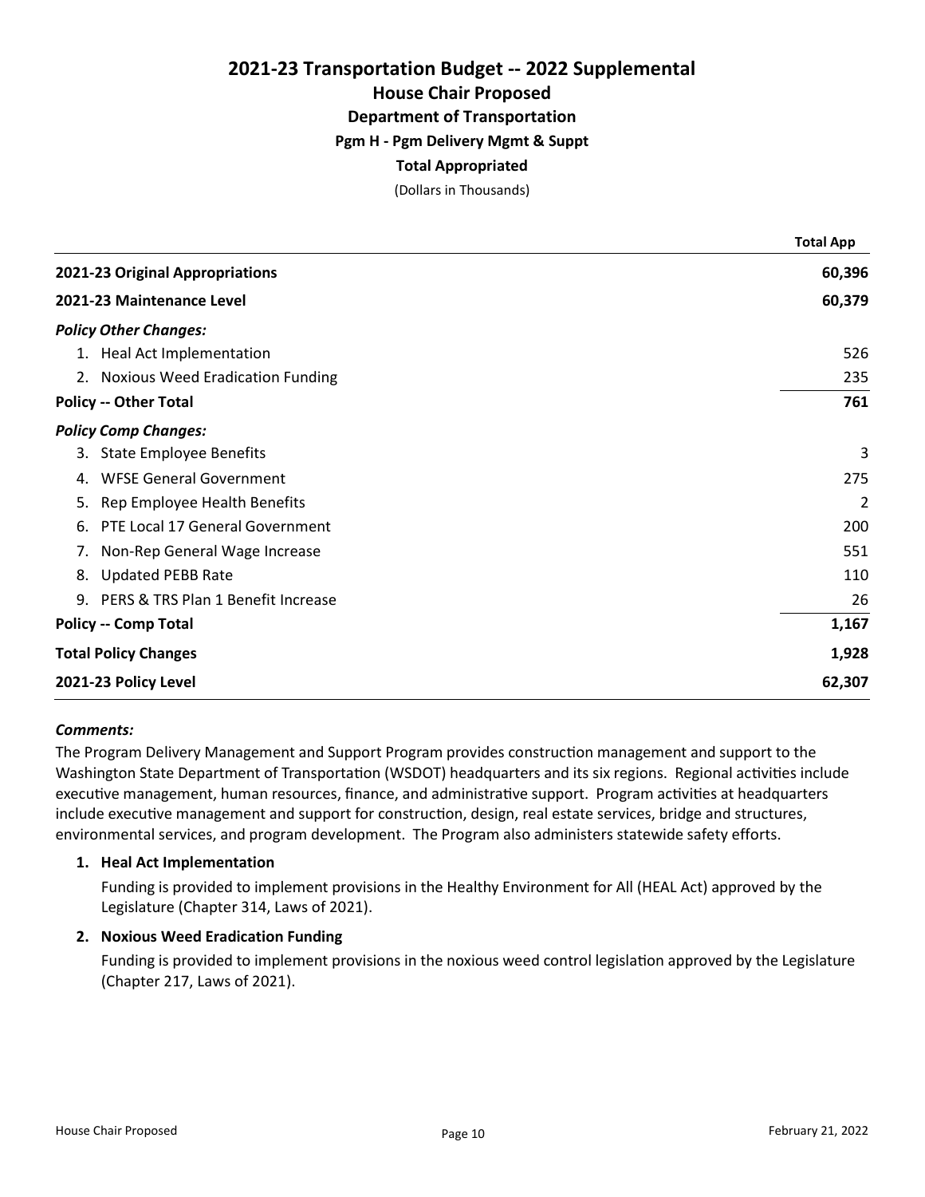# 2021-23 Transportation Budget -- 2022 Supplemental

## House Chair Proposed

### Department of Transportation

### Pgm H - Pgm Delivery Mgmt & Suppt

### Total Appropriated

(Dollars in Thousands)

| | Total App |
|---|---|
| **2021-23 Original Appropriations** | **60,396** |
| **2021-23 Maintenance Level** | **60,379** |
| ***Policy Other Changes:*** | |
| 1. Heal Act Implementation | 526 |
| 2. Noxious Weed Eradication Funding | 235 |
| **Policy -- Other Total** | **761** |
| ***Policy Comp Changes:*** | |
| 3. State Employee Benefits | 3 |
| 4. WFSE General Government | 275 |
| 5. Rep Employee Health Benefits | 2 |
| 6. PTE Local 17 General Government | 200 |
| 7. Non-Rep General Wage Increase | 551 |
| 8. Updated PEBB Rate | 110 |
| 9. PERS & TRS Plan 1 Benefit Increase | 26 |
| **Policy -- Comp Total** | **1,167** |
| **Total Policy Changes** | **1,928** |
| **2021-23 Policy Level** | **62,307** |

***Comments:***

The Program Delivery Management and Support Program provides construction management and support to the Washington State Department of Transportation (WSDOT) headquarters and its six regions. Regional activities include executive management, human resources, finance, and administrative support. Program activities at headquarters include executive management and support for construction, design, real estate services, bridge and structures, environmental services, and program development. The Program also administers statewide safety efforts.

1. **Heal Act Implementation**

   Funding is provided to implement provisions in the Healthy Environment for All (HEAL Act) approved by the Legislature (Chapter 314, Laws of 2021).

2. **Noxious Weed Eradication Funding**

   Funding is provided to implement provisions in the noxious weed control legislation approved by the Legislature (Chapter 217, Laws of 2021).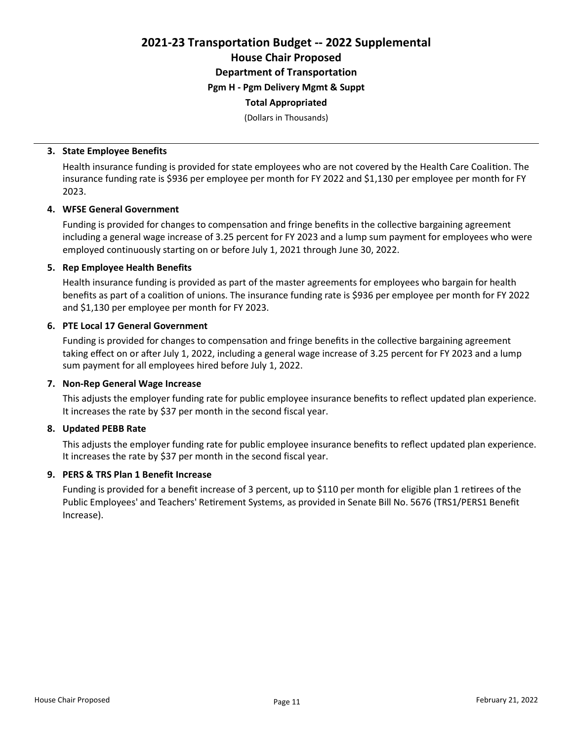# 2021-23 Transportation Budget -- 2022 Supplemental

## House Chair Proposed

### Department of Transportation

#### Pgm H - Pgm Delivery Mgmt & Suppt

**Total Appropriated**

(Dollars in Thousands)

---

**3. State Employee Benefits**

Health insurance funding is provided for state employees who are not covered by the Health Care Coalition. The insurance funding rate is $936 per employee per month for FY 2022 and $1,130 per employee per month for FY 2023.

**4. WFSE General Government**

Funding is provided for changes to compensation and fringe benefits in the collective bargaining agreement including a general wage increase of 3.25 percent for FY 2023 and a lump sum payment for employees who were employed continuously starting on or before July 1, 2021 through June 30, 2022.

**5. Rep Employee Health Benefits**

Health insurance funding is provided as part of the master agreements for employees who bargain for health benefits as part of a coalition of unions. The insurance funding rate is $936 per employee per month for FY 2022 and $1,130 per employee per month for FY 2023.

**6. PTE Local 17 General Government**

Funding is provided for changes to compensation and fringe benefits in the collective bargaining agreement taking effect on or after July 1, 2022, including a general wage increase of 3.25 percent for FY 2023 and a lump sum payment for all employees hired before July 1, 2022.

**7. Non-Rep General Wage Increase**

This adjusts the employer funding rate for public employee insurance benefits to reflect updated plan experience. It increases the rate by $37 per month in the second fiscal year.

**8. Updated PEBB Rate**

This adjusts the employer funding rate for public employee insurance benefits to reflect updated plan experience. It increases the rate by $37 per month in the second fiscal year.

**9. PERS & TRS Plan 1 Benefit Increase**

Funding is provided for a benefit increase of 3 percent, up to $110 per month for eligible plan 1 retirees of the Public Employees' and Teachers' Retirement Systems, as provided in Senate Bill No. 5676 (TRS1/PERS1 Benefit Increase).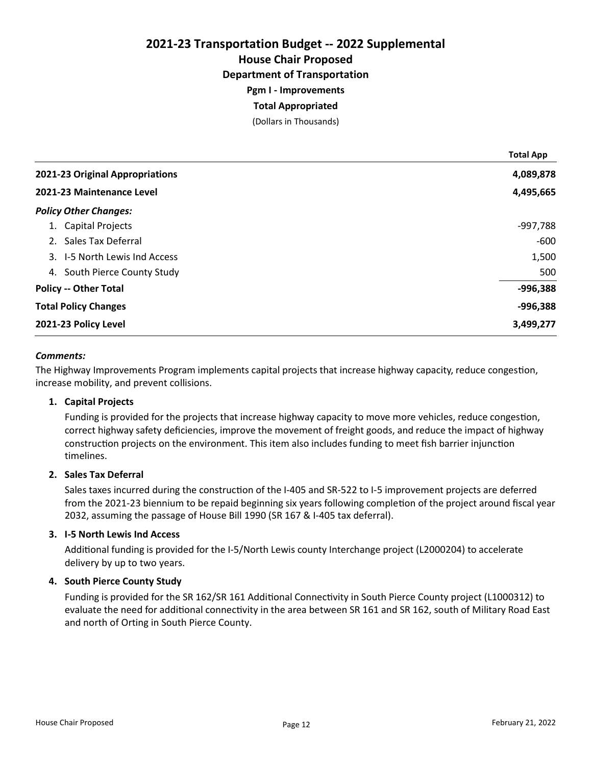# 2021-23 Transportation Budget -- 2022 Supplemental

## House Chair Proposed

### Department of Transportation

**Pgm I - Improvements**

**Total Appropriated**

(Dollars in Thousands)

| | Total App |
|---|---|
| **2021-23 Original Appropriations** | **4,089,878** |
| **2021-23 Maintenance Level** | **4,495,665** |
| ***Policy Other Changes:*** | |
| 1. Capital Projects | -997,788 |
| 2. Sales Tax Deferral | -600 |
| 3. I-5 North Lewis Ind Access | 1,500 |
| 4. South Pierce County Study | 500 |
| **Policy -- Other Total** | **-996,388** |
| **Total Policy Changes** | **-996,388** |
| **2021-23 Policy Level** | **3,499,277** |

***Comments:***

The Highway Improvements Program implements capital projects that increase highway capacity, reduce congestion, increase mobility, and prevent collisions.

**1. Capital Projects**

Funding is provided for the projects that increase highway capacity to move more vehicles, reduce congestion, correct highway safety deficiencies, improve the movement of freight goods, and reduce the impact of highway construction projects on the environment. This item also includes funding to meet fish barrier injunction timelines.

**2. Sales Tax Deferral**

Sales taxes incurred during the construction of the I-405 and SR-522 to I-5 improvement projects are deferred from the 2021-23 biennium to be repaid beginning six years following completion of the project around fiscal year 2032, assuming the passage of House Bill 1990 (SR 167 & I-405 tax deferral).

**3. I-5 North Lewis Ind Access**

Additional funding is provided for the I-5/North Lewis county Interchange project (L2000204) to accelerate delivery by up to two years.

**4. South Pierce County Study**

Funding is provided for the SR 162/SR 161 Additional Connectivity in South Pierce County project (L1000312) to evaluate the need for additional connectivity in the area between SR 161 and SR 162, south of Military Road East and north of Orting in South Pierce County.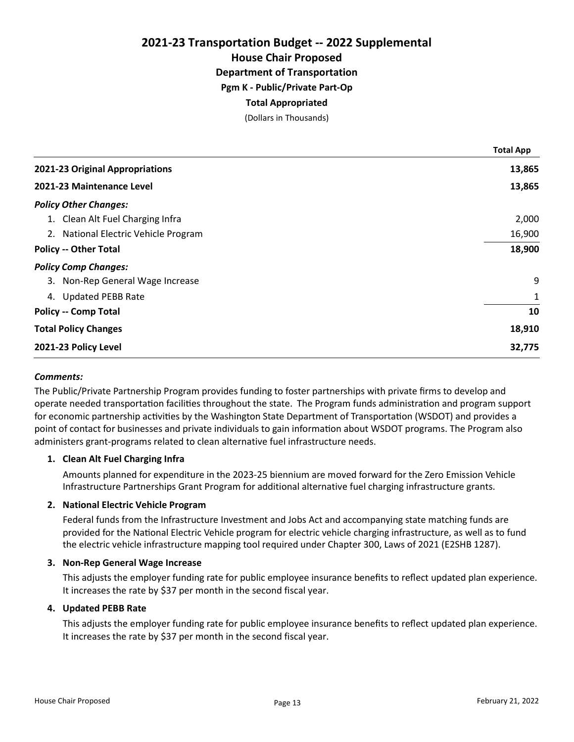# 2021-23 Transportation Budget -- 2022 Supplemental

## House Chair Proposed

### Department of Transportation

#### Pgm K - Public/Private Part-Op

#### Total Appropriated

(Dollars in Thousands)

| | Total App |
|---|---|
| **2021-23 Original Appropriations** | **13,865** |
| **2021-23 Maintenance Level** | **13,865** |
| ***Policy Other Changes:*** | |
| 1. Clean Alt Fuel Charging Infra | 2,000 |
| 2. National Electric Vehicle Program | 16,900 |
| **Policy -- Other Total** | **18,900** |
| ***Policy Comp Changes:*** | |
| 3. Non-Rep General Wage Increase | 9 |
| 4. Updated PEBB Rate | 1 |
| **Policy -- Comp Total** | **10** |
| **Total Policy Changes** | **18,910** |
| **2021-23 Policy Level** | **32,775** |

***Comments:***

The Public/Private Partnership Program provides funding to foster partnerships with private firms to develop and operate needed transportation facilities throughout the state. The Program funds administration and program support for economic partnership activities by the Washington State Department of Transportation (WSDOT) and provides a point of contact for businesses and private individuals to gain information about WSDOT programs. The Program also administers grant-programs related to clean alternative fuel infrastructure needs.

**1. Clean Alt Fuel Charging Infra**

Amounts planned for expenditure in the 2023-25 biennium are moved forward for the Zero Emission Vehicle Infrastructure Partnerships Grant Program for additional alternative fuel charging infrastructure grants.

**2. National Electric Vehicle Program**

Federal funds from the Infrastructure Investment and Jobs Act and accompanying state matching funds are provided for the National Electric Vehicle program for electric vehicle charging infrastructure, as well as to fund the electric vehicle infrastructure mapping tool required under Chapter 300, Laws of 2021 (E2SHB 1287).

**3. Non-Rep General Wage Increase**

This adjusts the employer funding rate for public employee insurance benefits to reflect updated plan experience. It increases the rate by $37 per month in the second fiscal year.

**4. Updated PEBB Rate**

This adjusts the employer funding rate for public employee insurance benefits to reflect updated plan experience. It increases the rate by $37 per month in the second fiscal year.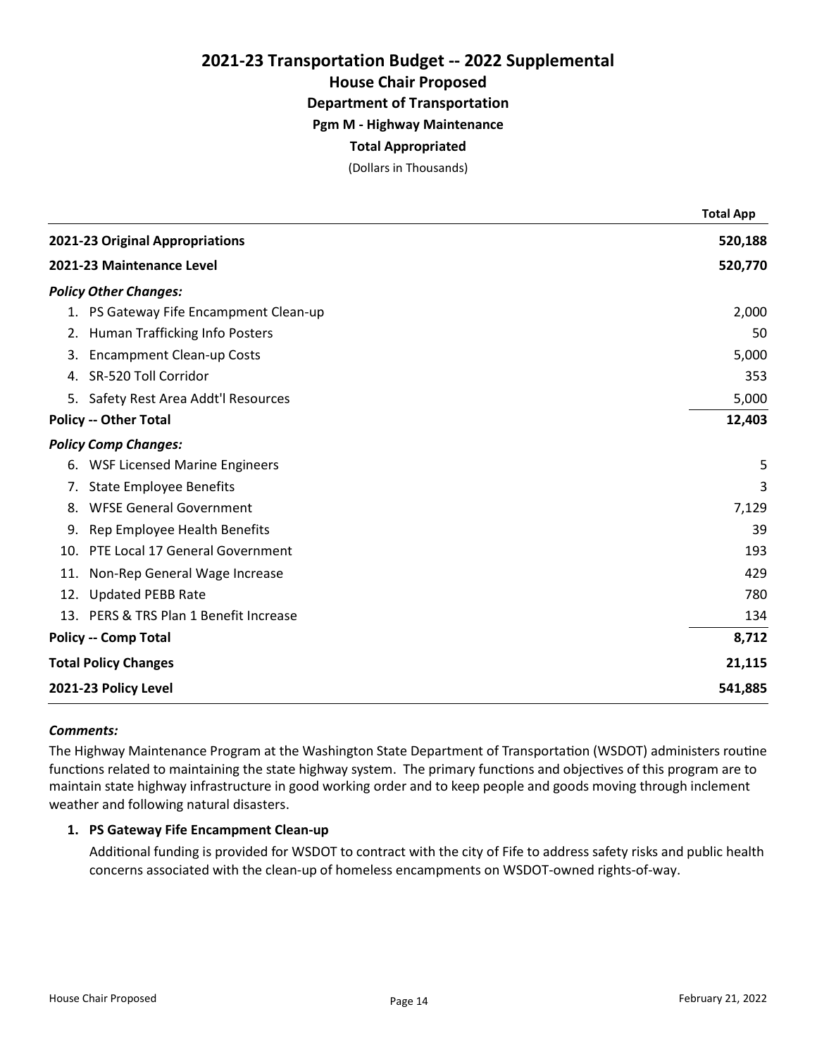# 2021-23 Transportation Budget -- 2022 Supplemental

## House Chair Proposed

### Department of Transportation

#### Pgm M - Highway Maintenance

**Total Appropriated**

(Dollars in Thousands)

| | Total App |
|---|---|
| **2021-23 Original Appropriations** | **520,188** |
| **2021-23 Maintenance Level** | **520,770** |
| ***Policy Other Changes:*** | |
| 1. PS Gateway Fife Encampment Clean-up | 2,000 |
| 2. Human Trafficking Info Posters | 50 |
| 3. Encampment Clean-up Costs | 5,000 |
| 4. SR-520 Toll Corridor | 353 |
| 5. Safety Rest Area Addt'l Resources | 5,000 |
| **Policy -- Other Total** | **12,403** |
| ***Policy Comp Changes:*** | |
| 6. WSF Licensed Marine Engineers | 5 |
| 7. State Employee Benefits | 3 |
| 8. WFSE General Government | 7,129 |
| 9. Rep Employee Health Benefits | 39 |
| 10. PTE Local 17 General Government | 193 |
| 11. Non-Rep General Wage Increase | 429 |
| 12. Updated PEBB Rate | 780 |
| 13. PERS & TRS Plan 1 Benefit Increase | 134 |
| **Policy -- Comp Total** | **8,712** |
| **Total Policy Changes** | **21,115** |
| **2021-23 Policy Level** | **541,885** |

***Comments:***

The Highway Maintenance Program at the Washington State Department of Transportation (WSDOT) administers routine functions related to maintaining the state highway system. The primary functions and objectives of this program are to maintain state highway infrastructure in good working order and to keep people and goods moving through inclement weather and following natural disasters.

1. **PS Gateway Fife Encampment Clean-up**

   Additional funding is provided for WSDOT to contract with the city of Fife to address safety risks and public health concerns associated with the clean-up of homeless encampments on WSDOT-owned rights-of-way.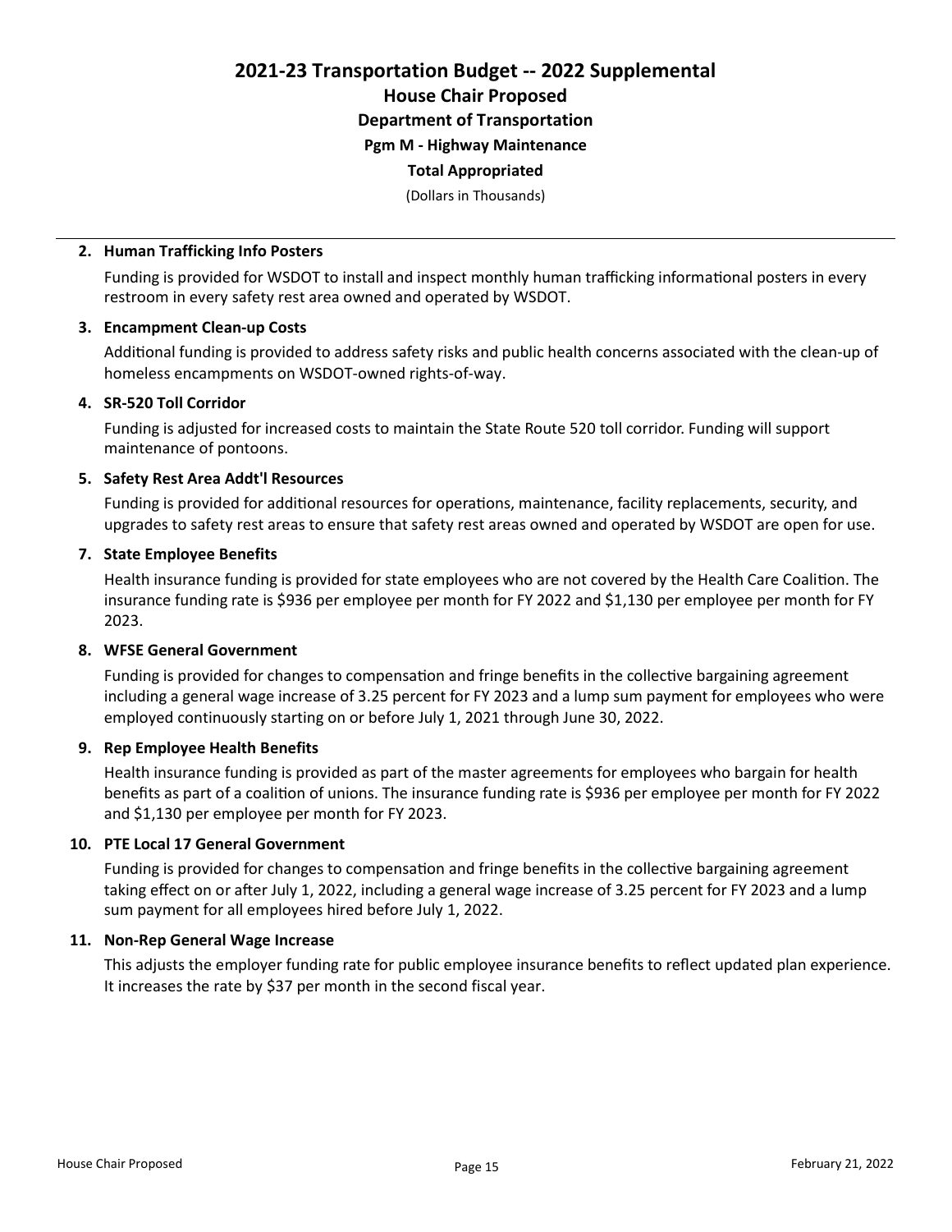# 2021-23 Transportation Budget -- 2022 Supplemental

## House Chair Proposed

### Department of Transportation

#### Pgm M - Highway Maintenance

**Total Appropriated**

(Dollars in Thousands)

---

**2. Human Trafficking Info Posters**

Funding is provided for WSDOT to install and inspect monthly human trafficking informational posters in every restroom in every safety rest area owned and operated by WSDOT.

**3. Encampment Clean-up Costs**

Additional funding is provided to address safety risks and public health concerns associated with the clean-up of homeless encampments on WSDOT-owned rights-of-way.

**4. SR-520 Toll Corridor**

Funding is adjusted for increased costs to maintain the State Route 520 toll corridor. Funding will support maintenance of pontoons.

**5. Safety Rest Area Addt'l Resources**

Funding is provided for additional resources for operations, maintenance, facility replacements, security, and upgrades to safety rest areas to ensure that safety rest areas owned and operated by WSDOT are open for use.

**7. State Employee Benefits**

Health insurance funding is provided for state employees who are not covered by the Health Care Coalition. The insurance funding rate is $936 per employee per month for FY 2022 and $1,130 per employee per month for FY 2023.

**8. WFSE General Government**

Funding is provided for changes to compensation and fringe benefits in the collective bargaining agreement including a general wage increase of 3.25 percent for FY 2023 and a lump sum payment for employees who were employed continuously starting on or before July 1, 2021 through June 30, 2022.

**9. Rep Employee Health Benefits**

Health insurance funding is provided as part of the master agreements for employees who bargain for health benefits as part of a coalition of unions. The insurance funding rate is $936 per employee per month for FY 2022 and $1,130 per employee per month for FY 2023.

**10. PTE Local 17 General Government**

Funding is provided for changes to compensation and fringe benefits in the collective bargaining agreement taking effect on or after July 1, 2022, including a general wage increase of 3.25 percent for FY 2023 and a lump sum payment for all employees hired before July 1, 2022.

**11. Non-Rep General Wage Increase**

This adjusts the employer funding rate for public employee insurance benefits to reflect updated plan experience. It increases the rate by $37 per month in the second fiscal year.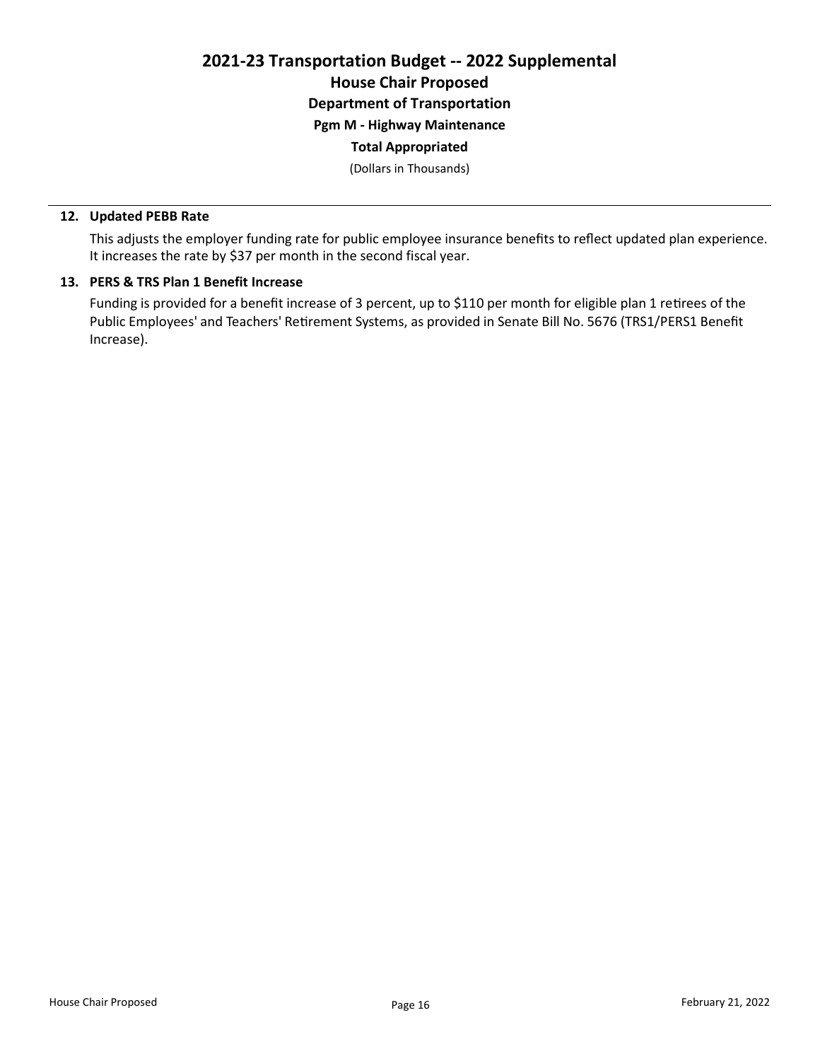# 2021-23 Transportation Budget -- 2022 Supplemental

## House Chair Proposed

### Department of Transportation

### Pgm M - Highway Maintenance

### Total Appropriated

(Dollars in Thousands)

**12. Updated PEBB Rate**

This adjusts the employer funding rate for public employee insurance benefits to reflect updated plan experience. It increases the rate by $37 per month in the second fiscal year.

**13. PERS & TRS Plan 1 Benefit Increase**

Funding is provided for a benefit increase of 3 percent, up to $110 per month for eligible plan 1 retirees of the Public Employees' and Teachers' Retirement Systems, as provided in Senate Bill No. 5676 (TRS1/PERS1 Benefit Increase).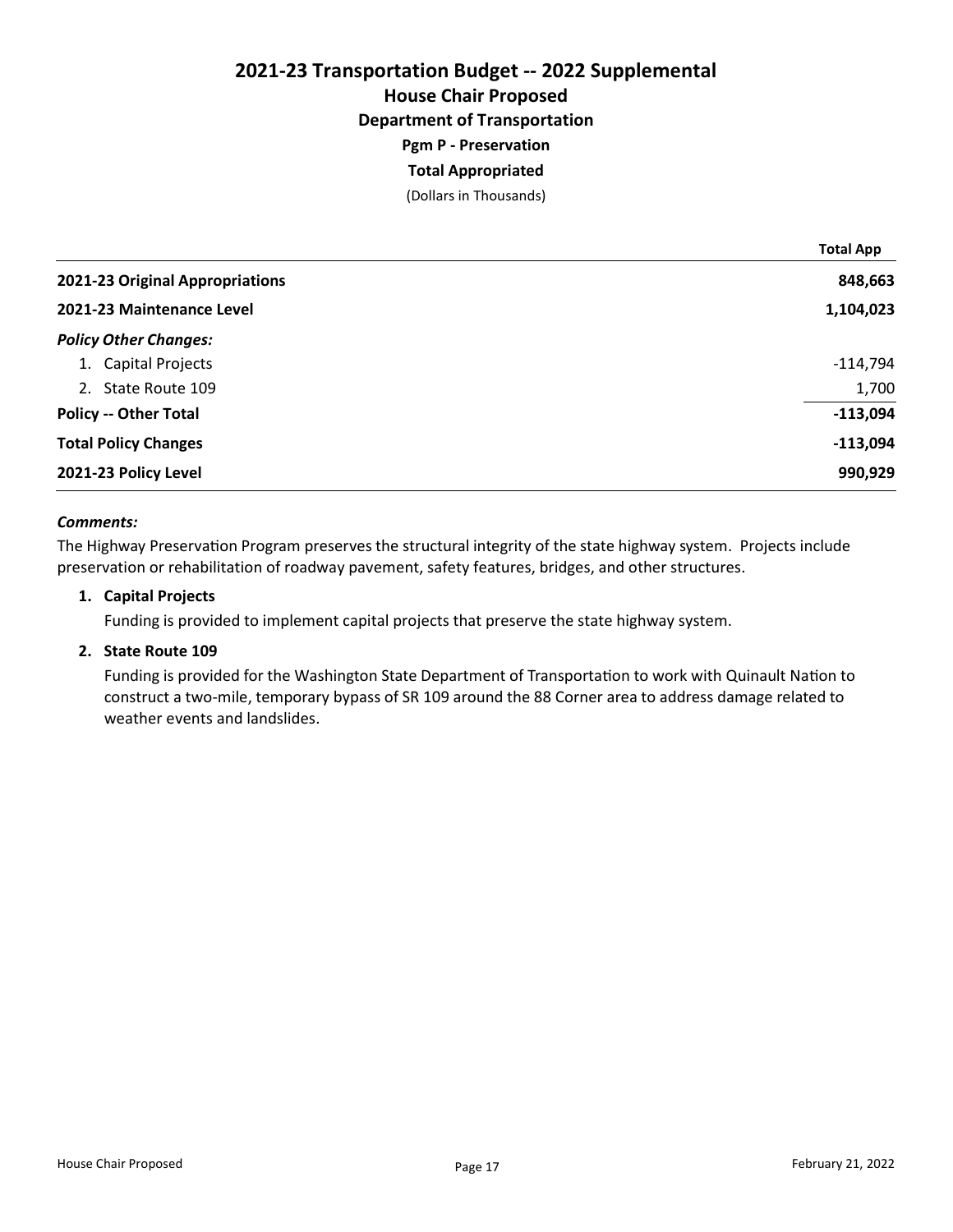# 2021-23 Transportation Budget -- 2022 Supplemental

## House Chair Proposed

### Department of Transportation

### Pgm P - Preservation

### Total Appropriated

(Dollars in Thousands)

| | Total App |
|---|---|
| **2021-23 Original Appropriations** | **848,663** |
| **2021-23 Maintenance Level** | **1,104,023** |
| ***Policy Other Changes:*** | |
| 1. Capital Projects | -114,794 |
| 2. State Route 109 | 1,700 |
| **Policy -- Other Total** | **-113,094** |
| **Total Policy Changes** | **-113,094** |
| **2021-23 Policy Level** | **990,929** |

***Comments:***

The Highway Preservation Program preserves the structural integrity of the state highway system. Projects include preservation or rehabilitation of roadway pavement, safety features, bridges, and other structures.

1. **Capital Projects**

   Funding is provided to implement capital projects that preserve the state highway system.

2. **State Route 109**

   Funding is provided for the Washington State Department of Transportation to work with Quinault Nation to construct a two-mile, temporary bypass of SR 109 around the 88 Corner area to address damage related to weather events and landslides.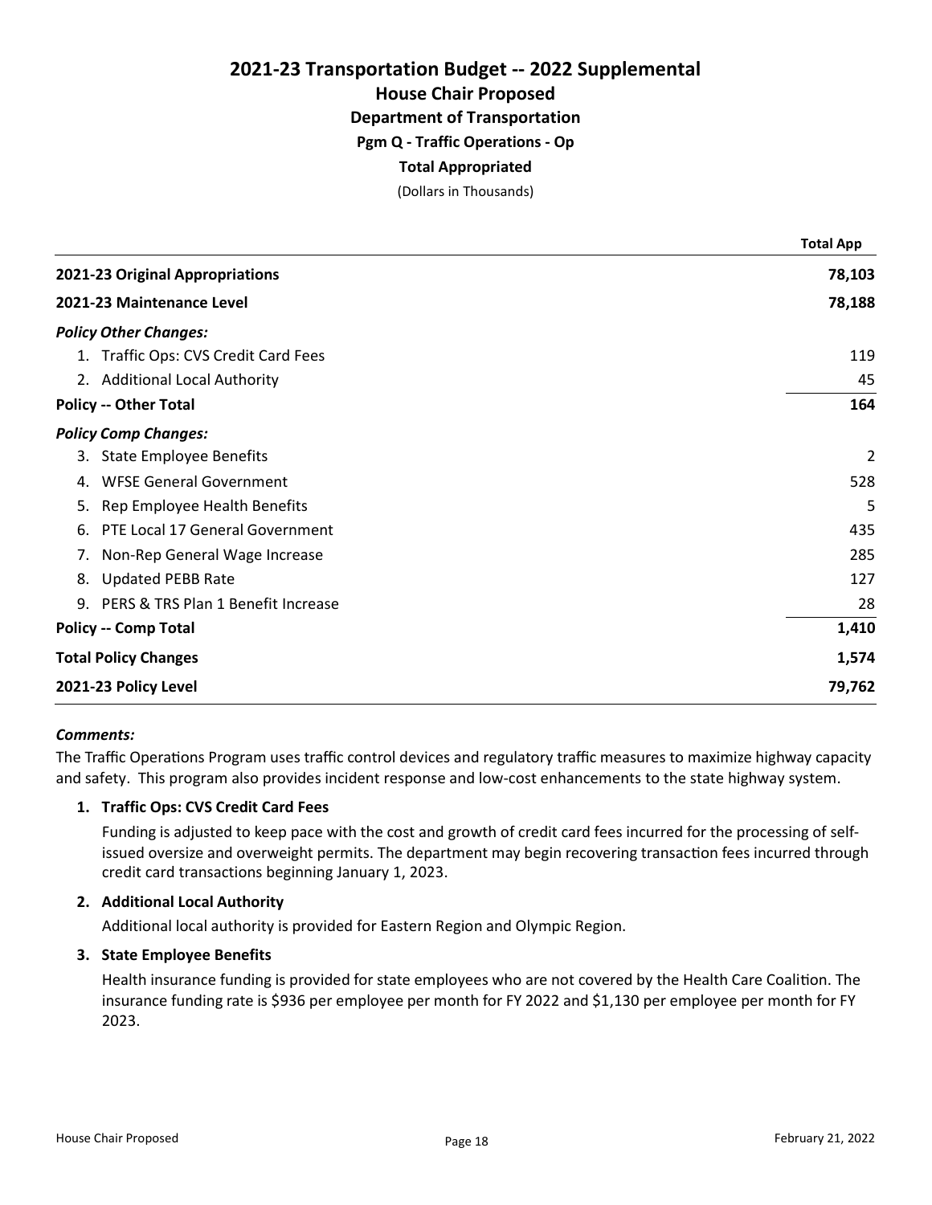# 2021-23 Transportation Budget -- 2022 Supplemental

## House Chair Proposed

### Department of Transportation

#### Pgm Q - Traffic Operations - Op

**Total Appropriated**

(Dollars in Thousands)

| | Total App |
|---|---|
| **2021-23 Original Appropriations** | **78,103** |
| **2021-23 Maintenance Level** | **78,188** |
| ***Policy Other Changes:*** | |
| 1. Traffic Ops: CVS Credit Card Fees | 119 |
| 2. Additional Local Authority | 45 |
| **Policy -- Other Total** | **164** |
| ***Policy Comp Changes:*** | |
| 3. State Employee Benefits | 2 |
| 4. WFSE General Government | 528 |
| 5. Rep Employee Health Benefits | 5 |
| 6. PTE Local 17 General Government | 435 |
| 7. Non-Rep General Wage Increase | 285 |
| 8. Updated PEBB Rate | 127 |
| 9. PERS & TRS Plan 1 Benefit Increase | 28 |
| **Policy -- Comp Total** | **1,410** |
| **Total Policy Changes** | **1,574** |
| **2021-23 Policy Level** | **79,762** |

***Comments:***

The Traffic Operations Program uses traffic control devices and regulatory traffic measures to maximize highway capacity and safety. This program also provides incident response and low-cost enhancements to the state highway system.

1. **Traffic Ops: CVS Credit Card Fees**

   Funding is adjusted to keep pace with the cost and growth of credit card fees incurred for the processing of self-issued oversize and overweight permits. The department may begin recovering transaction fees incurred through credit card transactions beginning January 1, 2023.

2. **Additional Local Authority**

   Additional local authority is provided for Eastern Region and Olympic Region.

3. **State Employee Benefits**

   Health insurance funding is provided for state employees who are not covered by the Health Care Coalition. The insurance funding rate is $936 per employee per month for FY 2022 and $1,130 per employee per month for FY 2023.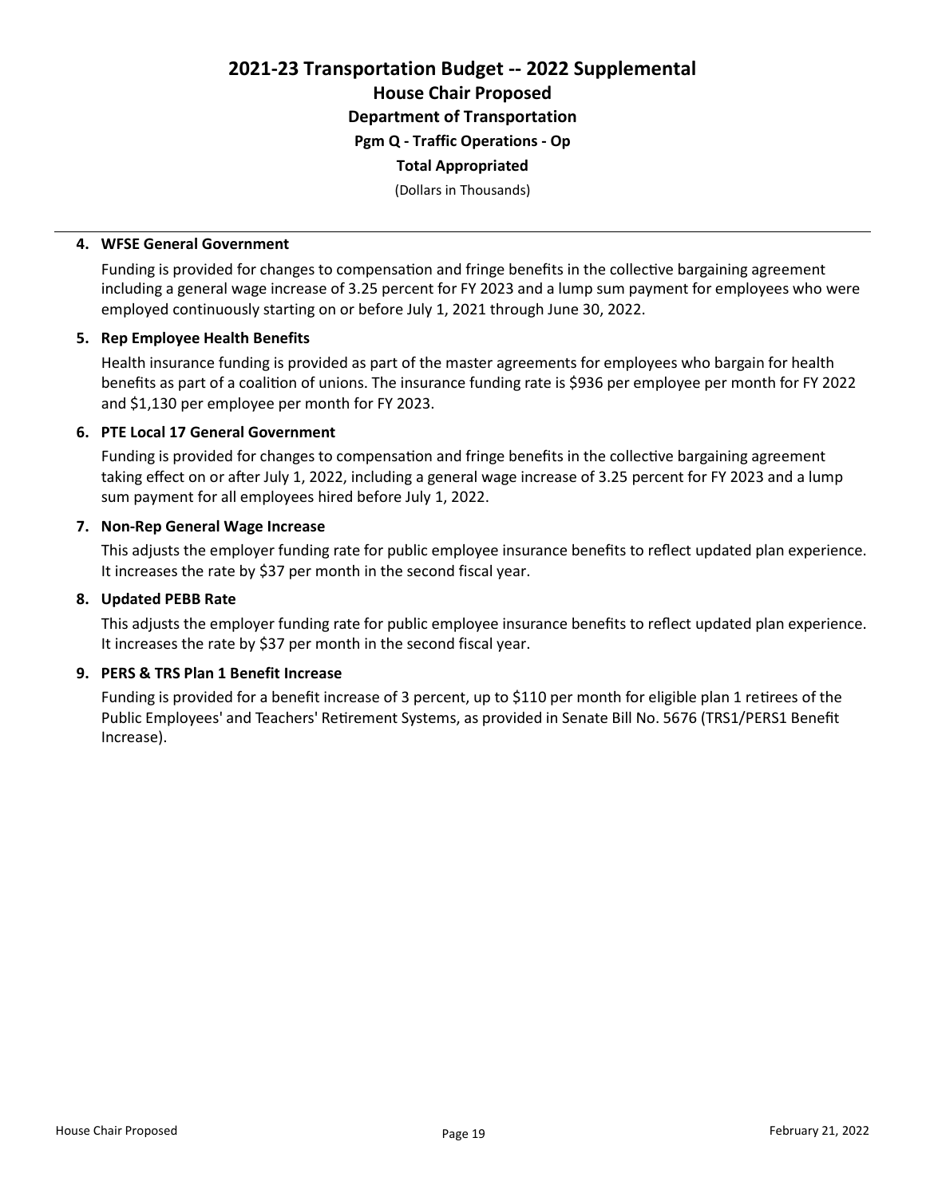# 2021-23 Transportation Budget -- 2022 Supplemental

## House Chair Proposed

### Department of Transportation

#### Pgm Q - Traffic Operations - Op

**Total Appropriated**

(Dollars in Thousands)

---

**4. WFSE General Government**

Funding is provided for changes to compensation and fringe benefits in the collective bargaining agreement including a general wage increase of 3.25 percent for FY 2023 and a lump sum payment for employees who were employed continuously starting on or before July 1, 2021 through June 30, 2022.

**5. Rep Employee Health Benefits**

Health insurance funding is provided as part of the master agreements for employees who bargain for health benefits as part of a coalition of unions. The insurance funding rate is $936 per employee per month for FY 2022 and $1,130 per employee per month for FY 2023.

**6. PTE Local 17 General Government**

Funding is provided for changes to compensation and fringe benefits in the collective bargaining agreement taking effect on or after July 1, 2022, including a general wage increase of 3.25 percent for FY 2023 and a lump sum payment for all employees hired before July 1, 2022.

**7. Non-Rep General Wage Increase**

This adjusts the employer funding rate for public employee insurance benefits to reflect updated plan experience. It increases the rate by $37 per month in the second fiscal year.

**8. Updated PEBB Rate**

This adjusts the employer funding rate for public employee insurance benefits to reflect updated plan experience. It increases the rate by $37 per month in the second fiscal year.

**9. PERS & TRS Plan 1 Benefit Increase**

Funding is provided for a benefit increase of 3 percent, up to $110 per month for eligible plan 1 retirees of the Public Employees' and Teachers' Retirement Systems, as provided in Senate Bill No. 5676 (TRS1/PERS1 Benefit Increase).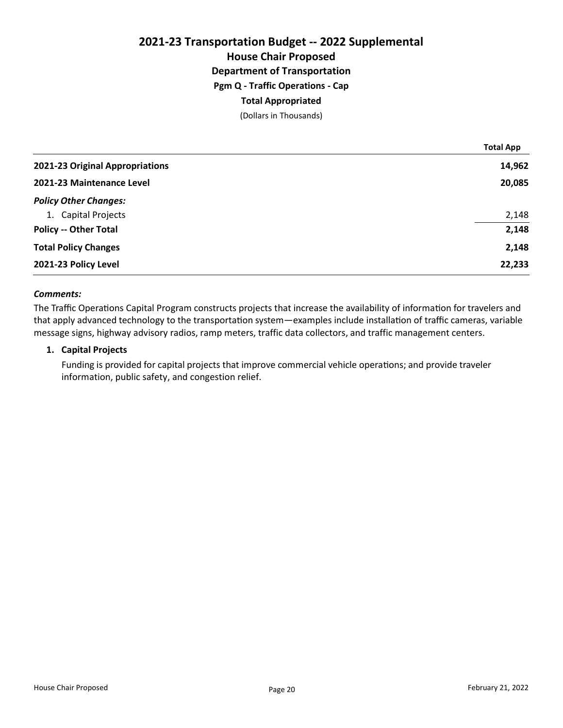# 2021-23 Transportation Budget -- 2022 Supplemental

## House Chair Proposed

### Department of Transportation

### Pgm Q - Traffic Operations - Cap

### Total Appropriated

(Dollars in Thousands)

| | Total App |
|---|---|
| **2021-23 Original Appropriations** | **14,962** |
| **2021-23 Maintenance Level** | **20,085** |
| ***Policy Other Changes:*** | |
| 1. Capital Projects | 2,148 |
| **Policy -- Other Total** | **2,148** |
| **Total Policy Changes** | **2,148** |
| **2021-23 Policy Level** | **22,233** |

***Comments:***

The Traffic Operations Capital Program constructs projects that increase the availability of information for travelers and that apply advanced technology to the transportation system—examples include installation of traffic cameras, variable message signs, highway advisory radios, ramp meters, traffic data collectors, and traffic management centers.

**1. Capital Projects**

Funding is provided for capital projects that improve commercial vehicle operations; and provide traveler information, public safety, and congestion relief.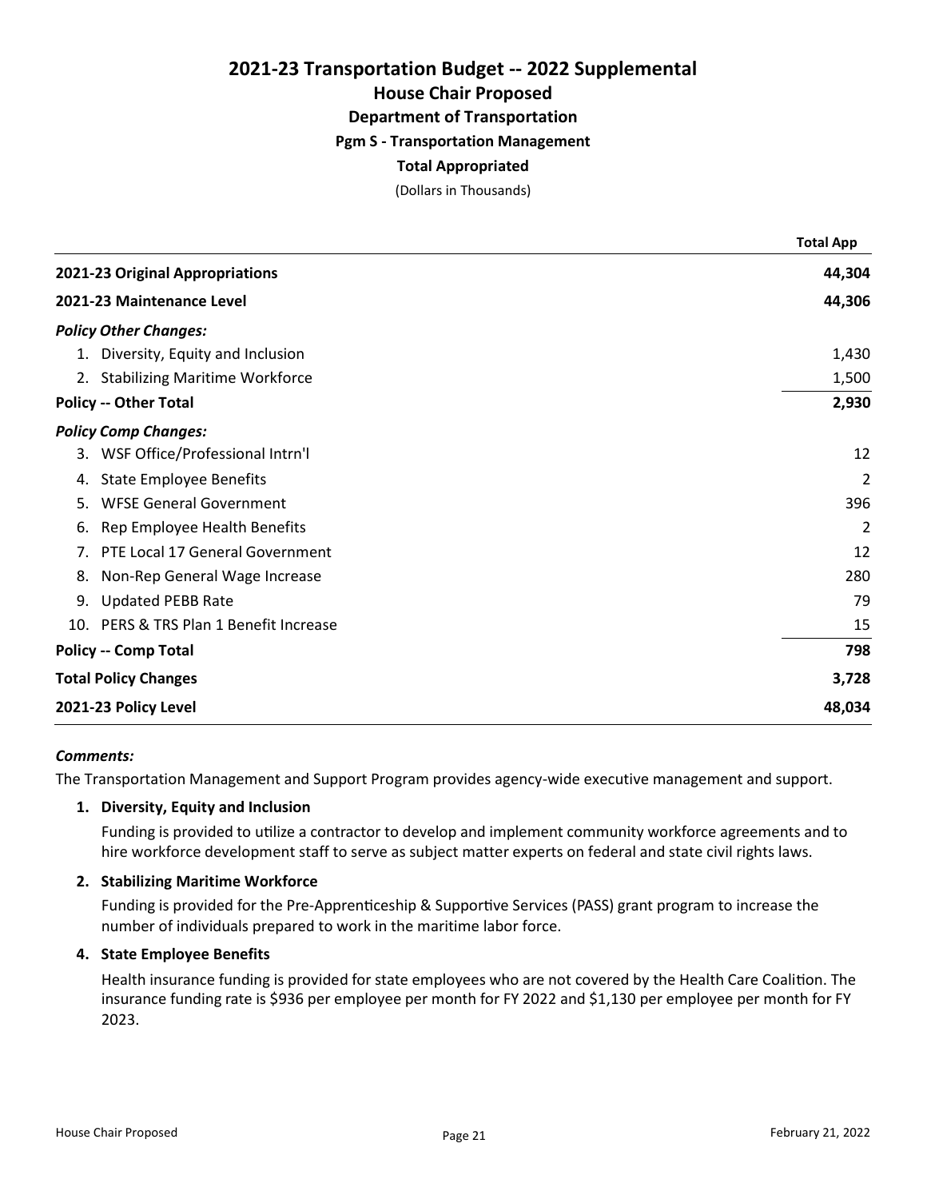# 2021-23 Transportation Budget -- 2022 Supplemental

## House Chair Proposed

### Department of Transportation

#### Pgm S - Transportation Management

**Total Appropriated**

(Dollars in Thousands)

| | Total App |
|---|---|
| **2021-23 Original Appropriations** | **44,304** |
| **2021-23 Maintenance Level** | **44,306** |
| ***Policy Other Changes:*** | |
| 1. Diversity, Equity and Inclusion | 1,430 |
| 2. Stabilizing Maritime Workforce | 1,500 |
| **Policy -- Other Total** | **2,930** |
| ***Policy Comp Changes:*** | |
| 3. WSF Office/Professional Intrn'l | 12 |
| 4. State Employee Benefits | 2 |
| 5. WFSE General Government | 396 |
| 6. Rep Employee Health Benefits | 2 |
| 7. PTE Local 17 General Government | 12 |
| 8. Non-Rep General Wage Increase | 280 |
| 9. Updated PEBB Rate | 79 |
| 10. PERS & TRS Plan 1 Benefit Increase | 15 |
| **Policy -- Comp Total** | **798** |
| **Total Policy Changes** | **3,728** |
| **2021-23 Policy Level** | **48,034** |

***Comments:***

The Transportation Management and Support Program provides agency-wide executive management and support.

**1. Diversity, Equity and Inclusion**

Funding is provided to utilize a contractor to develop and implement community workforce agreements and to hire workforce development staff to serve as subject matter experts on federal and state civil rights laws.

**2. Stabilizing Maritime Workforce**

Funding is provided for the Pre-Apprenticeship & Supportive Services (PASS) grant program to increase the number of individuals prepared to work in the maritime labor force.

**4. State Employee Benefits**

Health insurance funding is provided for state employees who are not covered by the Health Care Coalition. The insurance funding rate is $936 per employee per month for FY 2022 and $1,130 per employee per month for FY 2023.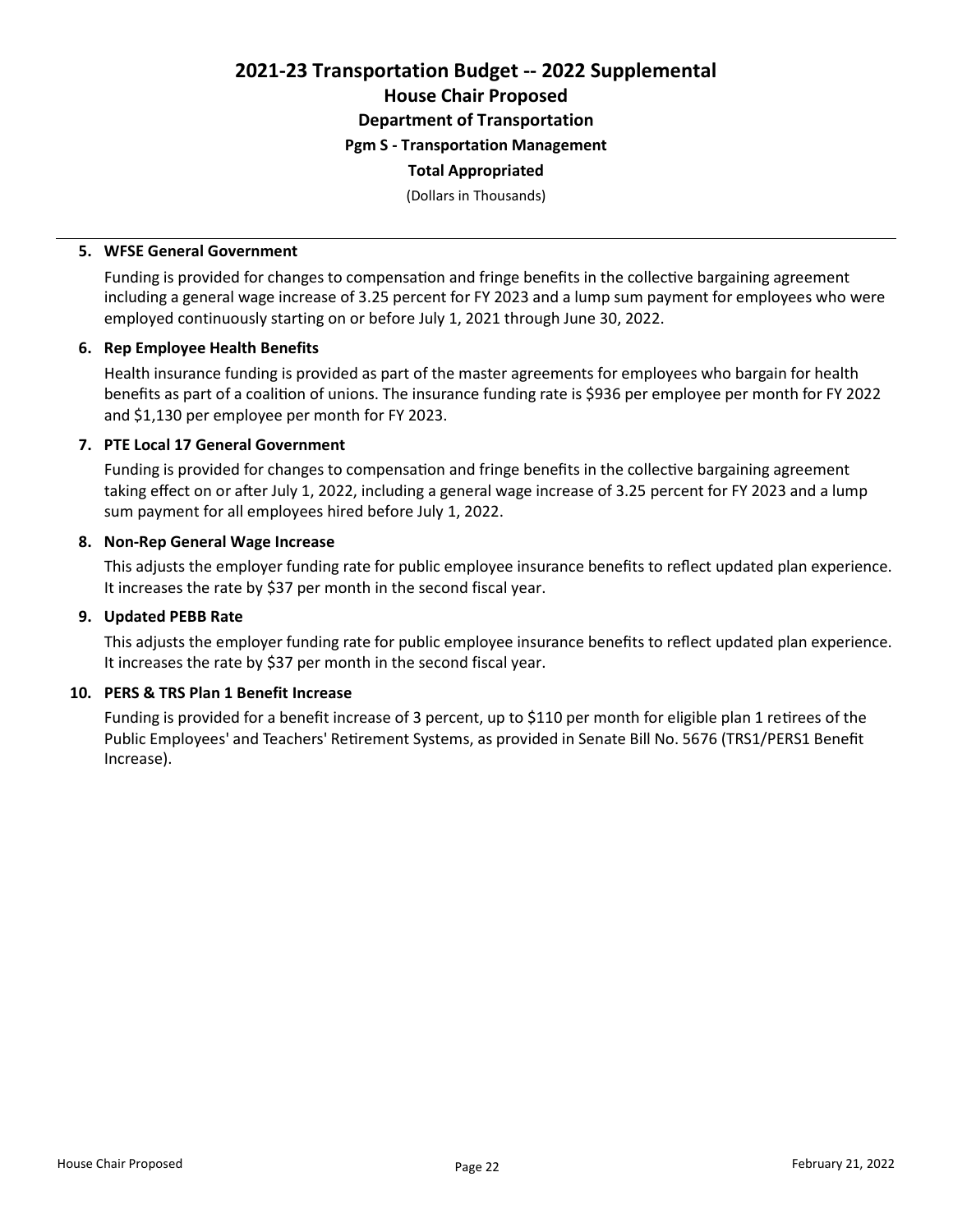# 2021-23 Transportation Budget -- 2022 Supplemental

## House Chair Proposed

### Department of Transportation

#### Pgm S - Transportation Management

**Total Appropriated**

(Dollars in Thousands)

---

**5. WFSE General Government**

Funding is provided for changes to compensation and fringe benefits in the collective bargaining agreement including a general wage increase of 3.25 percent for FY 2023 and a lump sum payment for employees who were employed continuously starting on or before July 1, 2021 through June 30, 2022.

**6. Rep Employee Health Benefits**

Health insurance funding is provided as part of the master agreements for employees who bargain for health benefits as part of a coalition of unions. The insurance funding rate is $936 per employee per month for FY 2022 and $1,130 per employee per month for FY 2023.

**7. PTE Local 17 General Government**

Funding is provided for changes to compensation and fringe benefits in the collective bargaining agreement taking effect on or after July 1, 2022, including a general wage increase of 3.25 percent for FY 2023 and a lump sum payment for all employees hired before July 1, 2022.

**8. Non-Rep General Wage Increase**

This adjusts the employer funding rate for public employee insurance benefits to reflect updated plan experience. It increases the rate by $37 per month in the second fiscal year.

**9. Updated PEBB Rate**

This adjusts the employer funding rate for public employee insurance benefits to reflect updated plan experience. It increases the rate by $37 per month in the second fiscal year.

**10. PERS & TRS Plan 1 Benefit Increase**

Funding is provided for a benefit increase of 3 percent, up to $110 per month for eligible plan 1 retirees of the Public Employees' and Teachers' Retirement Systems, as provided in Senate Bill No. 5676 (TRS1/PERS1 Benefit Increase).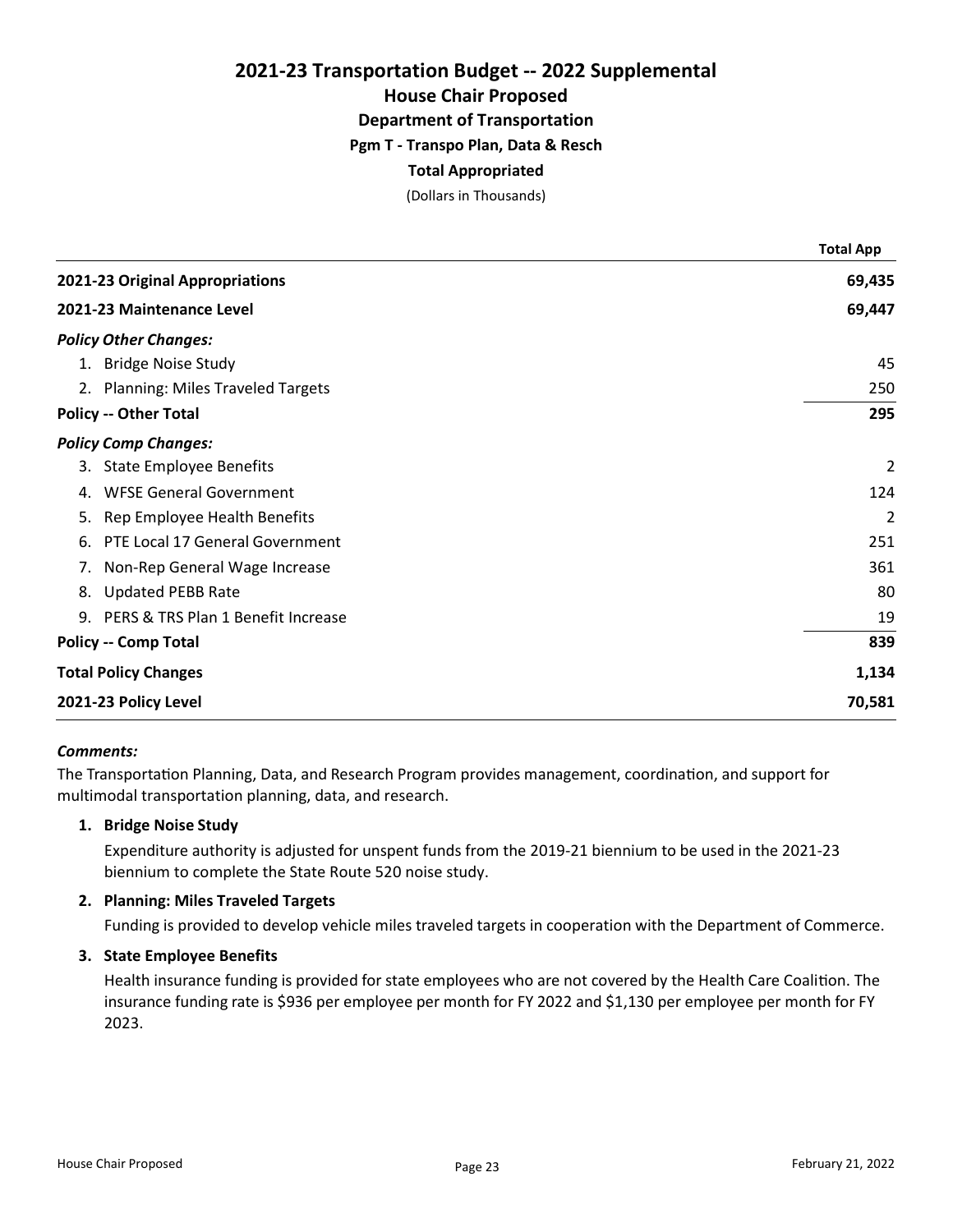# 2021-23 Transportation Budget -- 2022 Supplemental

## House Chair Proposed

### Department of Transportation

#### Pgm T - Transpo Plan, Data & Resch

**Total Appropriated**

(Dollars in Thousands)

| | Total App |
|---|---|
| **2021-23 Original Appropriations** | **69,435** |
| **2021-23 Maintenance Level** | **69,447** |
| ***Policy Other Changes:*** | |
| 1. Bridge Noise Study | 45 |
| 2. Planning: Miles Traveled Targets | 250 |
| **Policy -- Other Total** | **295** |
| ***Policy Comp Changes:*** | |
| 3. State Employee Benefits | 2 |
| 4. WFSE General Government | 124 |
| 5. Rep Employee Health Benefits | 2 |
| 6. PTE Local 17 General Government | 251 |
| 7. Non-Rep General Wage Increase | 361 |
| 8. Updated PEBB Rate | 80 |
| 9. PERS & TRS Plan 1 Benefit Increase | 19 |
| **Policy -- Comp Total** | **839** |
| **Total Policy Changes** | **1,134** |
| **2021-23 Policy Level** | **70,581** |

***Comments:***

The Transportation Planning, Data, and Research Program provides management, coordination, and support for multimodal transportation planning, data, and research.

1. **Bridge Noise Study**

   Expenditure authority is adjusted for unspent funds from the 2019-21 biennium to be used in the 2021-23 biennium to complete the State Route 520 noise study.

2. **Planning: Miles Traveled Targets**

   Funding is provided to develop vehicle miles traveled targets in cooperation with the Department of Commerce.

3. **State Employee Benefits**

   Health insurance funding is provided for state employees who are not covered by the Health Care Coalition. The insurance funding rate is $936 per employee per month for FY 2022 and $1,130 per employee per month for FY 2023.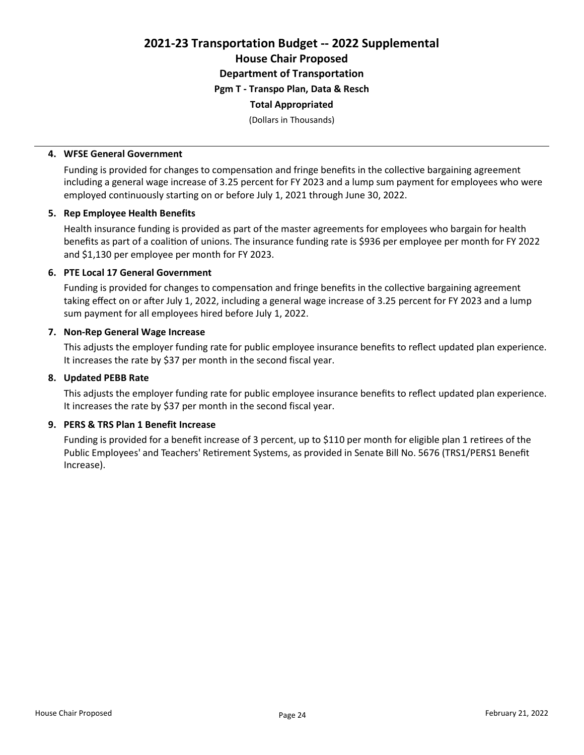# 2021-23 Transportation Budget -- 2022 Supplemental

## House Chair Proposed

### Department of Transportation

#### Pgm T - Transpo Plan, Data & Resch

**Total Appropriated**

(Dollars in Thousands)

---

**4. WFSE General Government**

Funding is provided for changes to compensation and fringe benefits in the collective bargaining agreement including a general wage increase of 3.25 percent for FY 2023 and a lump sum payment for employees who were employed continuously starting on or before July 1, 2021 through June 30, 2022.

**5. Rep Employee Health Benefits**

Health insurance funding is provided as part of the master agreements for employees who bargain for health benefits as part of a coalition of unions. The insurance funding rate is $936 per employee per month for FY 2022 and $1,130 per employee per month for FY 2023.

**6. PTE Local 17 General Government**

Funding is provided for changes to compensation and fringe benefits in the collective bargaining agreement taking effect on or after July 1, 2022, including a general wage increase of 3.25 percent for FY 2023 and a lump sum payment for all employees hired before July 1, 2022.

**7. Non-Rep General Wage Increase**

This adjusts the employer funding rate for public employee insurance benefits to reflect updated plan experience. It increases the rate by $37 per month in the second fiscal year.

**8. Updated PEBB Rate**

This adjusts the employer funding rate for public employee insurance benefits to reflect updated plan experience. It increases the rate by $37 per month in the second fiscal year.

**9. PERS & TRS Plan 1 Benefit Increase**

Funding is provided for a benefit increase of 3 percent, up to $110 per month for eligible plan 1 retirees of the Public Employees' and Teachers' Retirement Systems, as provided in Senate Bill No. 5676 (TRS1/PERS1 Benefit Increase).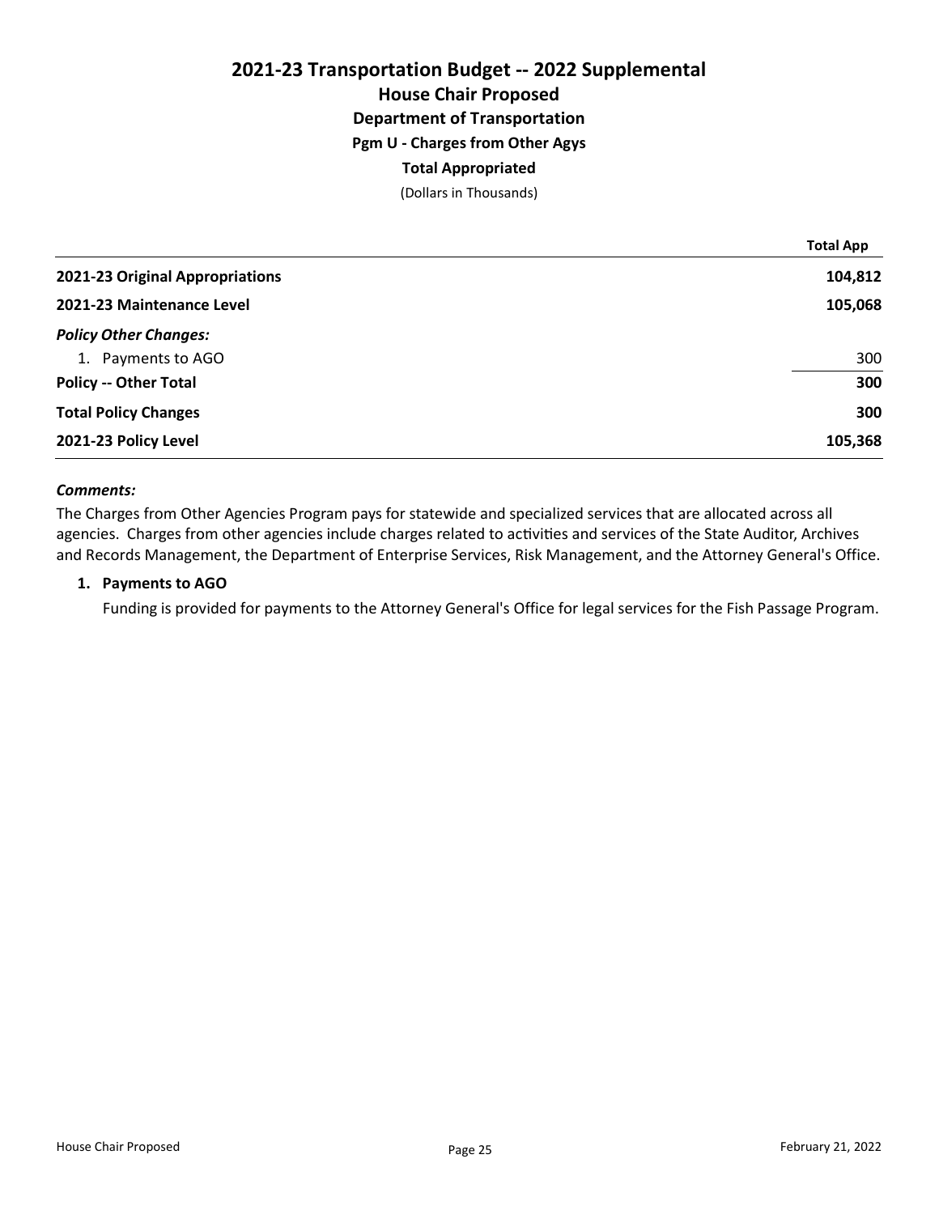# 2021-23 Transportation Budget -- 2022 Supplemental

## House Chair Proposed

### Department of Transportation

### Pgm U - Charges from Other Agys

### Total Appropriated

(Dollars in Thousands)

| | Total App |
|---|---|
| **2021-23 Original Appropriations** | **104,812** |
| **2021-23 Maintenance Level** | **105,068** |
| ***Policy Other Changes:*** | |
| 1. Payments to AGO | 300 |
| **Policy -- Other Total** | **300** |
| **Total Policy Changes** | **300** |
| **2021-23 Policy Level** | **105,368** |

***Comments:***

The Charges from Other Agencies Program pays for statewide and specialized services that are allocated across all agencies. Charges from other agencies include charges related to activities and services of the State Auditor, Archives and Records Management, the Department of Enterprise Services, Risk Management, and the Attorney General's Office.

1. **Payments to AGO**

   Funding is provided for payments to the Attorney General's Office for legal services for the Fish Passage Program.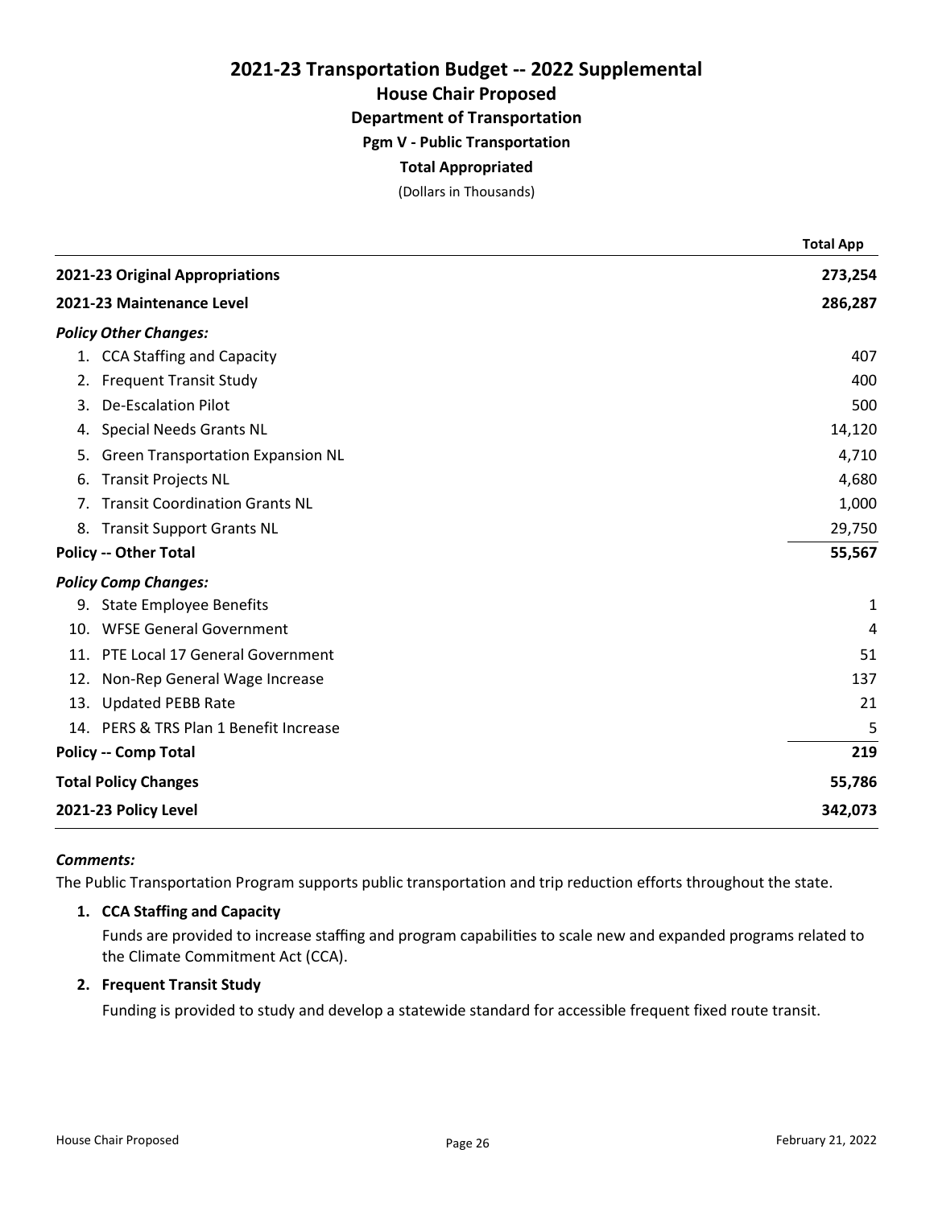# 2021-23 Transportation Budget -- 2022 Supplemental

## House Chair Proposed

### Department of Transportation

#### Pgm V - Public Transportation

**Total Appropriated**

(Dollars in Thousands)

| | Total App |
|---|---|
| **2021-23 Original Appropriations** | **273,254** |
| **2021-23 Maintenance Level** | **286,287** |
| ***Policy Other Changes:*** | |
| 1. CCA Staffing and Capacity | 407 |
| 2. Frequent Transit Study | 400 |
| 3. De-Escalation Pilot | 500 |
| 4. Special Needs Grants NL | 14,120 |
| 5. Green Transportation Expansion NL | 4,710 |
| 6. Transit Projects NL | 4,680 |
| 7. Transit Coordination Grants NL | 1,000 |
| 8. Transit Support Grants NL | 29,750 |
| **Policy -- Other Total** | **55,567** |
| ***Policy Comp Changes:*** | |
| 9. State Employee Benefits | 1 |
| 10. WFSE General Government | 4 |
| 11. PTE Local 17 General Government | 51 |
| 12. Non-Rep General Wage Increase | 137 |
| 13. Updated PEBB Rate | 21 |
| 14. PERS & TRS Plan 1 Benefit Increase | 5 |
| **Policy -- Comp Total** | **219** |
| **Total Policy Changes** | **55,786** |
| **2021-23 Policy Level** | **342,073** |

***Comments:***

The Public Transportation Program supports public transportation and trip reduction efforts throughout the state.

1. **CCA Staffing and Capacity**

   Funds are provided to increase staffing and program capabilities to scale new and expanded programs related to the Climate Commitment Act (CCA).

2. **Frequent Transit Study**

   Funding is provided to study and develop a statewide standard for accessible frequent fixed route transit.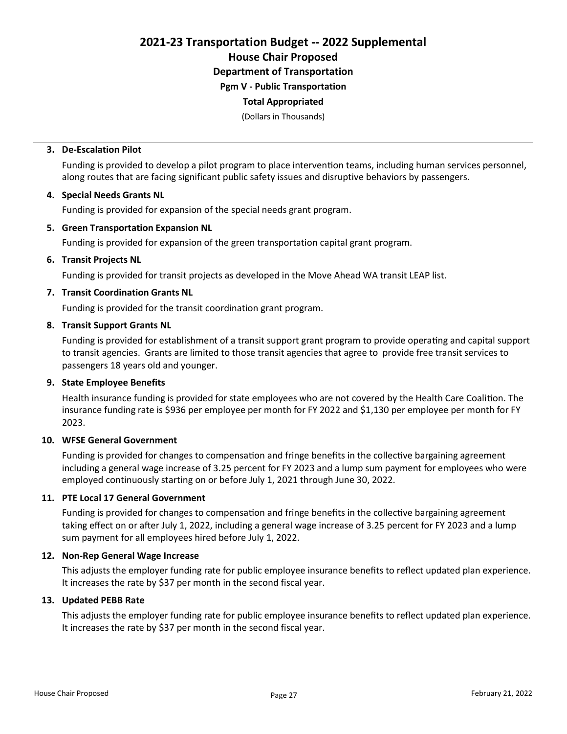# 2021-23 Transportation Budget -- 2022 Supplemental

## House Chair Proposed

### Department of Transportation

#### Pgm V - Public Transportation

**Total Appropriated**

(Dollars in Thousands)

**3. De-Escalation Pilot**

Funding is provided to develop a pilot program to place intervention teams, including human services personnel, along routes that are facing significant public safety issues and disruptive behaviors by passengers.

**4. Special Needs Grants NL**

Funding is provided for expansion of the special needs grant program.

**5. Green Transportation Expansion NL**

Funding is provided for expansion of the green transportation capital grant program.

**6. Transit Projects NL**

Funding is provided for transit projects as developed in the Move Ahead WA transit LEAP list.

**7. Transit Coordination Grants NL**

Funding is provided for the transit coordination grant program.

**8. Transit Support Grants NL**

Funding is provided for establishment of a transit support grant program to provide operating and capital support to transit agencies. Grants are limited to those transit agencies that agree to provide free transit services to passengers 18 years old and younger.

**9. State Employee Benefits**

Health insurance funding is provided for state employees who are not covered by the Health Care Coalition. The insurance funding rate is $936 per employee per month for FY 2022 and $1,130 per employee per month for FY 2023.

**10. WFSE General Government**

Funding is provided for changes to compensation and fringe benefits in the collective bargaining agreement including a general wage increase of 3.25 percent for FY 2023 and a lump sum payment for employees who were employed continuously starting on or before July 1, 2021 through June 30, 2022.

**11. PTE Local 17 General Government**

Funding is provided for changes to compensation and fringe benefits in the collective bargaining agreement taking effect on or after July 1, 2022, including a general wage increase of 3.25 percent for FY 2023 and a lump sum payment for all employees hired before July 1, 2022.

**12. Non-Rep General Wage Increase**

This adjusts the employer funding rate for public employee insurance benefits to reflect updated plan experience. It increases the rate by $37 per month in the second fiscal year.

**13. Updated PEBB Rate**

This adjusts the employer funding rate for public employee insurance benefits to reflect updated plan experience. It increases the rate by $37 per month in the second fiscal year.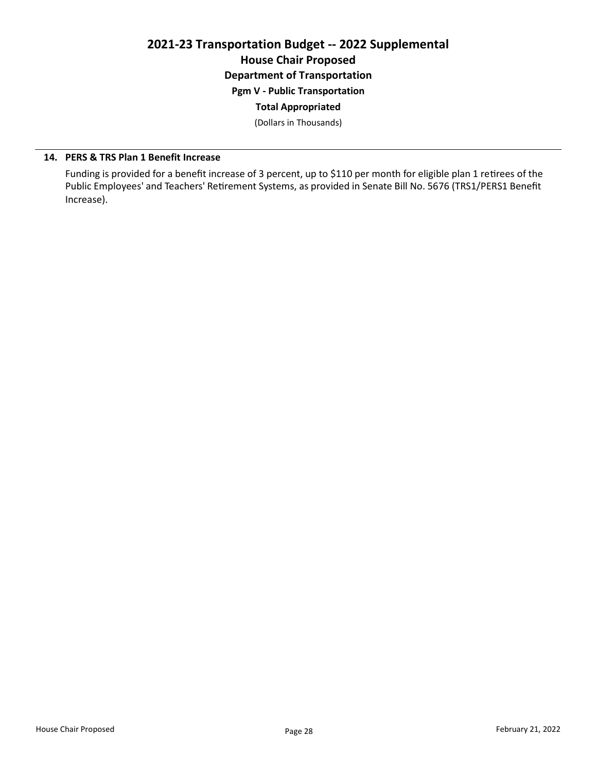# 2021-23 Transportation Budget -- 2022 Supplemental

## House Chair Proposed

### Department of Transportation

### Pgm V - Public Transportation

### Total Appropriated

(Dollars in Thousands)

**14. PERS & TRS Plan 1 Benefit Increase**

Funding is provided for a benefit increase of 3 percent, up to $110 per month for eligible plan 1 retirees of the Public Employees' and Teachers' Retirement Systems, as provided in Senate Bill No. 5676 (TRS1/PERS1 Benefit Increase).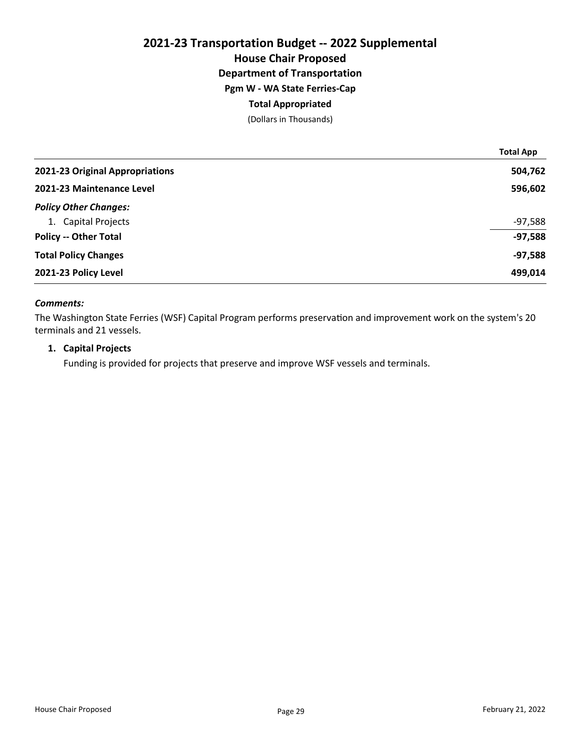# 2021-23 Transportation Budget -- 2022 Supplemental

## House Chair Proposed

### Department of Transportation

### Pgm W - WA State Ferries-Cap

### Total Appropriated

(Dollars in Thousands)

| | Total App |
|---|---|
| **2021-23 Original Appropriations** | **504,762** |
| **2021-23 Maintenance Level** | **596,602** |
| ***Policy Other Changes:*** | |
| 1. Capital Projects | -97,588 |
| **Policy -- Other Total** | **-97,588** |
| **Total Policy Changes** | **-97,588** |
| **2021-23 Policy Level** | **499,014** |

***Comments:***

The Washington State Ferries (WSF) Capital Program performs preservation and improvement work on the system's 20 terminals and 21 vessels.

1. **Capital Projects**

   Funding is provided for projects that preserve and improve WSF vessels and terminals.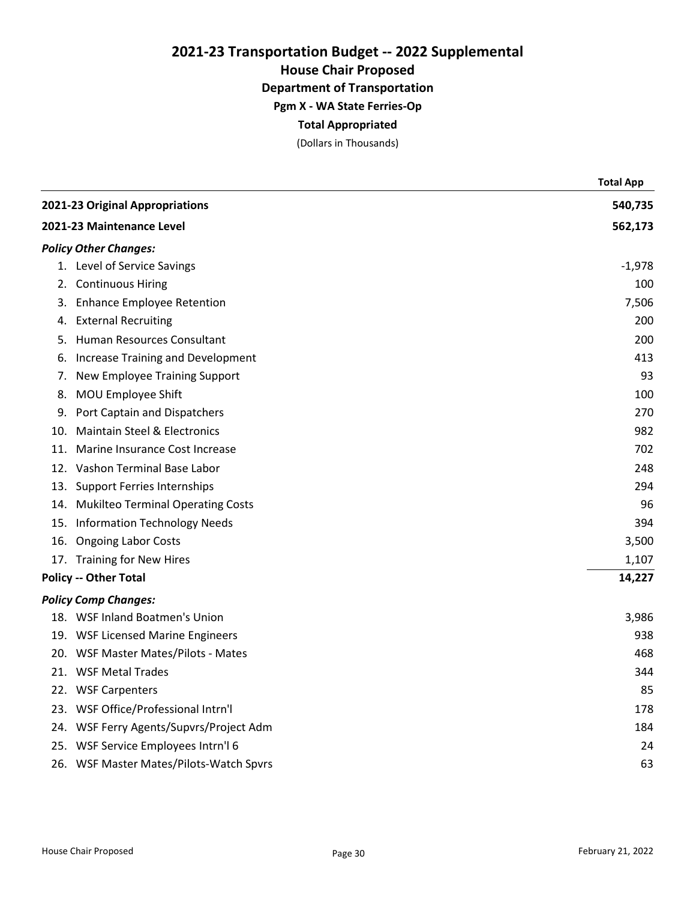# 2021-23 Transportation Budget -- 2022 Supplemental

## House Chair Proposed

### Department of Transportation

### Pgm X - WA State Ferries-Op

### Total Appropriated

(Dollars in Thousands)

| | Total App |
|---|---|
| **2021-23 Original Appropriations** | **540,735** |
| **2021-23 Maintenance Level** | **562,173** |
| ***Policy Other Changes:*** | |
| 1. Level of Service Savings | -1,978 |
| 2. Continuous Hiring | 100 |
| 3. Enhance Employee Retention | 7,506 |
| 4. External Recruiting | 200 |
| 5. Human Resources Consultant | 200 |
| 6. Increase Training and Development | 413 |
| 7. New Employee Training Support | 93 |
| 8. MOU Employee Shift | 100 |
| 9. Port Captain and Dispatchers | 270 |
| 10. Maintain Steel & Electronics | 982 |
| 11. Marine Insurance Cost Increase | 702 |
| 12. Vashon Terminal Base Labor | 248 |
| 13. Support Ferries Internships | 294 |
| 14. Mukilteo Terminal Operating Costs | 96 |
| 15. Information Technology Needs | 394 |
| 16. Ongoing Labor Costs | 3,500 |
| 17. Training for New Hires | 1,107 |
| **Policy -- Other Total** | **14,227** |
| ***Policy Comp Changes:*** | |
| 18. WSF Inland Boatmen's Union | 3,986 |
| 19. WSF Licensed Marine Engineers | 938 |
| 20. WSF Master Mates/Pilots - Mates | 468 |
| 21. WSF Metal Trades | 344 |
| 22. WSF Carpenters | 85 |
| 23. WSF Office/Professional Intrn'l | 178 |
| 24. WSF Ferry Agents/Supvrs/Project Adm | 184 |
| 25. WSF Service Employees Intrn'l 6 | 24 |
| 26. WSF Master Mates/Pilots-Watch Spvrs | 63 |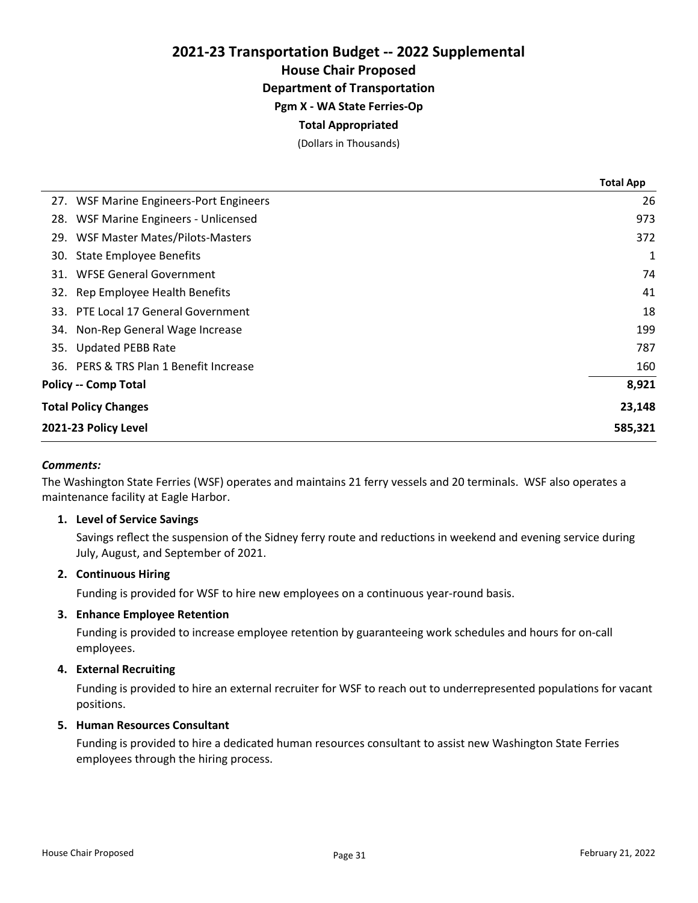# 2021-23 Transportation Budget -- 2022 Supplemental

## House Chair Proposed

### Department of Transportation

**Pgm X - WA State Ferries-Op**

**Total Appropriated**

(Dollars in Thousands)

| | Total App |
|---|---|
| 27. WSF Marine Engineers-Port Engineers | 26 |
| 28. WSF Marine Engineers - Unlicensed | 973 |
| 29. WSF Master Mates/Pilots-Masters | 372 |
| 30. State Employee Benefits | 1 |
| 31. WFSE General Government | 74 |
| 32. Rep Employee Health Benefits | 41 |
| 33. PTE Local 17 General Government | 18 |
| 34. Non-Rep General Wage Increase | 199 |
| 35. Updated PEBB Rate | 787 |
| 36. PERS & TRS Plan 1 Benefit Increase | 160 |
| **Policy -- Comp Total** | **8,921** |
| **Total Policy Changes** | **23,148** |
| **2021-23 Policy Level** | **585,321** |

***Comments:***

The Washington State Ferries (WSF) operates and maintains 21 ferry vessels and 20 terminals. WSF also operates a maintenance facility at Eagle Harbor.

1. **Level of Service Savings**

   Savings reflect the suspension of the Sidney ferry route and reductions in weekend and evening service during July, August, and September of 2021.

2. **Continuous Hiring**

   Funding is provided for WSF to hire new employees on a continuous year-round basis.

3. **Enhance Employee Retention**

   Funding is provided to increase employee retention by guaranteeing work schedules and hours for on-call employees.

4. **External Recruiting**

   Funding is provided to hire an external recruiter for WSF to reach out to underrepresented populations for vacant positions.

5. **Human Resources Consultant**

   Funding is provided to hire a dedicated human resources consultant to assist new Washington State Ferries employees through the hiring process.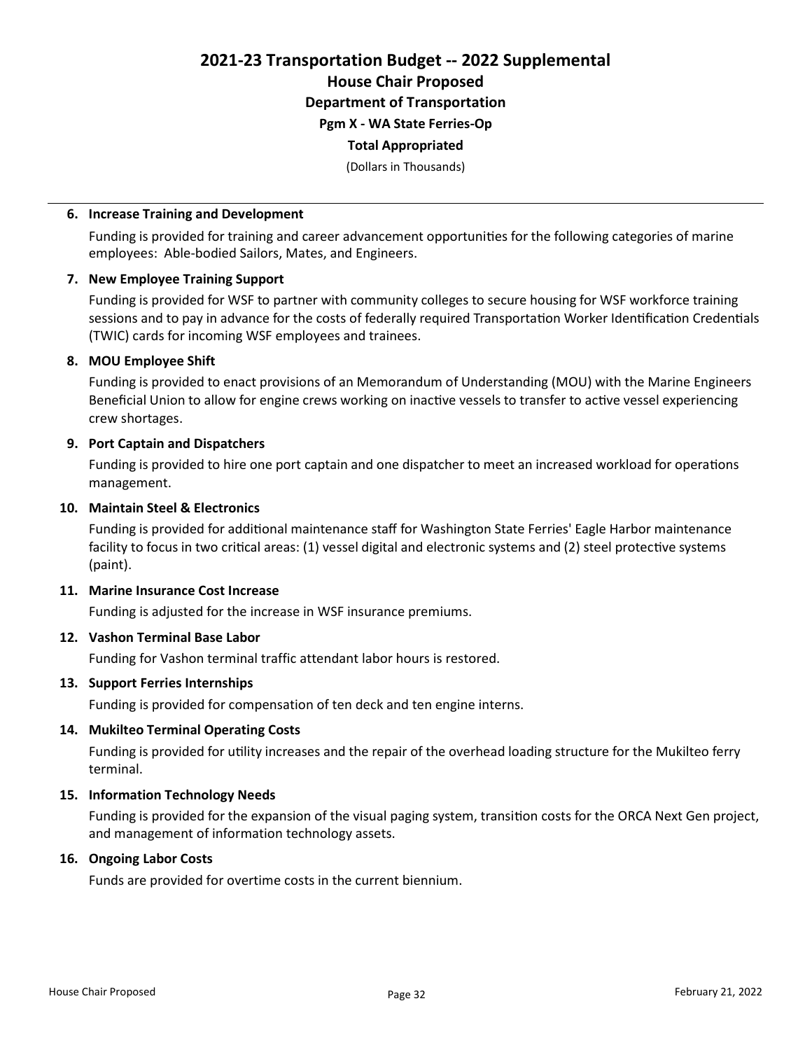# 2021-23 Transportation Budget -- 2022 Supplemental

## House Chair Proposed

### Department of Transportation

#### Pgm X - WA State Ferries-Op

**Total Appropriated**

(Dollars in Thousands)

---

**6. Increase Training and Development**

Funding is provided for training and career advancement opportunities for the following categories of marine employees: Able-bodied Sailors, Mates, and Engineers.

**7. New Employee Training Support**

Funding is provided for WSF to partner with community colleges to secure housing for WSF workforce training sessions and to pay in advance for the costs of federally required Transportation Worker Identification Credentials (TWIC) cards for incoming WSF employees and trainees.

**8. MOU Employee Shift**

Funding is provided to enact provisions of an Memorandum of Understanding (MOU) with the Marine Engineers Beneficial Union to allow for engine crews working on inactive vessels to transfer to active vessel experiencing crew shortages.

**9. Port Captain and Dispatchers**

Funding is provided to hire one port captain and one dispatcher to meet an increased workload for operations management.

**10. Maintain Steel & Electronics**

Funding is provided for additional maintenance staff for Washington State Ferries' Eagle Harbor maintenance facility to focus in two critical areas: (1) vessel digital and electronic systems and (2) steel protective systems (paint).

**11. Marine Insurance Cost Increase**

Funding is adjusted for the increase in WSF insurance premiums.

**12. Vashon Terminal Base Labor**

Funding for Vashon terminal traffic attendant labor hours is restored.

**13. Support Ferries Internships**

Funding is provided for compensation of ten deck and ten engine interns.

**14. Mukilteo Terminal Operating Costs**

Funding is provided for utility increases and the repair of the overhead loading structure for the Mukilteo ferry terminal.

**15. Information Technology Needs**

Funding is provided for the expansion of the visual paging system, transition costs for the ORCA Next Gen project, and management of information technology assets.

**16. Ongoing Labor Costs**

Funds are provided for overtime costs in the current biennium.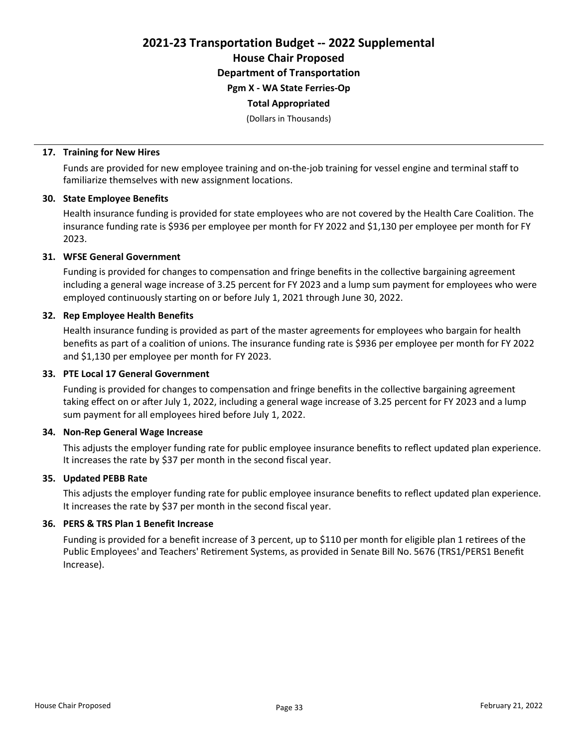# 2021-23 Transportation Budget -- 2022 Supplemental

## House Chair Proposed

### Department of Transportation

### Pgm X - WA State Ferries-Op

### Total Appropriated

(Dollars in Thousands)

---

**17. Training for New Hires**

Funds are provided for new employee training and on-the-job training for vessel engine and terminal staff to familiarize themselves with new assignment locations.

**30. State Employee Benefits**

Health insurance funding is provided for state employees who are not covered by the Health Care Coalition. The insurance funding rate is $936 per employee per month for FY 2022 and $1,130 per employee per month for FY 2023.

**31. WFSE General Government**

Funding is provided for changes to compensation and fringe benefits in the collective bargaining agreement including a general wage increase of 3.25 percent for FY 2023 and a lump sum payment for employees who were employed continuously starting on or before July 1, 2021 through June 30, 2022.

**32. Rep Employee Health Benefits**

Health insurance funding is provided as part of the master agreements for employees who bargain for health benefits as part of a coalition of unions. The insurance funding rate is $936 per employee per month for FY 2022 and $1,130 per employee per month for FY 2023.

**33. PTE Local 17 General Government**

Funding is provided for changes to compensation and fringe benefits in the collective bargaining agreement taking effect on or after July 1, 2022, including a general wage increase of 3.25 percent for FY 2023 and a lump sum payment for all employees hired before July 1, 2022.

**34. Non-Rep General Wage Increase**

This adjusts the employer funding rate for public employee insurance benefits to reflect updated plan experience. It increases the rate by $37 per month in the second fiscal year.

**35. Updated PEBB Rate**

This adjusts the employer funding rate for public employee insurance benefits to reflect updated plan experience. It increases the rate by $37 per month in the second fiscal year.

**36. PERS & TRS Plan 1 Benefit Increase**

Funding is provided for a benefit increase of 3 percent, up to $110 per month for eligible plan 1 retirees of the Public Employees' and Teachers' Retirement Systems, as provided in Senate Bill No. 5676 (TRS1/PERS1 Benefit Increase).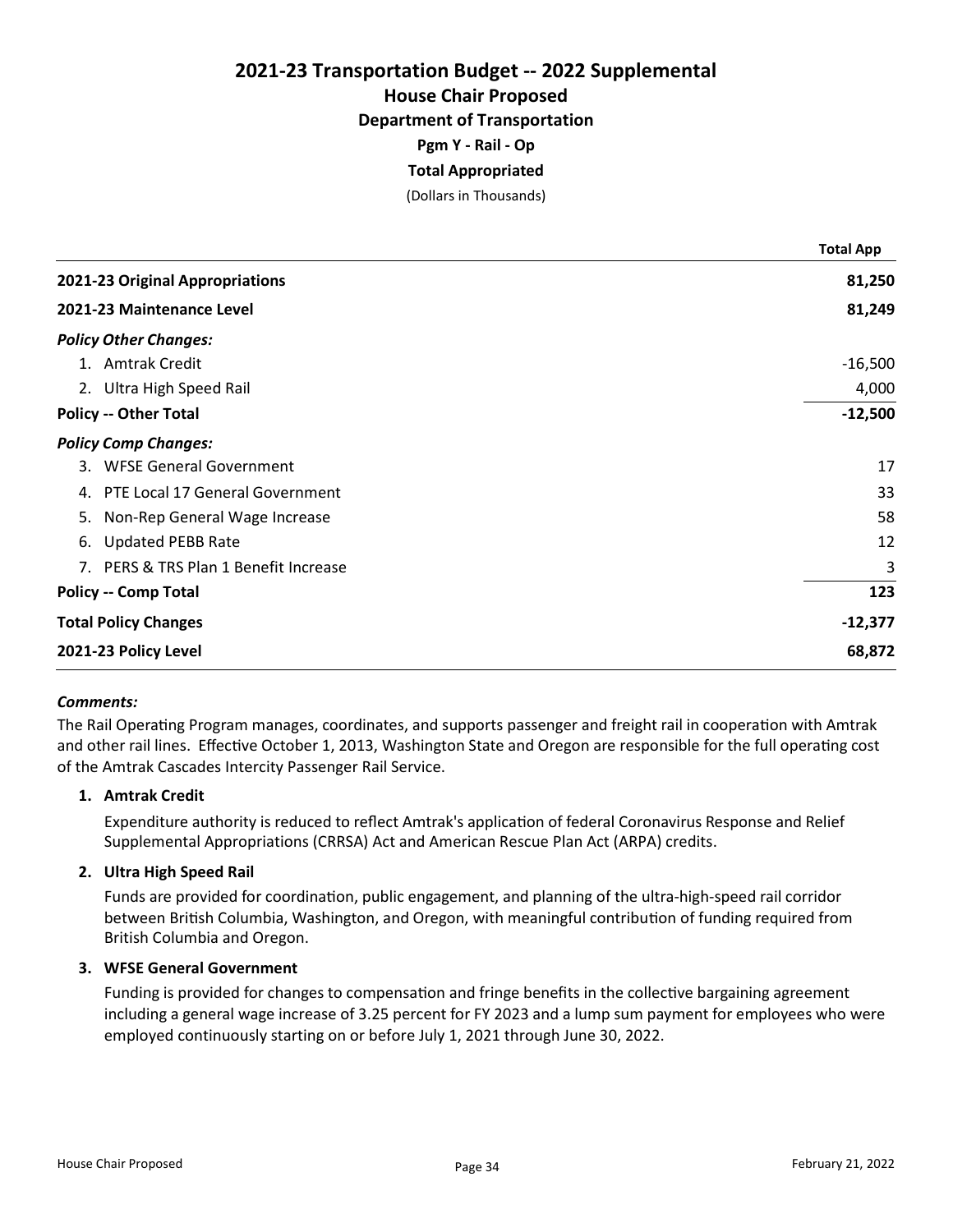# 2021-23 Transportation Budget -- 2022 Supplemental

## House Chair Proposed

### Department of Transportation

#### Pgm Y - Rail - Op

#### Total Appropriated

(Dollars in Thousands)

| | Total App |
|---|---|
| **2021-23 Original Appropriations** | **81,250** |
| **2021-23 Maintenance Level** | **81,249** |
| ***Policy Other Changes:*** | |
| 1. Amtrak Credit | -16,500 |
| 2. Ultra High Speed Rail | 4,000 |
| **Policy -- Other Total** | **-12,500** |
| ***Policy Comp Changes:*** | |
| 3. WFSE General Government | 17 |
| 4. PTE Local 17 General Government | 33 |
| 5. Non-Rep General Wage Increase | 58 |
| 6. Updated PEBB Rate | 12 |
| 7. PERS & TRS Plan 1 Benefit Increase | 3 |
| **Policy -- Comp Total** | **123** |
| **Total Policy Changes** | **-12,377** |
| **2021-23 Policy Level** | **68,872** |

***Comments:***

The Rail Operating Program manages, coordinates, and supports passenger and freight rail in cooperation with Amtrak and other rail lines. Effective October 1, 2013, Washington State and Oregon are responsible for the full operating cost of the Amtrak Cascades Intercity Passenger Rail Service.

1. **Amtrak Credit**

   Expenditure authority is reduced to reflect Amtrak's application of federal Coronavirus Response and Relief Supplemental Appropriations (CRRSA) Act and American Rescue Plan Act (ARPA) credits.

2. **Ultra High Speed Rail**

   Funds are provided for coordination, public engagement, and planning of the ultra-high-speed rail corridor between British Columbia, Washington, and Oregon, with meaningful contribution of funding required from British Columbia and Oregon.

3. **WFSE General Government**

   Funding is provided for changes to compensation and fringe benefits in the collective bargaining agreement including a general wage increase of 3.25 percent for FY 2023 and a lump sum payment for employees who were employed continuously starting on or before July 1, 2021 through June 30, 2022.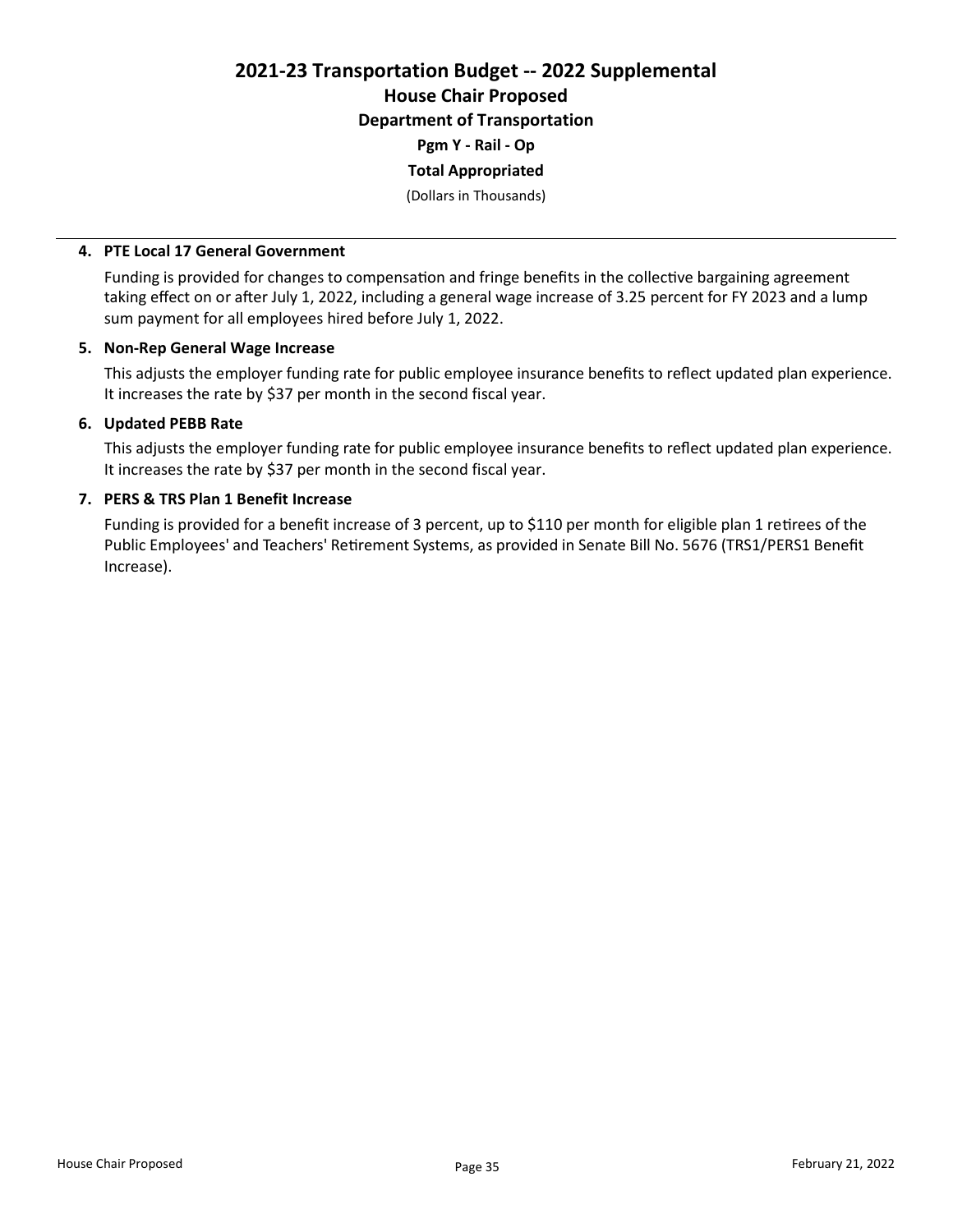# 2021-23 Transportation Budget -- 2022 Supplemental

## House Chair Proposed

### Department of Transportation

**Pgm Y - Rail - Op**

**Total Appropriated**

(Dollars in Thousands)

---

**4. PTE Local 17 General Government**

Funding is provided for changes to compensation and fringe benefits in the collective bargaining agreement taking effect on or after July 1, 2022, including a general wage increase of 3.25 percent for FY 2023 and a lump sum payment for all employees hired before July 1, 2022.

**5. Non-Rep General Wage Increase**

This adjusts the employer funding rate for public employee insurance benefits to reflect updated plan experience. It increases the rate by $37 per month in the second fiscal year.

**6. Updated PEBB Rate**

This adjusts the employer funding rate for public employee insurance benefits to reflect updated plan experience. It increases the rate by $37 per month in the second fiscal year.

**7. PERS & TRS Plan 1 Benefit Increase**

Funding is provided for a benefit increase of 3 percent, up to $110 per month for eligible plan 1 retirees of the Public Employees' and Teachers' Retirement Systems, as provided in Senate Bill No. 5676 (TRS1/PERS1 Benefit Increase).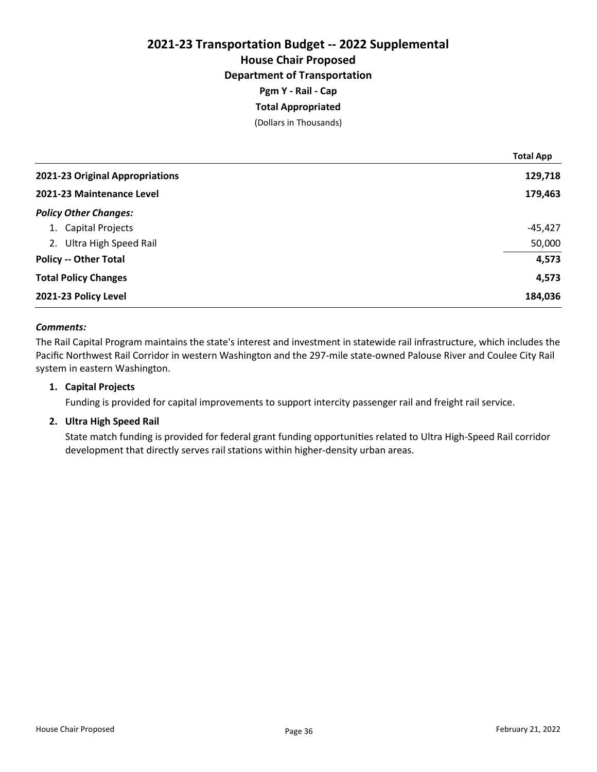# 2021-23 Transportation Budget -- 2022 Supplemental

## House Chair Proposed

### Department of Transportation

**Pgm Y - Rail - Cap**

**Total Appropriated**

(Dollars in Thousands)

| | Total App |
|---|---|
| **2021-23 Original Appropriations** | **129,718** |
| **2021-23 Maintenance Level** | **179,463** |
| ***Policy Other Changes:*** | |
| 1. Capital Projects | -45,427 |
| 2. Ultra High Speed Rail | 50,000 |
| **Policy -- Other Total** | **4,573** |
| **Total Policy Changes** | **4,573** |
| **2021-23 Policy Level** | **184,036** |

***Comments:***

The Rail Capital Program maintains the state's interest and investment in statewide rail infrastructure, which includes the Pacific Northwest Rail Corridor in western Washington and the 297-mile state-owned Palouse River and Coulee City Rail system in eastern Washington.

1. **Capital Projects**

   Funding is provided for capital improvements to support intercity passenger rail and freight rail service.

2. **Ultra High Speed Rail**

   State match funding is provided for federal grant funding opportunities related to Ultra High-Speed Rail corridor development that directly serves rail stations within higher-density urban areas.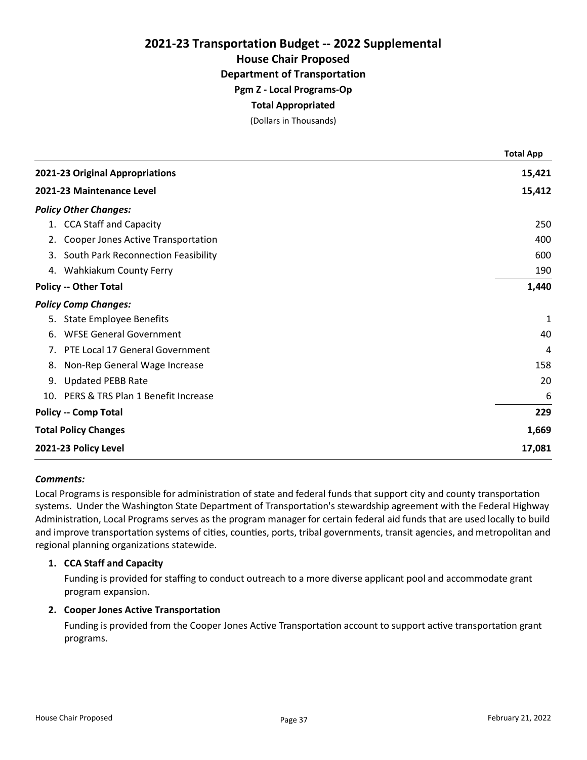# 2021-23 Transportation Budget -- 2022 Supplemental

## House Chair Proposed

### Department of Transportation

#### Pgm Z - Local Programs-Op

#### Total Appropriated

(Dollars in Thousands)

| | Total App |
|---|---|
| **2021-23 Original Appropriations** | **15,421** |
| **2021-23 Maintenance Level** | **15,412** |
| ***Policy Other Changes:*** | |
| 1. CCA Staff and Capacity | 250 |
| 2. Cooper Jones Active Transportation | 400 |
| 3. South Park Reconnection Feasibility | 600 |
| 4. Wahkiakum County Ferry | 190 |
| **Policy -- Other Total** | **1,440** |
| ***Policy Comp Changes:*** | |
| 5. State Employee Benefits | 1 |
| 6. WFSE General Government | 40 |
| 7. PTE Local 17 General Government | 4 |
| 8. Non-Rep General Wage Increase | 158 |
| 9. Updated PEBB Rate | 20 |
| 10. PERS & TRS Plan 1 Benefit Increase | 6 |
| **Policy -- Comp Total** | **229** |
| **Total Policy Changes** | **1,669** |
| **2021-23 Policy Level** | **17,081** |

***Comments:***

Local Programs is responsible for administration of state and federal funds that support city and county transportation systems. Under the Washington State Department of Transportation's stewardship agreement with the Federal Highway Administration, Local Programs serves as the program manager for certain federal aid funds that are used locally to build and improve transportation systems of cities, counties, ports, tribal governments, transit agencies, and metropolitan and regional planning organizations statewide.

**1. CCA Staff and Capacity**

Funding is provided for staffing to conduct outreach to a more diverse applicant pool and accommodate grant program expansion.

**2. Cooper Jones Active Transportation**

Funding is provided from the Cooper Jones Active Transportation account to support active transportation grant programs.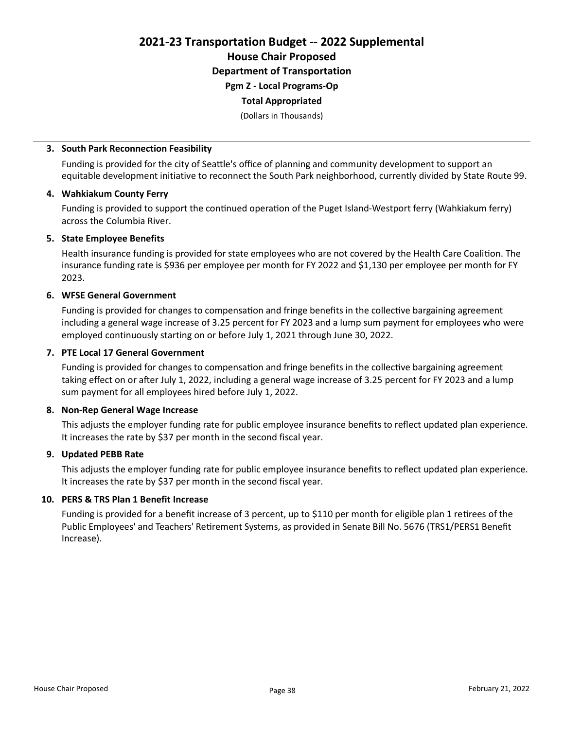# 2021-23 Transportation Budget -- 2022 Supplemental

## House Chair Proposed

### Department of Transportation

#### Pgm Z - Local Programs-Op

#### Total Appropriated

(Dollars in Thousands)

---

**3. South Park Reconnection Feasibility**

Funding is provided for the city of Seattle's office of planning and community development to support an equitable development initiative to reconnect the South Park neighborhood, currently divided by State Route 99.

**4. Wahkiakum County Ferry**

Funding is provided to support the continued operation of the Puget Island-Westport ferry (Wahkiakum ferry) across the Columbia River.

**5. State Employee Benefits**

Health insurance funding is provided for state employees who are not covered by the Health Care Coalition. The insurance funding rate is $936 per employee per month for FY 2022 and $1,130 per employee per month for FY 2023.

**6. WFSE General Government**

Funding is provided for changes to compensation and fringe benefits in the collective bargaining agreement including a general wage increase of 3.25 percent for FY 2023 and a lump sum payment for employees who were employed continuously starting on or before July 1, 2021 through June 30, 2022.

**7. PTE Local 17 General Government**

Funding is provided for changes to compensation and fringe benefits in the collective bargaining agreement taking effect on or after July 1, 2022, including a general wage increase of 3.25 percent for FY 2023 and a lump sum payment for all employees hired before July 1, 2022.

**8. Non-Rep General Wage Increase**

This adjusts the employer funding rate for public employee insurance benefits to reflect updated plan experience. It increases the rate by $37 per month in the second fiscal year.

**9. Updated PEBB Rate**

This adjusts the employer funding rate for public employee insurance benefits to reflect updated plan experience. It increases the rate by $37 per month in the second fiscal year.

**10. PERS & TRS Plan 1 Benefit Increase**

Funding is provided for a benefit increase of 3 percent, up to $110 per month for eligible plan 1 retirees of the Public Employees' and Teachers' Retirement Systems, as provided in Senate Bill No. 5676 (TRS1/PERS1 Benefit Increase).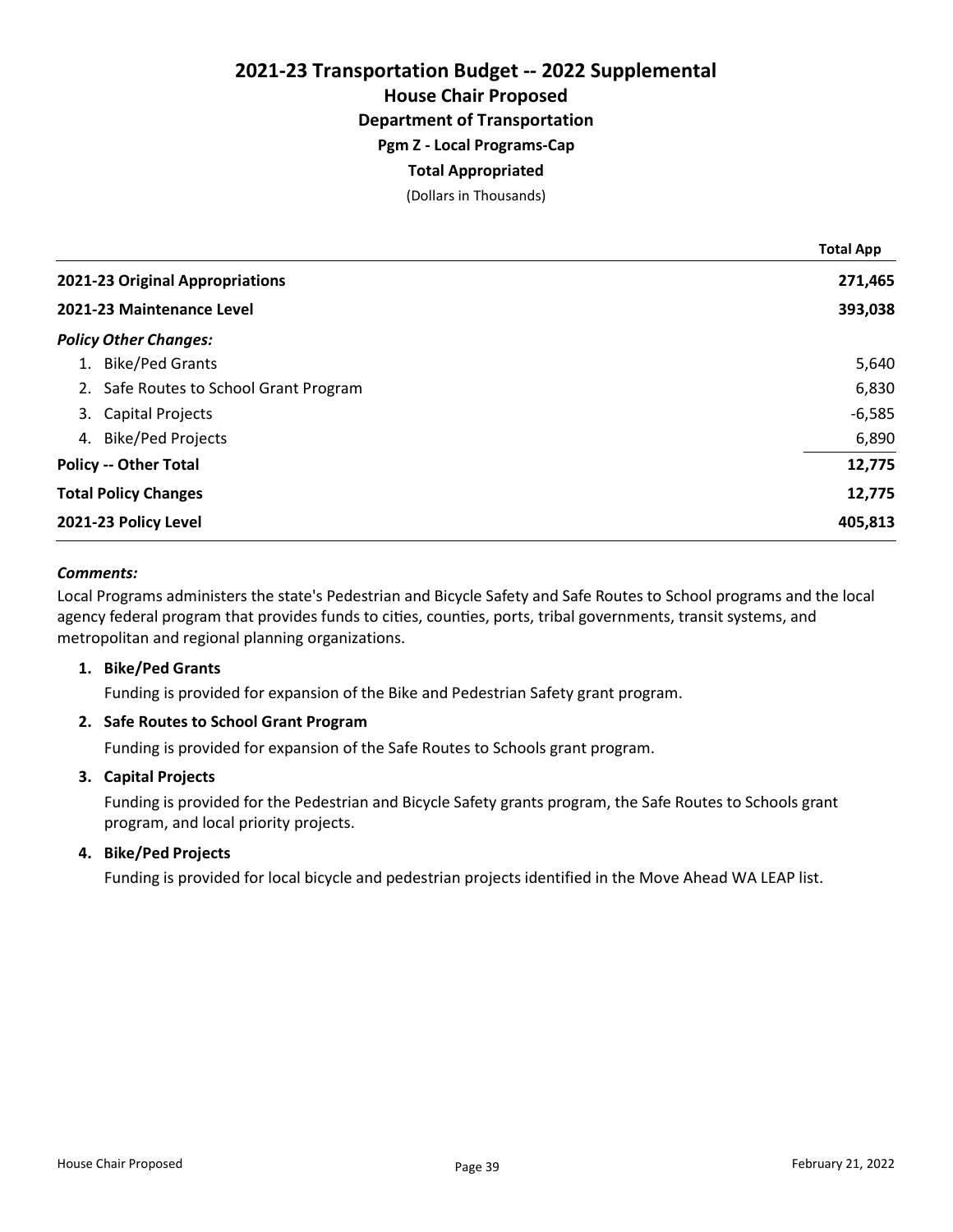# 2021-23 Transportation Budget -- 2022 Supplemental

## House Chair Proposed

### Department of Transportation

#### Pgm Z - Local Programs-Cap

**Total Appropriated**

(Dollars in Thousands)

| | Total App |
|---|---|
| **2021-23 Original Appropriations** | **271,465** |
| **2021-23 Maintenance Level** | **393,038** |
| ***Policy Other Changes:*** | |
| 1. Bike/Ped Grants | 5,640 |
| 2. Safe Routes to School Grant Program | 6,830 |
| 3. Capital Projects | -6,585 |
| 4. Bike/Ped Projects | 6,890 |
| **Policy -- Other Total** | **12,775** |
| **Total Policy Changes** | **12,775** |
| **2021-23 Policy Level** | **405,813** |

***Comments:***

Local Programs administers the state's Pedestrian and Bicycle Safety and Safe Routes to School programs and the local agency federal program that provides funds to cities, counties, ports, tribal governments, transit systems, and metropolitan and regional planning organizations.

1. **Bike/Ped Grants**

   Funding is provided for expansion of the Bike and Pedestrian Safety grant program.

2. **Safe Routes to School Grant Program**

   Funding is provided for expansion of the Safe Routes to Schools grant program.

3. **Capital Projects**

   Funding is provided for the Pedestrian and Bicycle Safety grants program, the Safe Routes to Schools grant program, and local priority projects.

4. **Bike/Ped Projects**

   Funding is provided for local bicycle and pedestrian projects identified in the Move Ahead WA LEAP list.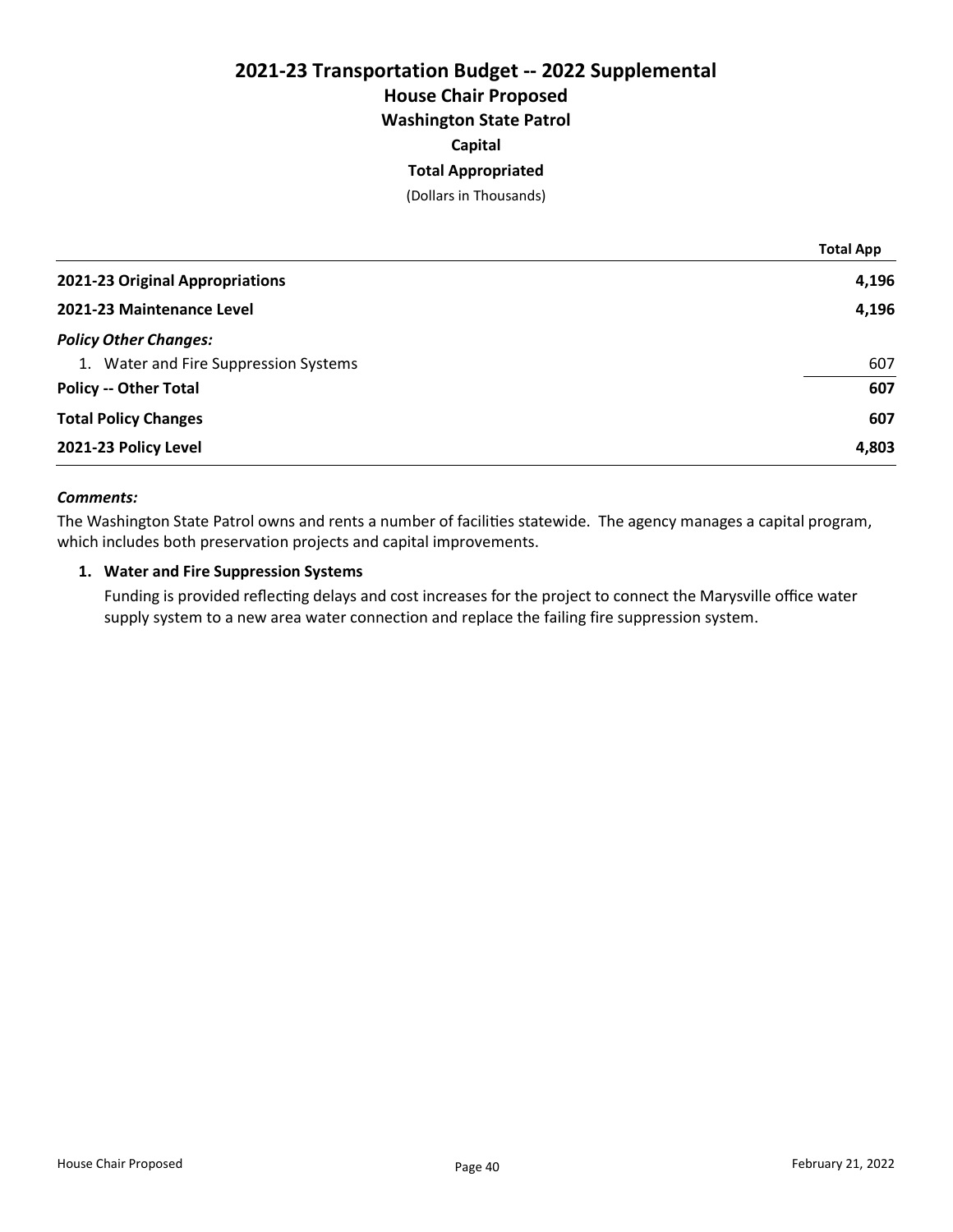# 2021-23 Transportation Budget -- 2022 Supplemental

## House Chair Proposed

## Washington State Patrol

### Capital

### Total Appropriated

(Dollars in Thousands)

| | Total App |
|---|---|
| **2021-23 Original Appropriations** | **4,196** |
| **2021-23 Maintenance Level** | **4,196** |
| ***Policy Other Changes:*** | |
| 1. Water and Fire Suppression Systems | 607 |
| **Policy -- Other Total** | **607** |
| **Total Policy Changes** | **607** |
| **2021-23 Policy Level** | **4,803** |

***Comments:***

The Washington State Patrol owns and rents a number of facilities statewide. The agency manages a capital program, which includes both preservation projects and capital improvements.

**1. Water and Fire Suppression Systems**

Funding is provided reflecting delays and cost increases for the project to connect the Marysville office water supply system to a new area water connection and replace the failing fire suppression system.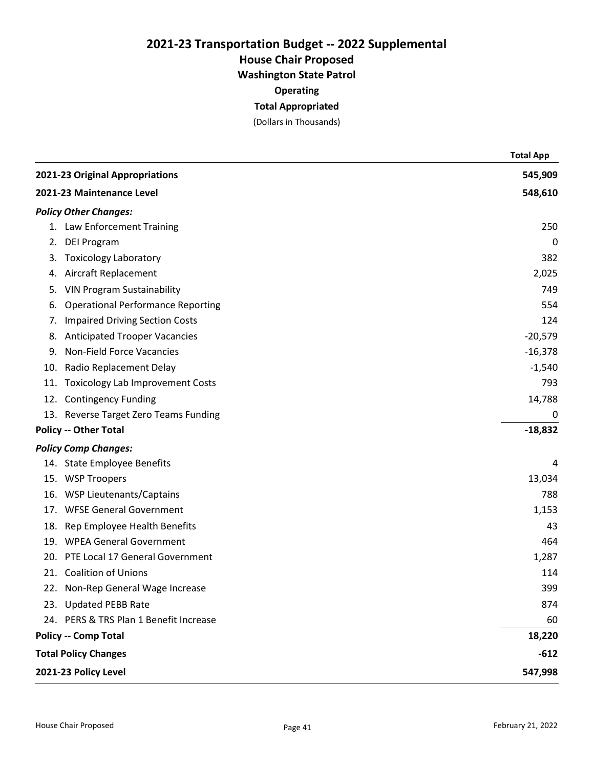# 2021-23 Transportation Budget -- 2022 Supplemental

## House Chair Proposed

### Washington State Patrol

**Operating**

**Total Appropriated**

(Dollars in Thousands)

| | Total App |
|---|---|
| **2021-23 Original Appropriations** | **545,909** |
| **2021-23 Maintenance Level** | **548,610** |
| ***Policy Other Changes:*** | |
| 1. Law Enforcement Training | 250 |
| 2. DEI Program | 0 |
| 3. Toxicology Laboratory | 382 |
| 4. Aircraft Replacement | 2,025 |
| 5. VIN Program Sustainability | 749 |
| 6. Operational Performance Reporting | 554 |
| 7. Impaired Driving Section Costs | 124 |
| 8. Anticipated Trooper Vacancies | -20,579 |
| 9. Non-Field Force Vacancies | -16,378 |
| 10. Radio Replacement Delay | -1,540 |
| 11. Toxicology Lab Improvement Costs | 793 |
| 12. Contingency Funding | 14,788 |
| 13. Reverse Target Zero Teams Funding | 0 |
| **Policy -- Other Total** | **-18,832** |
| ***Policy Comp Changes:*** | |
| 14. State Employee Benefits | 4 |
| 15. WSP Troopers | 13,034 |
| 16. WSP Lieutenants/Captains | 788 |
| 17. WFSE General Government | 1,153 |
| 18. Rep Employee Health Benefits | 43 |
| 19. WPEA General Government | 464 |
| 20. PTE Local 17 General Government | 1,287 |
| 21. Coalition of Unions | 114 |
| 22. Non-Rep General Wage Increase | 399 |
| 23. Updated PEBB Rate | 874 |
| 24. PERS & TRS Plan 1 Benefit Increase | 60 |
| **Policy -- Comp Total** | **18,220** |
| **Total Policy Changes** | **-612** |
| **2021-23 Policy Level** | **547,998** |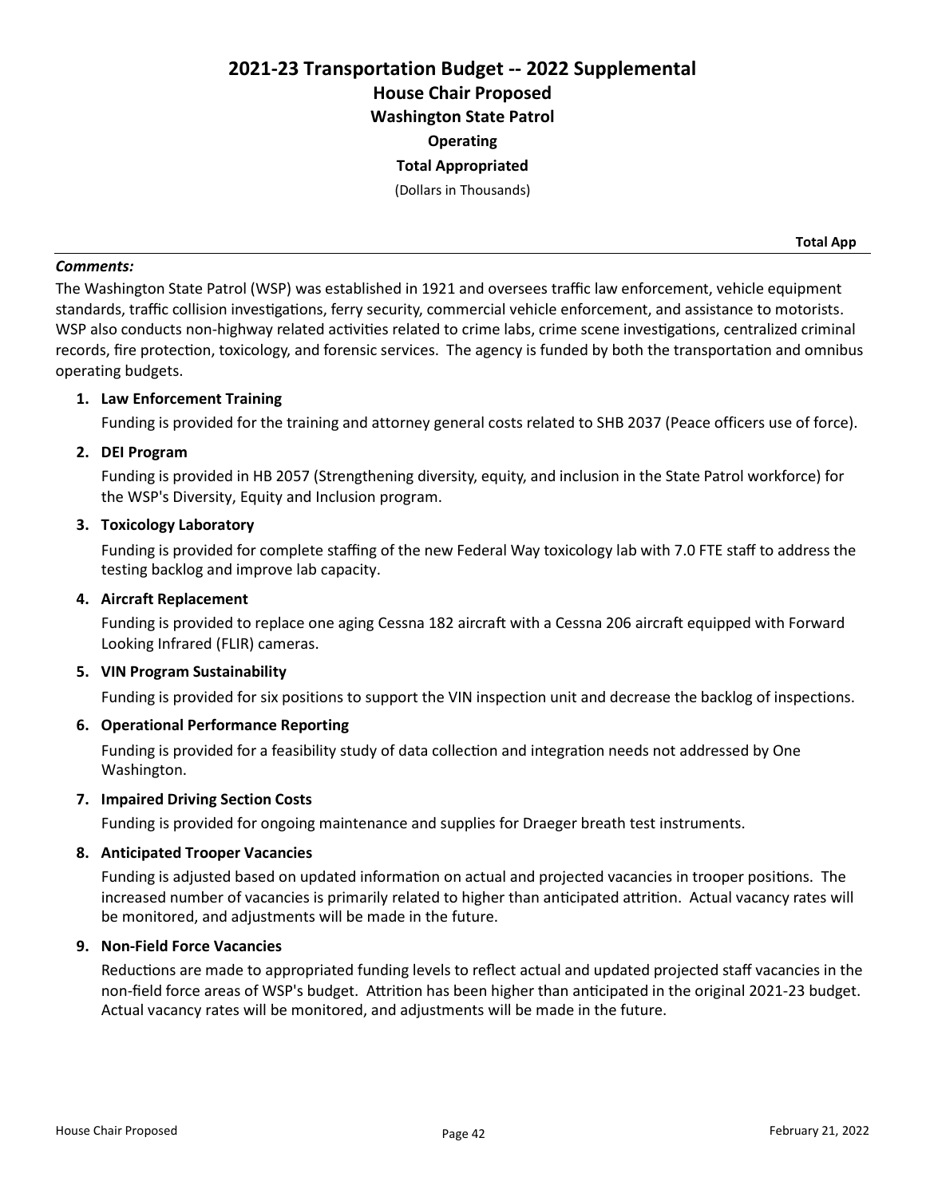# 2021-23 Transportation Budget -- 2022 Supplemental

## House Chair Proposed

## Washington State Patrol

### Operating

### Total Appropriated

(Dollars in Thousands)

**Total App**

***Comments:***

The Washington State Patrol (WSP) was established in 1921 and oversees traffic law enforcement, vehicle equipment standards, traffic collision investigations, ferry security, commercial vehicle enforcement, and assistance to motorists. WSP also conducts non-highway related activities related to crime labs, crime scene investigations, centralized criminal records, fire protection, toxicology, and forensic services. The agency is funded by both the transportation and omnibus operating budgets.

1. **Law Enforcement Training**

   Funding is provided for the training and attorney general costs related to SHB 2037 (Peace officers use of force).

2. **DEI Program**

   Funding is provided in HB 2057 (Strengthening diversity, equity, and inclusion in the State Patrol workforce) for the WSP's Diversity, Equity and Inclusion program.

3. **Toxicology Laboratory**

   Funding is provided for complete staffing of the new Federal Way toxicology lab with 7.0 FTE staff to address the testing backlog and improve lab capacity.

4. **Aircraft Replacement**

   Funding is provided to replace one aging Cessna 182 aircraft with a Cessna 206 aircraft equipped with Forward Looking Infrared (FLIR) cameras.

5. **VIN Program Sustainability**

   Funding is provided for six positions to support the VIN inspection unit and decrease the backlog of inspections.

6. **Operational Performance Reporting**

   Funding is provided for a feasibility study of data collection and integration needs not addressed by One Washington.

7. **Impaired Driving Section Costs**

   Funding is provided for ongoing maintenance and supplies for Draeger breath test instruments.

8. **Anticipated Trooper Vacancies**

   Funding is adjusted based on updated information on actual and projected vacancies in trooper positions. The increased number of vacancies is primarily related to higher than anticipated attrition. Actual vacancy rates will be monitored, and adjustments will be made in the future.

9. **Non-Field Force Vacancies**

   Reductions are made to appropriated funding levels to reflect actual and updated projected staff vacancies in the non-field force areas of WSP's budget. Attrition has been higher than anticipated in the original 2021-23 budget. Actual vacancy rates will be monitored, and adjustments will be made in the future.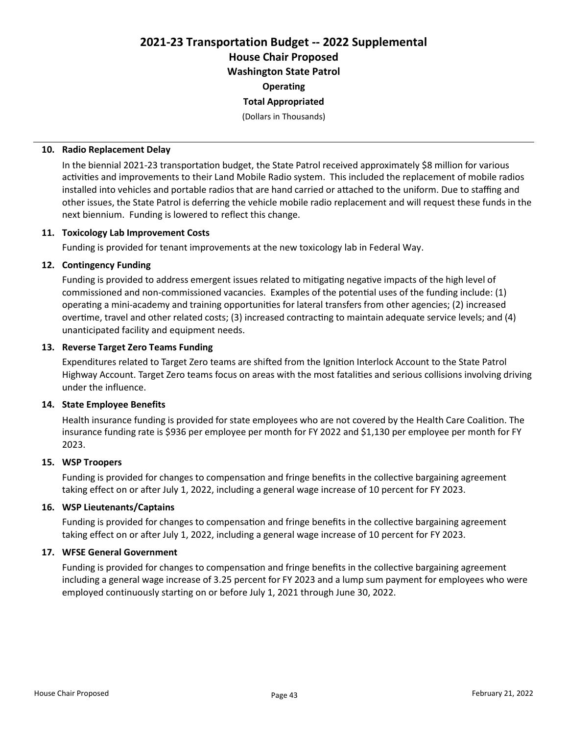# 2021-23 Transportation Budget -- 2022 Supplemental

## House Chair Proposed

## Washington State Patrol

### Operating

### Total Appropriated

(Dollars in Thousands)

**10. Radio Replacement Delay**

In the biennial 2021-23 transportation budget, the State Patrol received approximately $8 million for various activities and improvements to their Land Mobile Radio system. This included the replacement of mobile radios installed into vehicles and portable radios that are hand carried or attached to the uniform. Due to staffing and other issues, the State Patrol is deferring the vehicle mobile radio replacement and will request these funds in the next biennium. Funding is lowered to reflect this change.

**11. Toxicology Lab Improvement Costs**

Funding is provided for tenant improvements at the new toxicology lab in Federal Way.

**12. Contingency Funding**

Funding is provided to address emergent issues related to mitigating negative impacts of the high level of commissioned and non-commissioned vacancies. Examples of the potential uses of the funding include: (1) operating a mini-academy and training opportunities for lateral transfers from other agencies; (2) increased overtime, travel and other related costs; (3) increased contracting to maintain adequate service levels; and (4) unanticipated facility and equipment needs.

**13. Reverse Target Zero Teams Funding**

Expenditures related to Target Zero teams are shifted from the Ignition Interlock Account to the State Patrol Highway Account. Target Zero teams focus on areas with the most fatalities and serious collisions involving driving under the influence.

**14. State Employee Benefits**

Health insurance funding is provided for state employees who are not covered by the Health Care Coalition. The insurance funding rate is $936 per employee per month for FY 2022 and $1,130 per employee per month for FY 2023.

**15. WSP Troopers**

Funding is provided for changes to compensation and fringe benefits in the collective bargaining agreement taking effect on or after July 1, 2022, including a general wage increase of 10 percent for FY 2023.

**16. WSP Lieutenants/Captains**

Funding is provided for changes to compensation and fringe benefits in the collective bargaining agreement taking effect on or after July 1, 2022, including a general wage increase of 10 percent for FY 2023.

**17. WFSE General Government**

Funding is provided for changes to compensation and fringe benefits in the collective bargaining agreement including a general wage increase of 3.25 percent for FY 2023 and a lump sum payment for employees who were employed continuously starting on or before July 1, 2021 through June 30, 2022.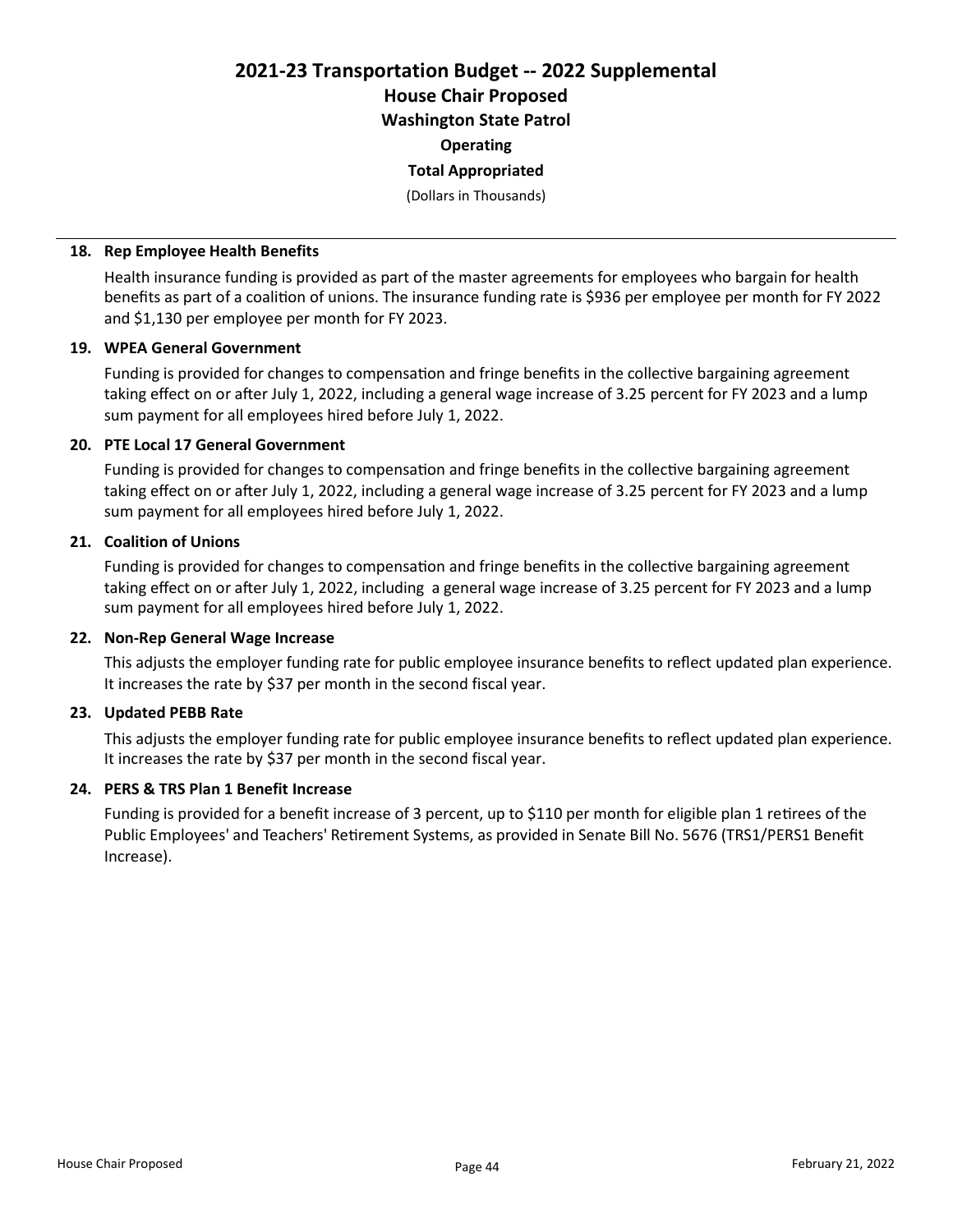# 2021-23 Transportation Budget -- 2022 Supplemental

## House Chair Proposed

## Washington State Patrol

### Operating

### Total Appropriated

(Dollars in Thousands)

---

**18. Rep Employee Health Benefits**

Health insurance funding is provided as part of the master agreements for employees who bargain for health benefits as part of a coalition of unions. The insurance funding rate is $936 per employee per month for FY 2022 and $1,130 per employee per month for FY 2023.

**19. WPEA General Government**

Funding is provided for changes to compensation and fringe benefits in the collective bargaining agreement taking effect on or after July 1, 2022, including a general wage increase of 3.25 percent for FY 2023 and a lump sum payment for all employees hired before July 1, 2022.

**20. PTE Local 17 General Government**

Funding is provided for changes to compensation and fringe benefits in the collective bargaining agreement taking effect on or after July 1, 2022, including a general wage increase of 3.25 percent for FY 2023 and a lump sum payment for all employees hired before July 1, 2022.

**21. Coalition of Unions**

Funding is provided for changes to compensation and fringe benefits in the collective bargaining agreement taking effect on or after July 1, 2022, including a general wage increase of 3.25 percent for FY 2023 and a lump sum payment for all employees hired before July 1, 2022.

**22. Non-Rep General Wage Increase**

This adjusts the employer funding rate for public employee insurance benefits to reflect updated plan experience. It increases the rate by $37 per month in the second fiscal year.

**23. Updated PEBB Rate**

This adjusts the employer funding rate for public employee insurance benefits to reflect updated plan experience. It increases the rate by $37 per month in the second fiscal year.

**24. PERS & TRS Plan 1 Benefit Increase**

Funding is provided for a benefit increase of 3 percent, up to $110 per month for eligible plan 1 retirees of the Public Employees' and Teachers' Retirement Systems, as provided in Senate Bill No. 5676 (TRS1/PERS1 Benefit Increase).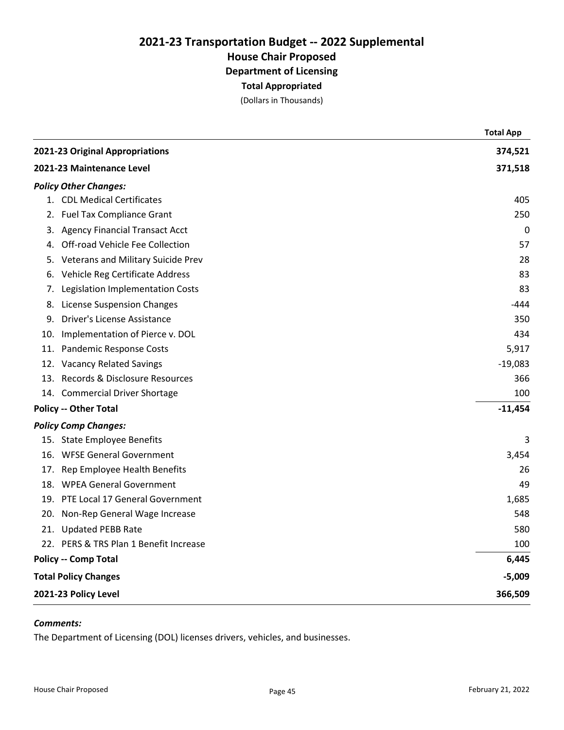# 2021-23 Transportation Budget -- 2022 Supplemental

## House Chair Proposed

### Department of Licensing

**Total Appropriated**

(Dollars in Thousands)

| | Total App |
|---|---|
| **2021-23 Original Appropriations** | **374,521** |
| **2021-23 Maintenance Level** | **371,518** |
| ***Policy Other Changes:*** | |
| 1. CDL Medical Certificates | 405 |
| 2. Fuel Tax Compliance Grant | 250 |
| 3. Agency Financial Transact Acct | 0 |
| 4. Off-road Vehicle Fee Collection | 57 |
| 5. Veterans and Military Suicide Prev | 28 |
| 6. Vehicle Reg Certificate Address | 83 |
| 7. Legislation Implementation Costs | 83 |
| 8. License Suspension Changes | -444 |
| 9. Driver's License Assistance | 350 |
| 10. Implementation of Pierce v. DOL | 434 |
| 11. Pandemic Response Costs | 5,917 |
| 12. Vacancy Related Savings | -19,083 |
| 13. Records & Disclosure Resources | 366 |
| 14. Commercial Driver Shortage | 100 |
| **Policy -- Other Total** | **-11,454** |
| ***Policy Comp Changes:*** | |
| 15. State Employee Benefits | 3 |
| 16. WFSE General Government | 3,454 |
| 17. Rep Employee Health Benefits | 26 |
| 18. WPEA General Government | 49 |
| 19. PTE Local 17 General Government | 1,685 |
| 20. Non-Rep General Wage Increase | 548 |
| 21. Updated PEBB Rate | 580 |
| 22. PERS & TRS Plan 1 Benefit Increase | 100 |
| **Policy -- Comp Total** | **6,445** |
| **Total Policy Changes** | **-5,009** |
| **2021-23 Policy Level** | **366,509** |

***Comments:***

The Department of Licensing (DOL) licenses drivers, vehicles, and businesses.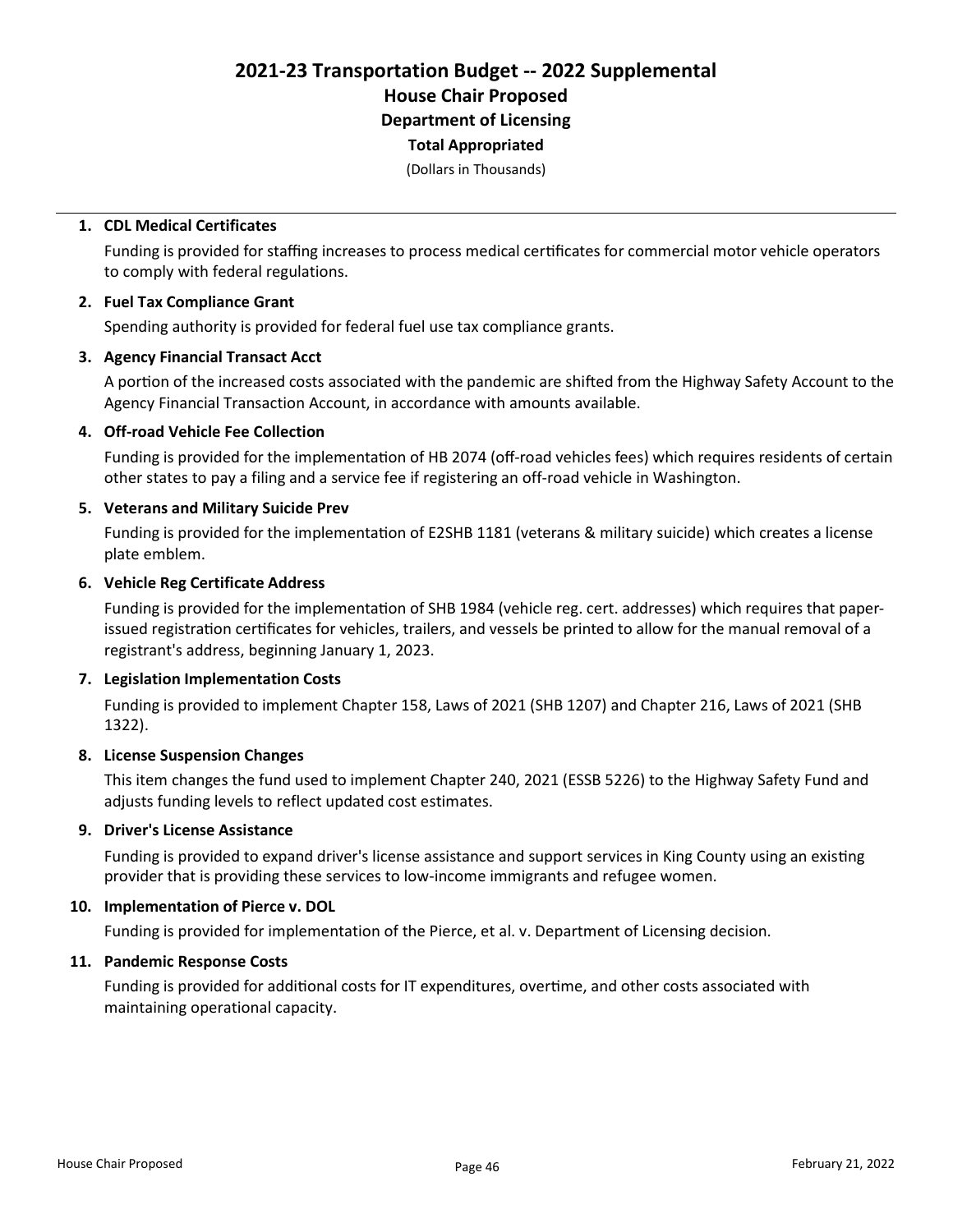# 2021-23 Transportation Budget -- 2022 Supplemental

## House Chair Proposed

### Department of Licensing

**Total Appropriated**

(Dollars in Thousands)

1. **CDL Medical Certificates**

   Funding is provided for staffing increases to process medical certificates for commercial motor vehicle operators to comply with federal regulations.

2. **Fuel Tax Compliance Grant**

   Spending authority is provided for federal fuel use tax compliance grants.

3. **Agency Financial Transact Acct**

   A portion of the increased costs associated with the pandemic are shifted from the Highway Safety Account to the Agency Financial Transaction Account, in accordance with amounts available.

4. **Off-road Vehicle Fee Collection**

   Funding is provided for the implementation of HB 2074 (off-road vehicles fees) which requires residents of certain other states to pay a filing and a service fee if registering an off-road vehicle in Washington.

5. **Veterans and Military Suicide Prev**

   Funding is provided for the implementation of E2SHB 1181 (veterans & military suicide) which creates a license plate emblem.

6. **Vehicle Reg Certificate Address**

   Funding is provided for the implementation of SHB 1984 (vehicle reg. cert. addresses) which requires that paper-issued registration certificates for vehicles, trailers, and vessels be printed to allow for the manual removal of a registrant's address, beginning January 1, 2023.

7. **Legislation Implementation Costs**

   Funding is provided to implement Chapter 158, Laws of 2021 (SHB 1207) and Chapter 216, Laws of 2021 (SHB 1322).

8. **License Suspension Changes**

   This item changes the fund used to implement Chapter 240, 2021 (ESSB 5226) to the Highway Safety Fund and adjusts funding levels to reflect updated cost estimates.

9. **Driver's License Assistance**

   Funding is provided to expand driver's license assistance and support services in King County using an existing provider that is providing these services to low-income immigrants and refugee women.

10. **Implementation of Pierce v. DOL**

    Funding is provided for implementation of the Pierce, et al. v. Department of Licensing decision.

11. **Pandemic Response Costs**

    Funding is provided for additional costs for IT expenditures, overtime, and other costs associated with maintaining operational capacity.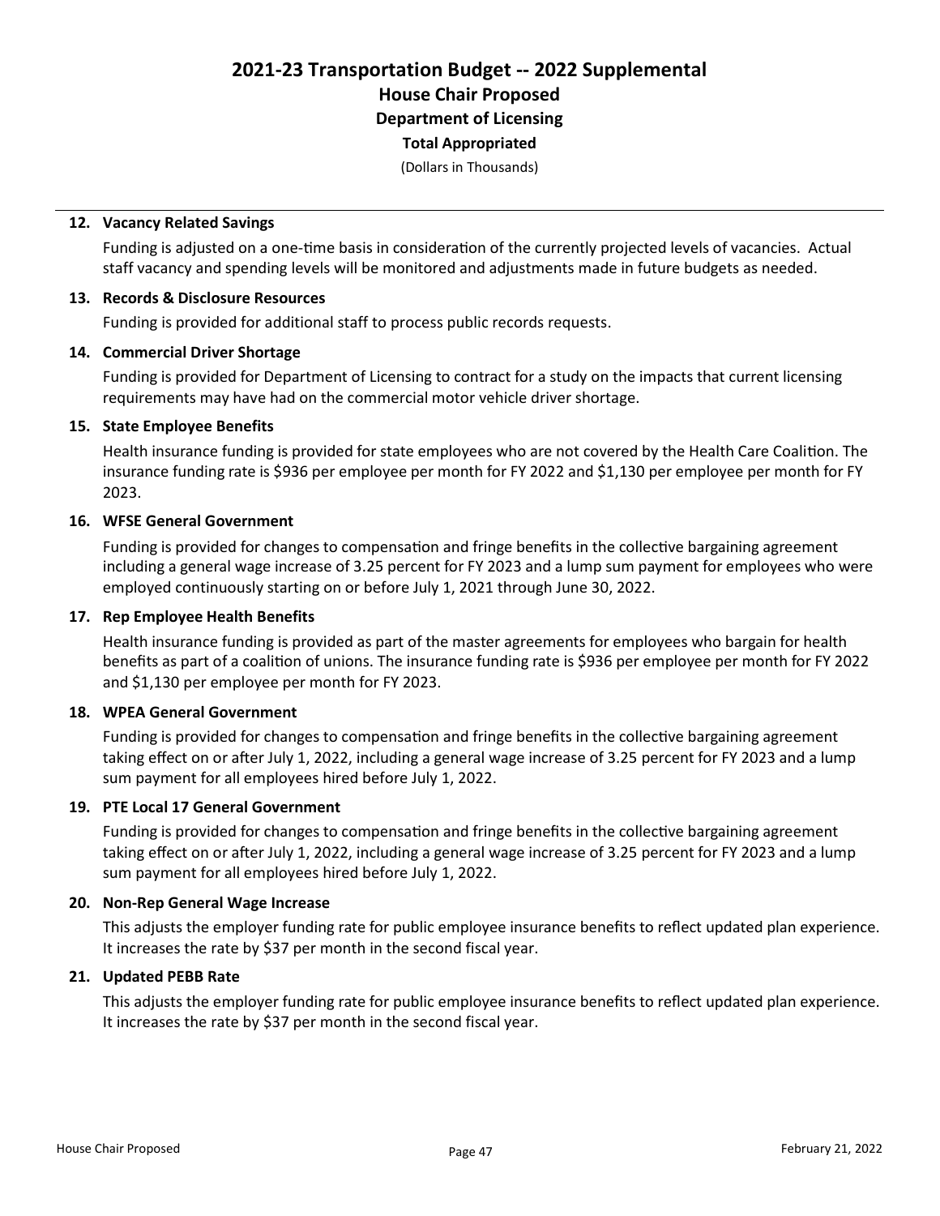# 2021-23 Transportation Budget -- 2022 Supplemental

## House Chair Proposed

## Department of Licensing

### Total Appropriated

(Dollars in Thousands)

**12. Vacancy Related Savings**

Funding is adjusted on a one-time basis in consideration of the currently projected levels of vacancies. Actual staff vacancy and spending levels will be monitored and adjustments made in future budgets as needed.

**13. Records & Disclosure Resources**

Funding is provided for additional staff to process public records requests.

**14. Commercial Driver Shortage**

Funding is provided for Department of Licensing to contract for a study on the impacts that current licensing requirements may have had on the commercial motor vehicle driver shortage.

**15. State Employee Benefits**

Health insurance funding is provided for state employees who are not covered by the Health Care Coalition. The insurance funding rate is $936 per employee per month for FY 2022 and $1,130 per employee per month for FY 2023.

**16. WFSE General Government**

Funding is provided for changes to compensation and fringe benefits in the collective bargaining agreement including a general wage increase of 3.25 percent for FY 2023 and a lump sum payment for employees who were employed continuously starting on or before July 1, 2021 through June 30, 2022.

**17. Rep Employee Health Benefits**

Health insurance funding is provided as part of the master agreements for employees who bargain for health benefits as part of a coalition of unions. The insurance funding rate is $936 per employee per month for FY 2022 and $1,130 per employee per month for FY 2023.

**18. WPEA General Government**

Funding is provided for changes to compensation and fringe benefits in the collective bargaining agreement taking effect on or after July 1, 2022, including a general wage increase of 3.25 percent for FY 2023 and a lump sum payment for all employees hired before July 1, 2022.

**19. PTE Local 17 General Government**

Funding is provided for changes to compensation and fringe benefits in the collective bargaining agreement taking effect on or after July 1, 2022, including a general wage increase of 3.25 percent for FY 2023 and a lump sum payment for all employees hired before July 1, 2022.

**20. Non-Rep General Wage Increase**

This adjusts the employer funding rate for public employee insurance benefits to reflect updated plan experience. It increases the rate by $37 per month in the second fiscal year.

**21. Updated PEBB Rate**

This adjusts the employer funding rate for public employee insurance benefits to reflect updated plan experience. It increases the rate by $37 per month in the second fiscal year.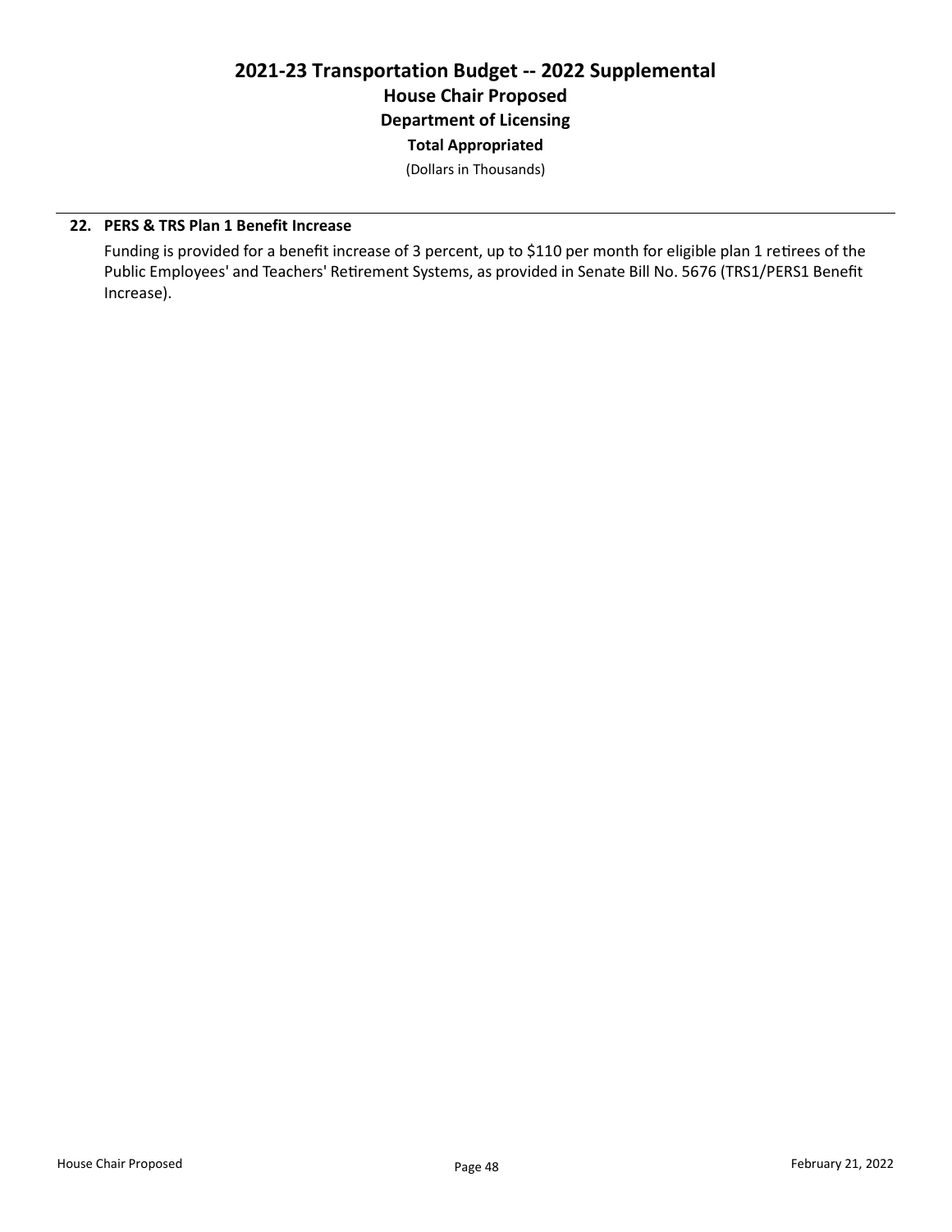# 2021-23 Transportation Budget -- 2022 Supplemental

## House Chair Proposed

### Department of Licensing

**Total Appropriated**

(Dollars in Thousands)

**22. PERS & TRS Plan 1 Benefit Increase**

Funding is provided for a benefit increase of 3 percent, up to $110 per month for eligible plan 1 retirees of the Public Employees' and Teachers' Retirement Systems, as provided in Senate Bill No. 5676 (TRS1/PERS1 Benefit Increase).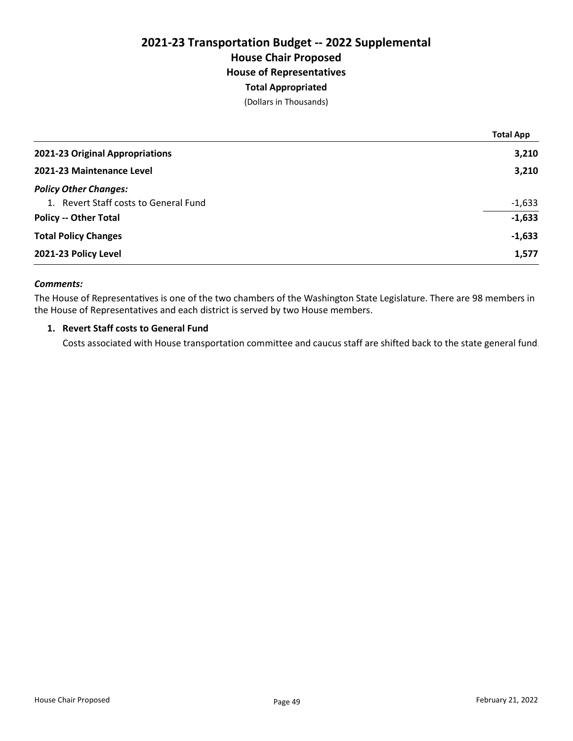# 2021-23 Transportation Budget -- 2022 Supplemental
## House Chair Proposed
### House of Representatives
**Total Appropriated**

(Dollars in Thousands)

| | Total App |
|---|---|
| **2021-23 Original Appropriations** | **3,210** |
| **2021-23 Maintenance Level** | **3,210** |
| ***Policy Other Changes:*** | |
| 1. Revert Staff costs to General Fund | -1,633 |
| **Policy -- Other Total** | **-1,633** |
| **Total Policy Changes** | **-1,633** |
| **2021-23 Policy Level** | **1,577** |

***Comments:***

The House of Representatives is one of the two chambers of the Washington State Legislature. There are 98 members in the House of Representatives and each district is served by two House members.

**1. Revert Staff costs to General Fund**

Costs associated with House transportation committee and caucus staff are shifted back to the state general fund.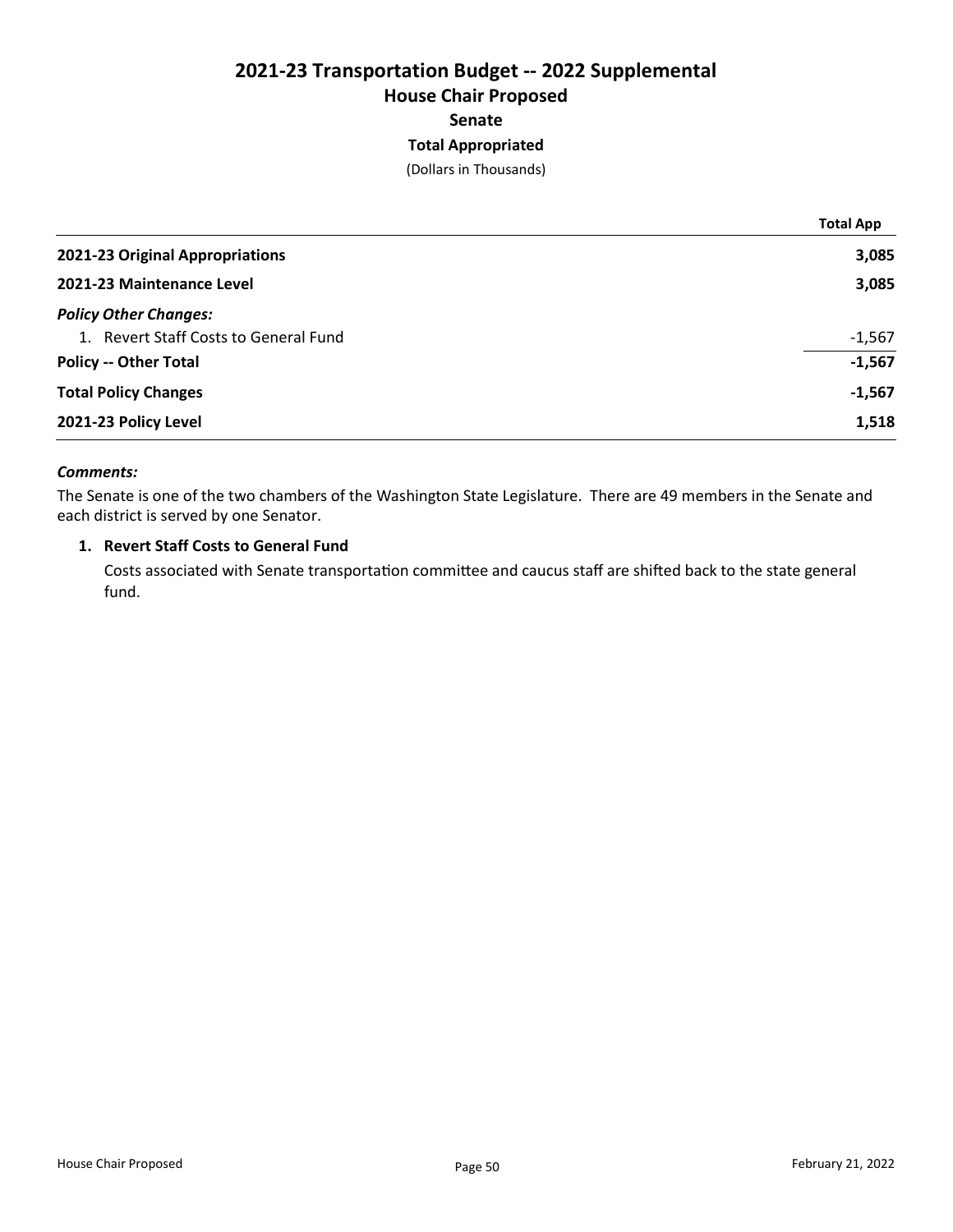# 2021-23 Transportation Budget -- 2022 Supplemental

## House Chair Proposed

### Senate

**Total Appropriated**

(Dollars in Thousands)

| | Total App |
|---|---|
| **2021-23 Original Appropriations** | **3,085** |
| **2021-23 Maintenance Level** | **3,085** |
| ***Policy Other Changes:*** | |
| 1. Revert Staff Costs to General Fund | -1,567 |
| **Policy -- Other Total** | **-1,567** |
| **Total Policy Changes** | **-1,567** |
| **2021-23 Policy Level** | **1,518** |

***Comments:***

The Senate is one of the two chambers of the Washington State Legislature. There are 49 members in the Senate and each district is served by one Senator.

1. **Revert Staff Costs to General Fund**

   Costs associated with Senate transportation committee and caucus staff are shifted back to the state general fund.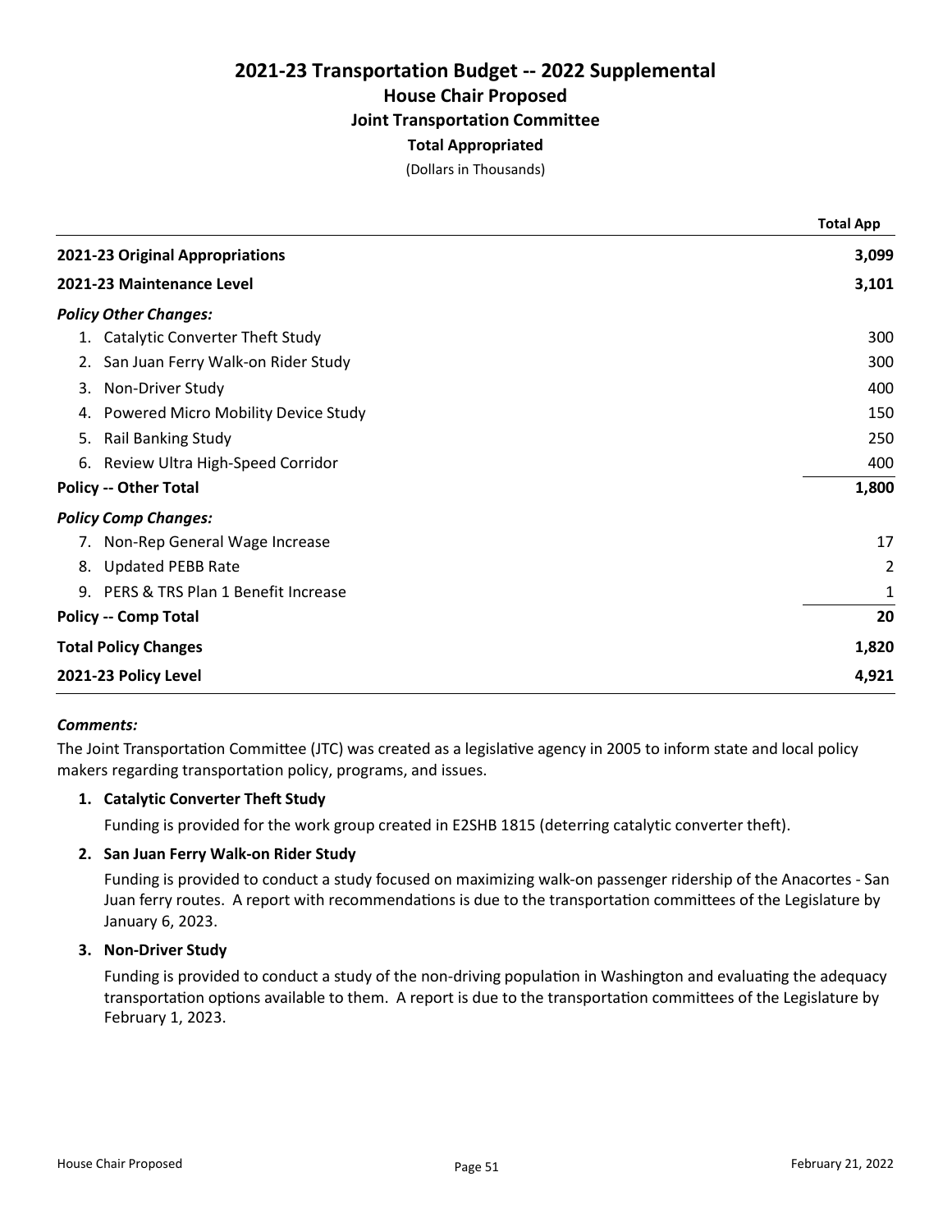# 2021-23 Transportation Budget -- 2022 Supplemental

## House Chair Proposed

### Joint Transportation Committee

**Total Appropriated**

(Dollars in Thousands)

| | Total App |
|---|---|
| **2021-23 Original Appropriations** | **3,099** |
| **2021-23 Maintenance Level** | **3,101** |
| ***Policy Other Changes:*** | |
| 1. Catalytic Converter Theft Study | 300 |
| 2. San Juan Ferry Walk-on Rider Study | 300 |
| 3. Non-Driver Study | 400 |
| 4. Powered Micro Mobility Device Study | 150 |
| 5. Rail Banking Study | 250 |
| 6. Review Ultra High-Speed Corridor | 400 |
| **Policy -- Other Total** | **1,800** |
| ***Policy Comp Changes:*** | |
| 7. Non-Rep General Wage Increase | 17 |
| 8. Updated PEBB Rate | 2 |
| 9. PERS & TRS Plan 1 Benefit Increase | 1 |
| **Policy -- Comp Total** | **20** |
| **Total Policy Changes** | **1,820** |
| **2021-23 Policy Level** | **4,921** |

***Comments:***

The Joint Transportation Committee (JTC) was created as a legislative agency in 2005 to inform state and local policy makers regarding transportation policy, programs, and issues.

**1. Catalytic Converter Theft Study**

Funding is provided for the work group created in E2SHB 1815 (deterring catalytic converter theft).

**2. San Juan Ferry Walk-on Rider Study**

Funding is provided to conduct a study focused on maximizing walk-on passenger ridership of the Anacortes - San Juan ferry routes. A report with recommendations is due to the transportation committees of the Legislature by January 6, 2023.

**3. Non-Driver Study**

Funding is provided to conduct a study of the non-driving population in Washington and evaluating the adequacy transportation options available to them. A report is due to the transportation committees of the Legislature by February 1, 2023.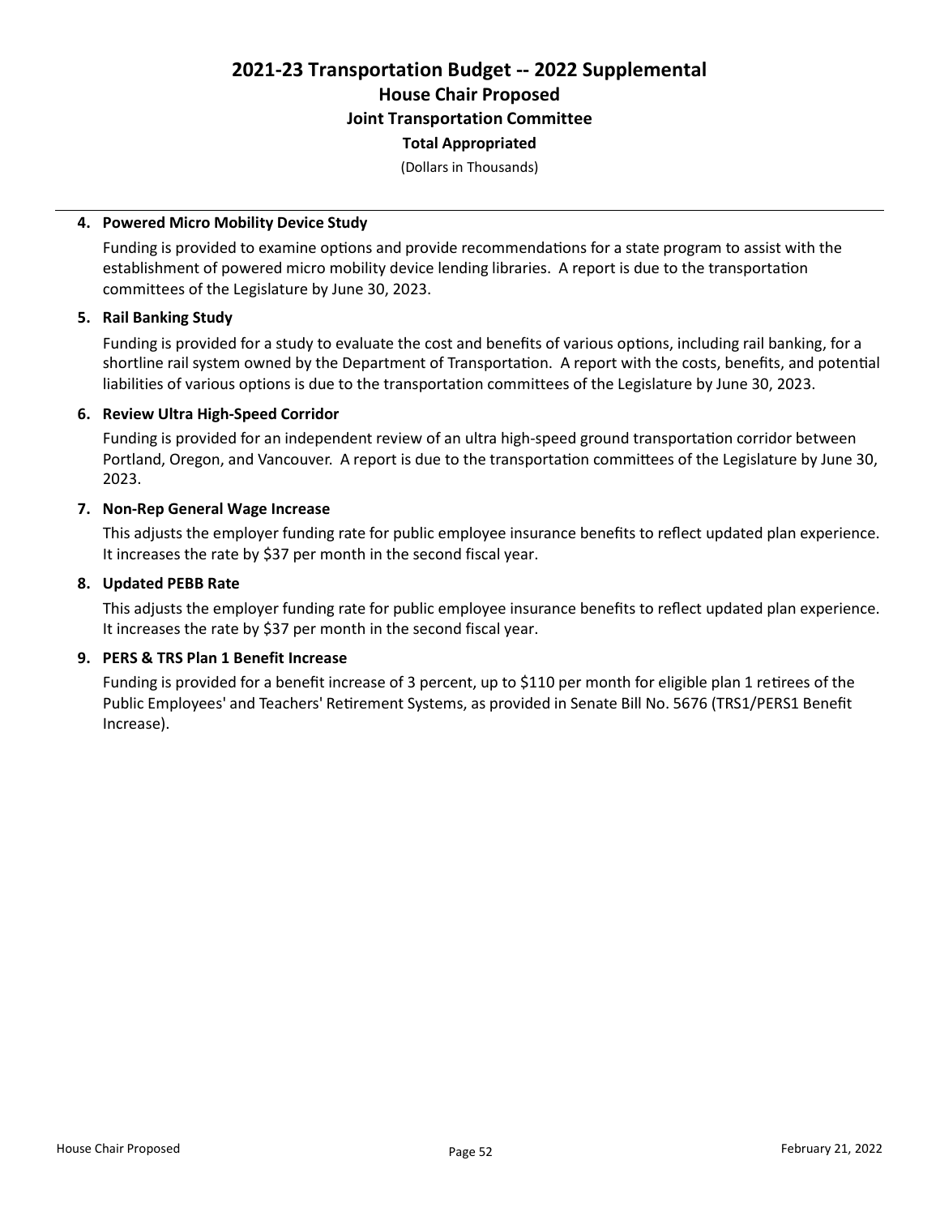# 2021-23 Transportation Budget -- 2022 Supplemental

## House Chair Proposed

### Joint Transportation Committee

**Total Appropriated**

(Dollars in Thousands)

---

**4. Powered Micro Mobility Device Study**

Funding is provided to examine options and provide recommendations for a state program to assist with the establishment of powered micro mobility device lending libraries. A report is due to the transportation committees of the Legislature by June 30, 2023.

**5. Rail Banking Study**

Funding is provided for a study to evaluate the cost and benefits of various options, including rail banking, for a shortline rail system owned by the Department of Transportation. A report with the costs, benefits, and potential liabilities of various options is due to the transportation committees of the Legislature by June 30, 2023.

**6. Review Ultra High-Speed Corridor**

Funding is provided for an independent review of an ultra high-speed ground transportation corridor between Portland, Oregon, and Vancouver. A report is due to the transportation committees of the Legislature by June 30, 2023.

**7. Non-Rep General Wage Increase**

This adjusts the employer funding rate for public employee insurance benefits to reflect updated plan experience. It increases the rate by $37 per month in the second fiscal year.

**8. Updated PEBB Rate**

This adjusts the employer funding rate for public employee insurance benefits to reflect updated plan experience. It increases the rate by $37 per month in the second fiscal year.

**9. PERS & TRS Plan 1 Benefit Increase**

Funding is provided for a benefit increase of 3 percent, up to $110 per month for eligible plan 1 retirees of the Public Employees' and Teachers' Retirement Systems, as provided in Senate Bill No. 5676 (TRS1/PERS1 Benefit Increase).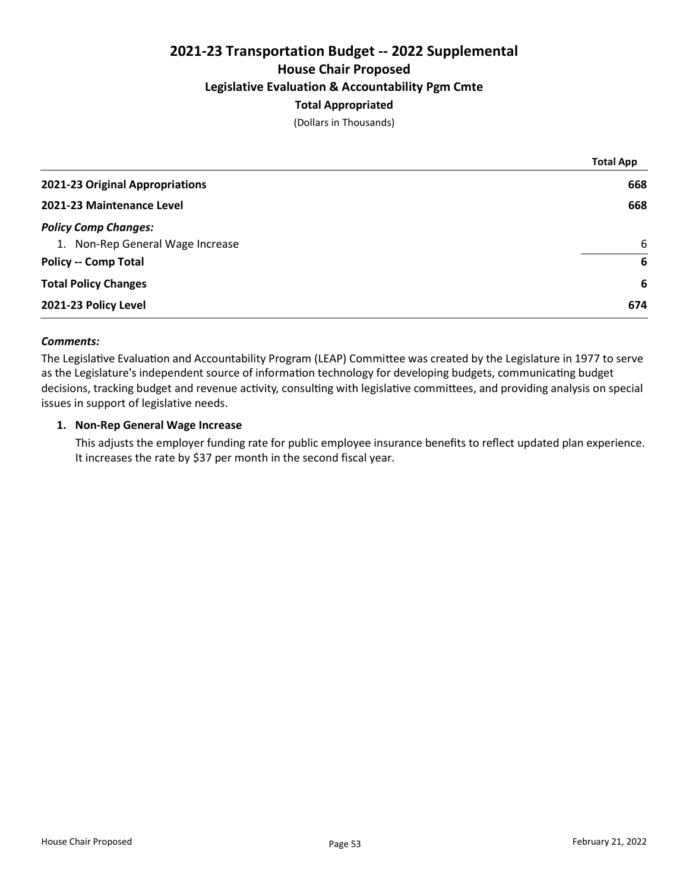# 2021-23 Transportation Budget -- 2022 Supplemental

## House Chair Proposed

### Legislative Evaluation & Accountability Pgm Cmte

**Total Appropriated**

(Dollars in Thousands)

| | Total App |
|---|---|
| **2021-23 Original Appropriations** | **668** |
| **2021-23 Maintenance Level** | **668** |
| ***Policy Comp Changes:*** | |
| 1. Non-Rep General Wage Increase | 6 |
| **Policy -- Comp Total** | **6** |
| **Total Policy Changes** | **6** |
| **2021-23 Policy Level** | **674** |

***Comments:***

The Legislative Evaluation and Accountability Program (LEAP) Committee was created by the Legislature in 1977 to serve as the Legislature's independent source of information technology for developing budgets, communicating budget decisions, tracking budget and revenue activity, consulting with legislative committees, and providing analysis on special issues in support of legislative needs.

**1. Non-Rep General Wage Increase**

This adjusts the employer funding rate for public employee insurance benefits to reflect updated plan experience. It increases the rate by $37 per month in the second fiscal year.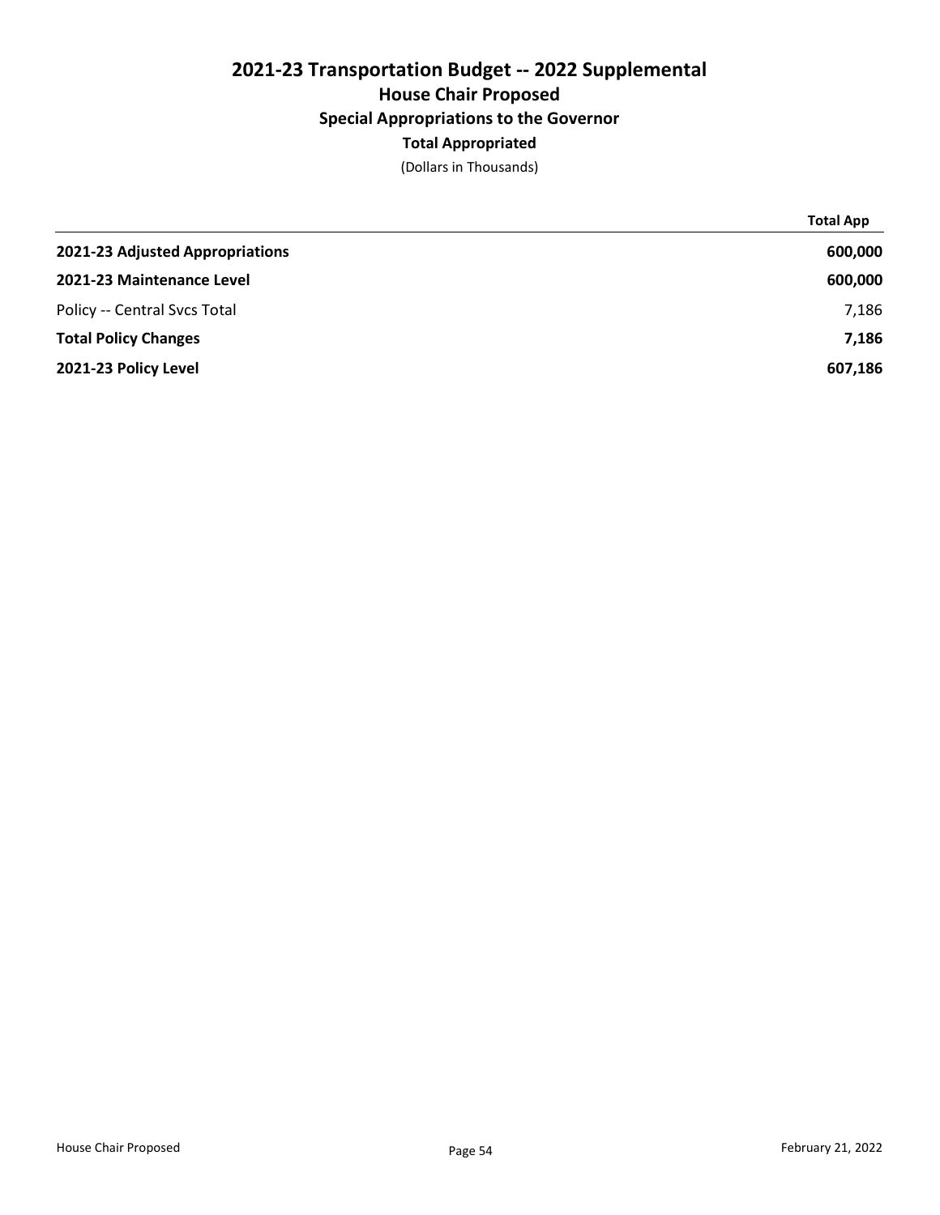# 2021-23 Transportation Budget -- 2022 Supplemental

## House Chair Proposed

### Special Appropriations to the Governor

#### Total Appropriated

(Dollars in Thousands)

| | Total App |
|---|---|
| **2021-23 Adjusted Appropriations** | **600,000** |
| **2021-23 Maintenance Level** | **600,000** |
| Policy -- Central Svcs Total | 7,186 |
| **Total Policy Changes** | **7,186** |
| **2021-23 Policy Level** | **607,186** |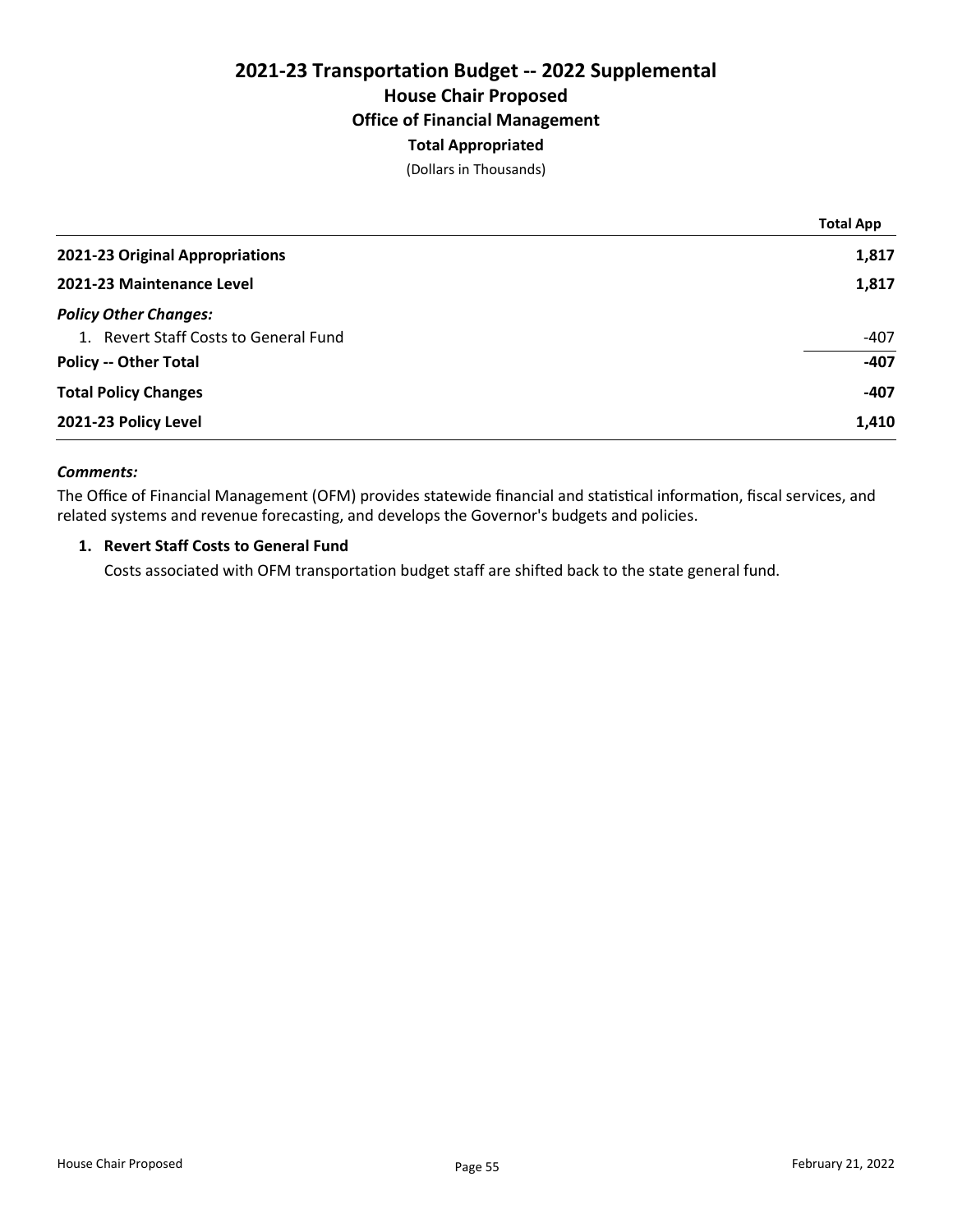# 2021-23 Transportation Budget -- 2022 Supplemental

## House Chair Proposed

### Office of Financial Management

**Total Appropriated**

(Dollars in Thousands)

| | Total App |
|---|---|
| **2021-23 Original Appropriations** | **1,817** |
| **2021-23 Maintenance Level** | **1,817** |
| ***Policy Other Changes:*** | |
| 1. Revert Staff Costs to General Fund | -407 |
| **Policy -- Other Total** | **-407** |
| **Total Policy Changes** | **-407** |
| **2021-23 Policy Level** | **1,410** |

***Comments:***

The Office of Financial Management (OFM) provides statewide financial and statistical information, fiscal services, and related systems and revenue forecasting, and develops the Governor's budgets and policies.

1. **Revert Staff Costs to General Fund**

   Costs associated with OFM transportation budget staff are shifted back to the state general fund.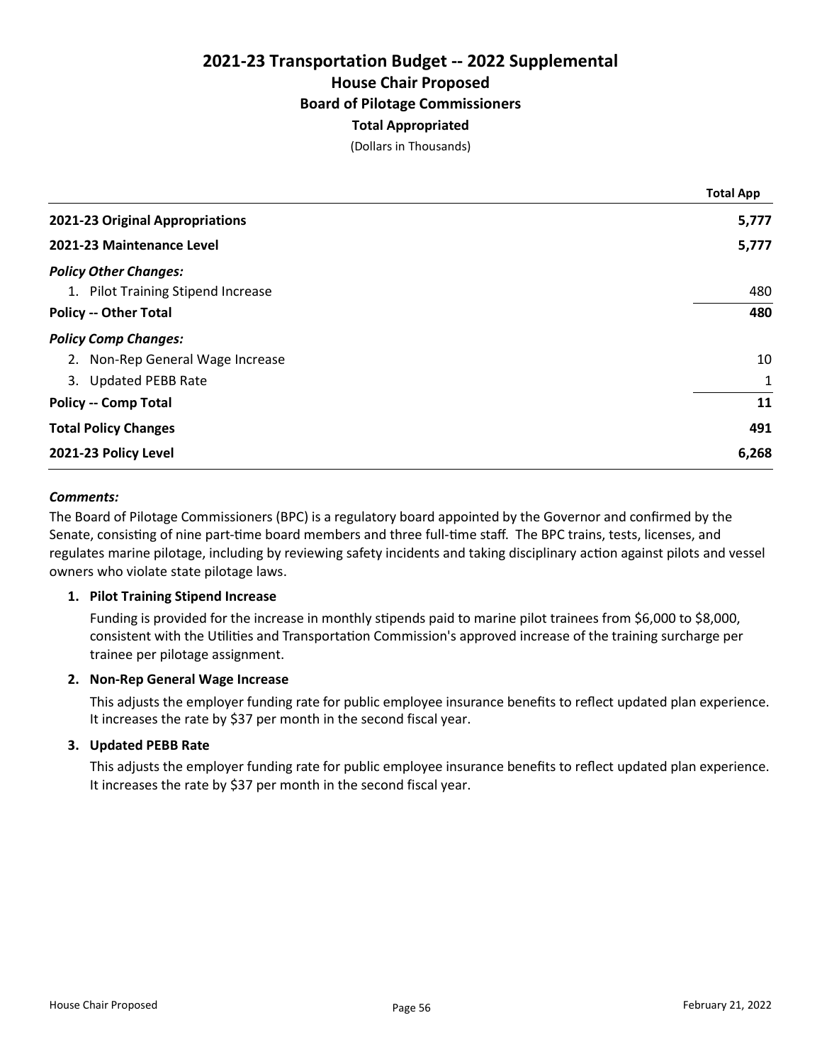# 2021-23 Transportation Budget -- 2022 Supplemental

## House Chair Proposed

### Board of Pilotage Commissioners

**Total Appropriated**

(Dollars in Thousands)

| | Total App |
|---|---|
| **2021-23 Original Appropriations** | **5,777** |
| **2021-23 Maintenance Level** | **5,777** |
| ***Policy Other Changes:*** | |
| 1. Pilot Training Stipend Increase | 480 |
| **Policy -- Other Total** | **480** |
| ***Policy Comp Changes:*** | |
| 2. Non-Rep General Wage Increase | 10 |
| 3. Updated PEBB Rate | 1 |
| **Policy -- Comp Total** | **11** |
| **Total Policy Changes** | **491** |
| **2021-23 Policy Level** | **6,268** |

***Comments:***

The Board of Pilotage Commissioners (BPC) is a regulatory board appointed by the Governor and confirmed by the Senate, consisting of nine part-time board members and three full-time staff. The BPC trains, tests, licenses, and regulates marine pilotage, including by reviewing safety incidents and taking disciplinary action against pilots and vessel owners who violate state pilotage laws.

**1. Pilot Training Stipend Increase**

Funding is provided for the increase in monthly stipends paid to marine pilot trainees from $6,000 to $8,000, consistent with the Utilities and Transportation Commission's approved increase of the training surcharge per trainee per pilotage assignment.

**2. Non-Rep General Wage Increase**

This adjusts the employer funding rate for public employee insurance benefits to reflect updated plan experience. It increases the rate by $37 per month in the second fiscal year.

**3. Updated PEBB Rate**

This adjusts the employer funding rate for public employee insurance benefits to reflect updated plan experience. It increases the rate by $37 per month in the second fiscal year.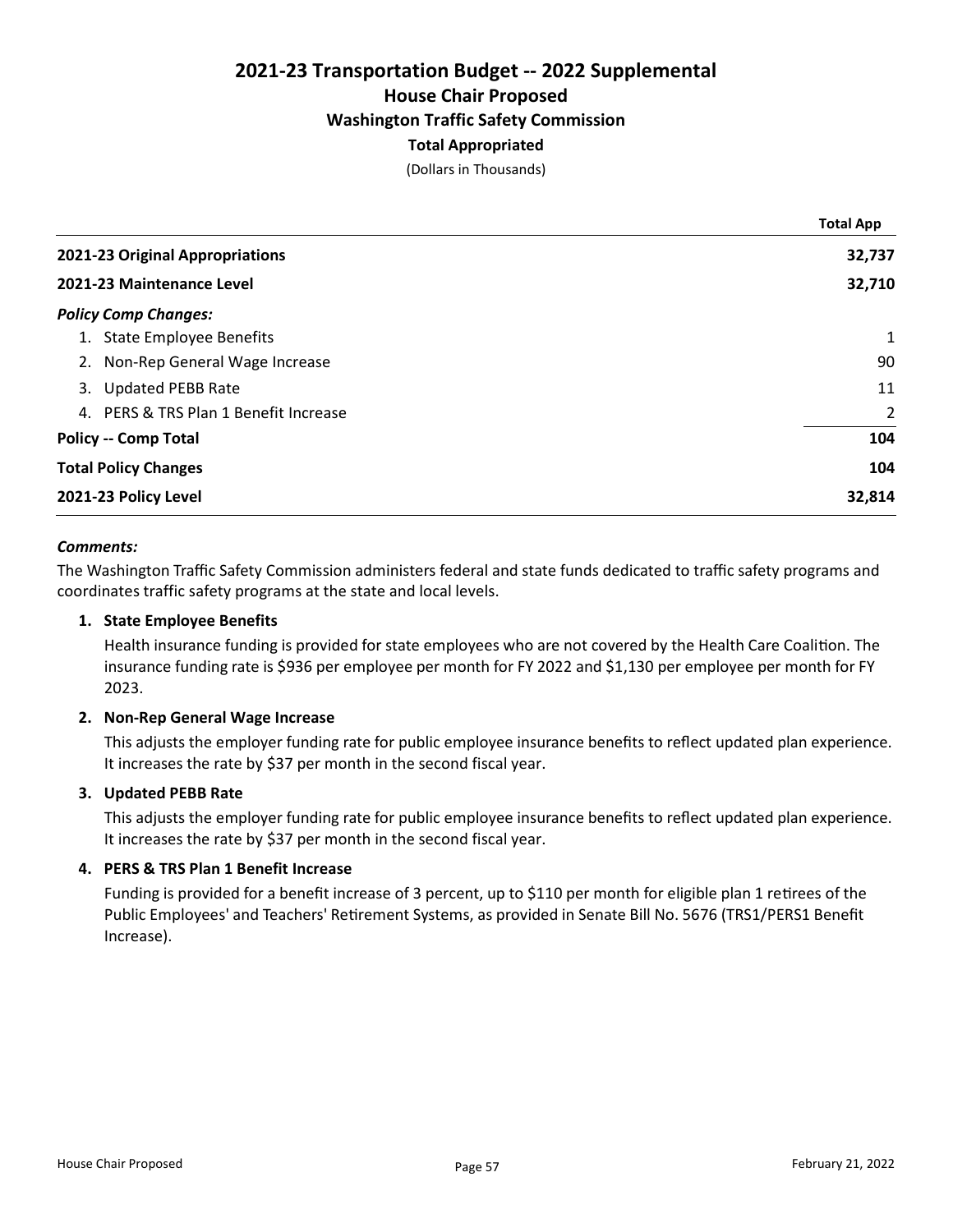# 2021-23 Transportation Budget -- 2022 Supplemental

## House Chair Proposed

### Washington Traffic Safety Commission

**Total Appropriated**

(Dollars in Thousands)

| | Total App |
|---|---|
| **2021-23 Original Appropriations** | **32,737** |
| **2021-23 Maintenance Level** | **32,710** |
| ***Policy Comp Changes:*** | |
| 1. State Employee Benefits | 1 |
| 2. Non-Rep General Wage Increase | 90 |
| 3. Updated PEBB Rate | 11 |
| 4. PERS & TRS Plan 1 Benefit Increase | 2 |
| **Policy -- Comp Total** | **104** |
| **Total Policy Changes** | **104** |
| **2021-23 Policy Level** | **32,814** |

***Comments:***

The Washington Traffic Safety Commission administers federal and state funds dedicated to traffic safety programs and coordinates traffic safety programs at the state and local levels.

**1. State Employee Benefits**

Health insurance funding is provided for state employees who are not covered by the Health Care Coalition. The insurance funding rate is $936 per employee per month for FY 2022 and $1,130 per employee per month for FY 2023.

**2. Non-Rep General Wage Increase**

This adjusts the employer funding rate for public employee insurance benefits to reflect updated plan experience. It increases the rate by $37 per month in the second fiscal year.

**3. Updated PEBB Rate**

This adjusts the employer funding rate for public employee insurance benefits to reflect updated plan experience. It increases the rate by $37 per month in the second fiscal year.

**4. PERS & TRS Plan 1 Benefit Increase**

Funding is provided for a benefit increase of 3 percent, up to $110 per month for eligible plan 1 retirees of the Public Employees' and Teachers' Retirement Systems, as provided in Senate Bill No. 5676 (TRS1/PERS1 Benefit Increase).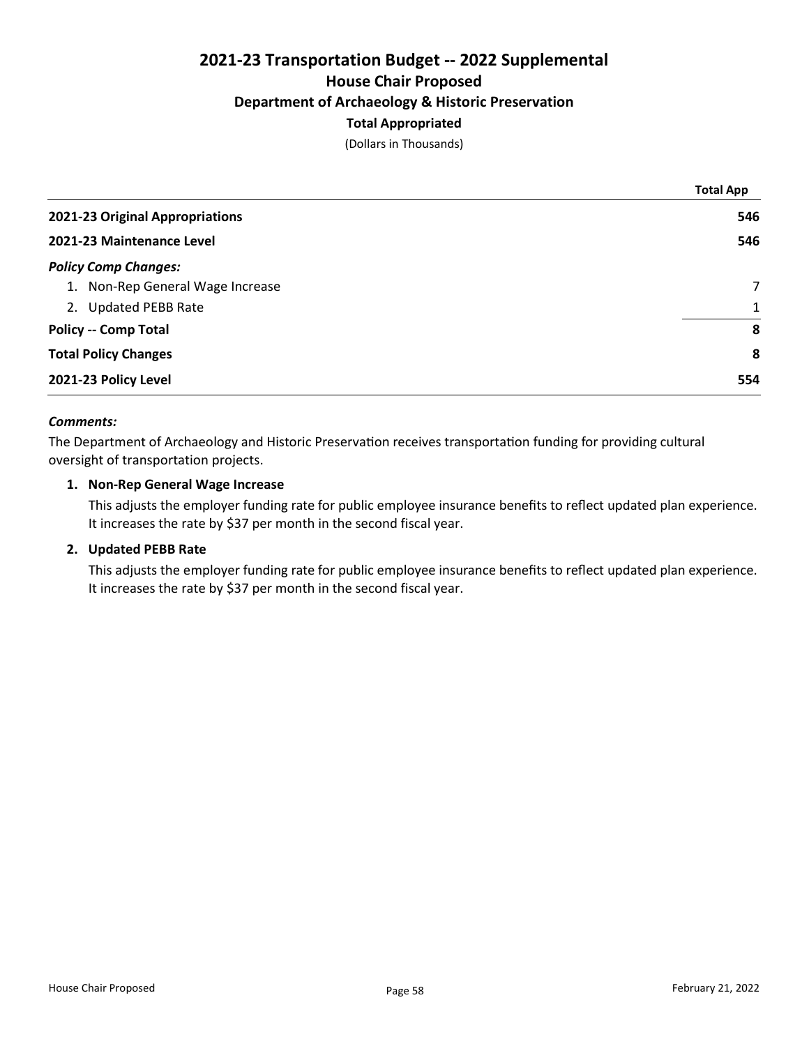# 2021-23 Transportation Budget -- 2022 Supplemental

## House Chair Proposed

### Department of Archaeology & Historic Preservation

**Total Appropriated**

(Dollars in Thousands)

| | Total App |
|---|---|
| **2021-23 Original Appropriations** | **546** |
| **2021-23 Maintenance Level** | **546** |
| ***Policy Comp Changes:*** | |
| 1. Non-Rep General Wage Increase | 7 |
| 2. Updated PEBB Rate | 1 |
| **Policy -- Comp Total** | **8** |
| **Total Policy Changes** | **8** |
| **2021-23 Policy Level** | **554** |

***Comments:***

The Department of Archaeology and Historic Preservation receives transportation funding for providing cultural oversight of transportation projects.

**1. Non-Rep General Wage Increase**

This adjusts the employer funding rate for public employee insurance benefits to reflect updated plan experience. It increases the rate by $37 per month in the second fiscal year.

**2. Updated PEBB Rate**

This adjusts the employer funding rate for public employee insurance benefits to reflect updated plan experience. It increases the rate by $37 per month in the second fiscal year.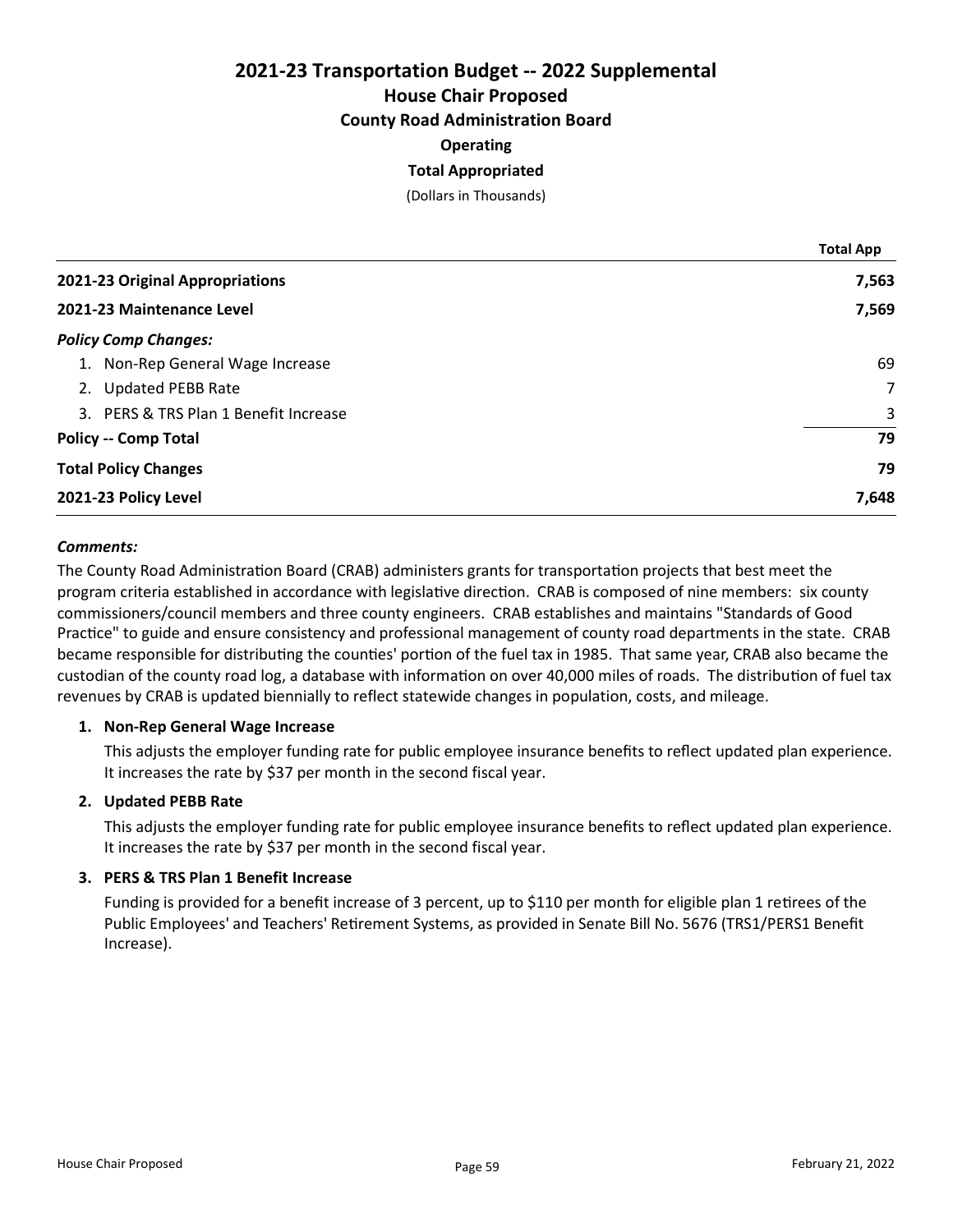# 2021-23 Transportation Budget -- 2022 Supplemental

## House Chair Proposed

### County Road Administration Board

**Operating**

**Total Appropriated**

(Dollars in Thousands)

| | Total App |
|---|---|
| **2021-23 Original Appropriations** | **7,563** |
| **2021-23 Maintenance Level** | **7,569** |
| ***Policy Comp Changes:*** | |
| 1. Non-Rep General Wage Increase | 69 |
| 2. Updated PEBB Rate | 7 |
| 3. PERS & TRS Plan 1 Benefit Increase | 3 |
| **Policy -- Comp Total** | **79** |
| **Total Policy Changes** | **79** |
| **2021-23 Policy Level** | **7,648** |

***Comments:***

The County Road Administration Board (CRAB) administers grants for transportation projects that best meet the program criteria established in accordance with legislative direction. CRAB is composed of nine members: six county commissioners/council members and three county engineers. CRAB establishes and maintains "Standards of Good Practice" to guide and ensure consistency and professional management of county road departments in the state. CRAB became responsible for distributing the counties' portion of the fuel tax in 1985. That same year, CRAB also became the custodian of the county road log, a database with information on over 40,000 miles of roads. The distribution of fuel tax revenues by CRAB is updated biennially to reflect statewide changes in population, costs, and mileage.

1. **Non-Rep General Wage Increase**

   This adjusts the employer funding rate for public employee insurance benefits to reflect updated plan experience. It increases the rate by $37 per month in the second fiscal year.

2. **Updated PEBB Rate**

   This adjusts the employer funding rate for public employee insurance benefits to reflect updated plan experience. It increases the rate by $37 per month in the second fiscal year.

3. **PERS & TRS Plan 1 Benefit Increase**

   Funding is provided for a benefit increase of 3 percent, up to $110 per month for eligible plan 1 retirees of the Public Employees' and Teachers' Retirement Systems, as provided in Senate Bill No. 5676 (TRS1/PERS1 Benefit Increase).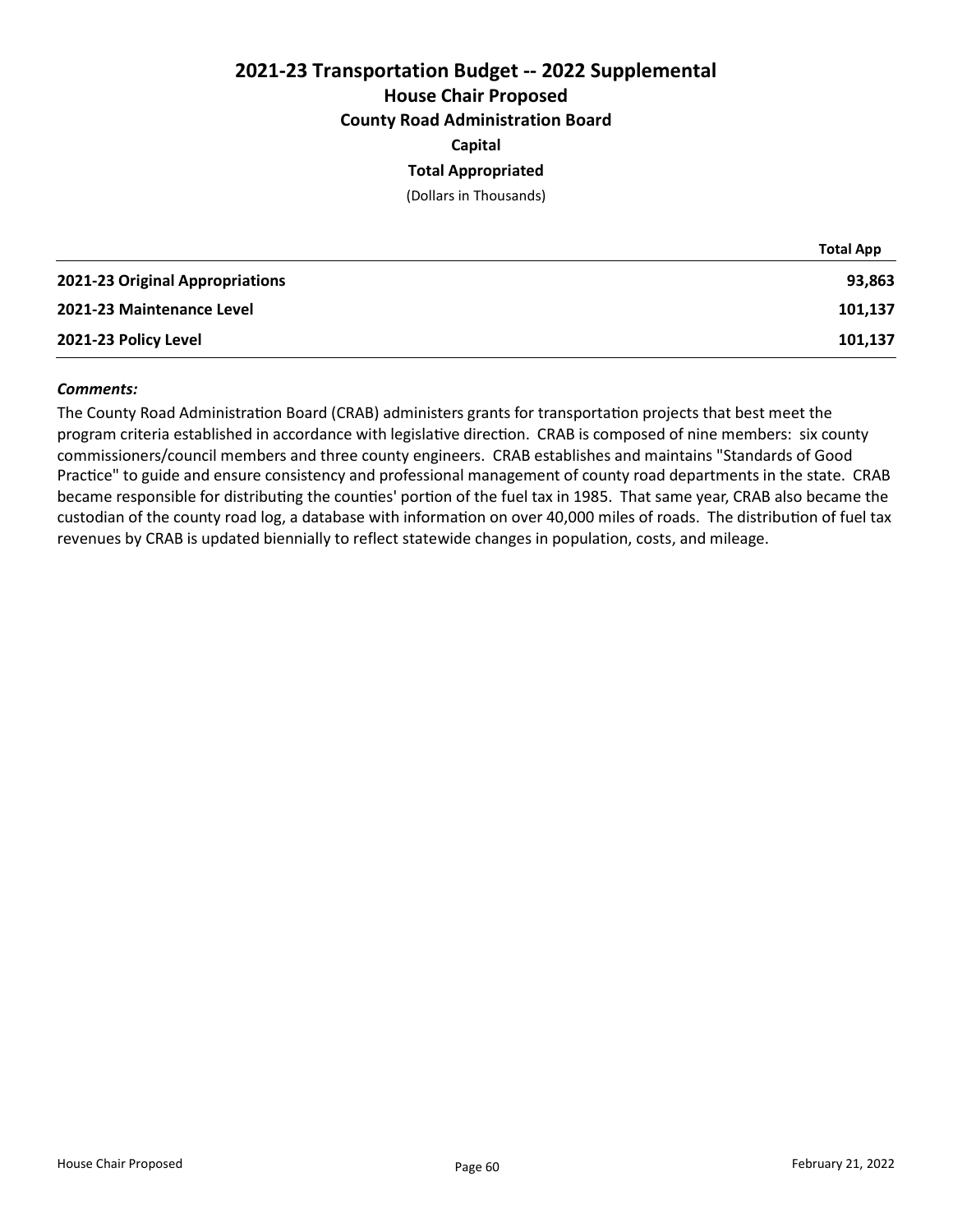# 2021-23 Transportation Budget -- 2022 Supplemental

## House Chair Proposed

### County Road Administration Board

**Capital**

**Total Appropriated**

(Dollars in Thousands)

| | Total App |
|---|---|
| **2021-23 Original Appropriations** | **93,863** |
| **2021-23 Maintenance Level** | **101,137** |
| **2021-23 Policy Level** | **101,137** |

***Comments:***

The County Road Administration Board (CRAB) administers grants for transportation projects that best meet the program criteria established in accordance with legislative direction. CRAB is composed of nine members: six county commissioners/council members and three county engineers. CRAB establishes and maintains "Standards of Good Practice" to guide and ensure consistency and professional management of county road departments in the state. CRAB became responsible for distributing the counties' portion of the fuel tax in 1985. That same year, CRAB also became the custodian of the county road log, a database with information on over 40,000 miles of roads. The distribution of fuel tax revenues by CRAB is updated biennially to reflect statewide changes in population, costs, and mileage.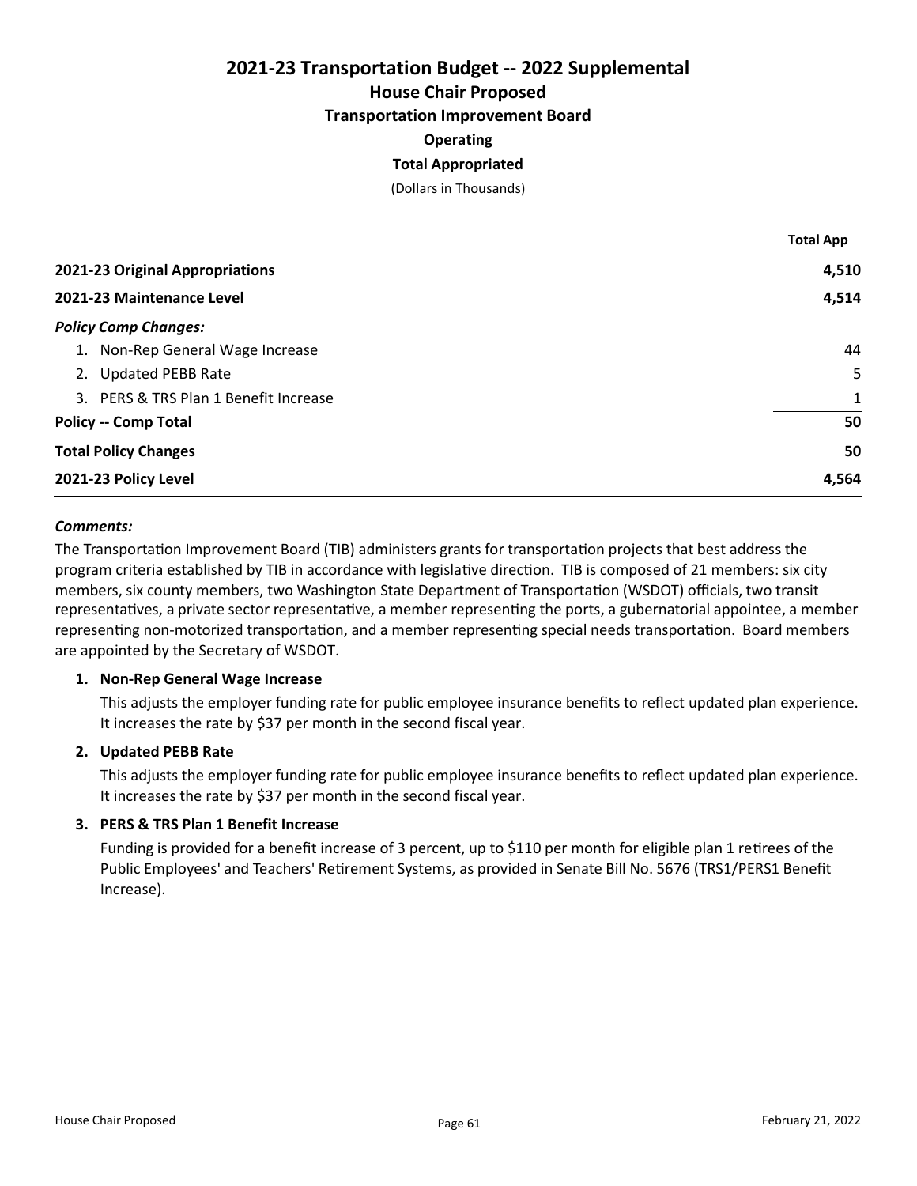# 2021-23 Transportation Budget -- 2022 Supplemental

## House Chair Proposed

### Transportation Improvement Board

**Operating**

**Total Appropriated**

(Dollars in Thousands)

| | Total App |
|---|---|
| **2021-23 Original Appropriations** | **4,510** |
| **2021-23 Maintenance Level** | **4,514** |
| ***Policy Comp Changes:*** | |
| 1. Non-Rep General Wage Increase | 44 |
| 2. Updated PEBB Rate | 5 |
| 3. PERS & TRS Plan 1 Benefit Increase | 1 |
| **Policy -- Comp Total** | **50** |
| **Total Policy Changes** | **50** |
| **2021-23 Policy Level** | **4,564** |

***Comments:***

The Transportation Improvement Board (TIB) administers grants for transportation projects that best address the program criteria established by TIB in accordance with legislative direction. TIB is composed of 21 members: six city members, six county members, two Washington State Department of Transportation (WSDOT) officials, two transit representatives, a private sector representative, a member representing the ports, a gubernatorial appointee, a member representing non-motorized transportation, and a member representing special needs transportation. Board members are appointed by the Secretary of WSDOT.

1. **Non-Rep General Wage Increase**

   This adjusts the employer funding rate for public employee insurance benefits to reflect updated plan experience. It increases the rate by $37 per month in the second fiscal year.

2. **Updated PEBB Rate**

   This adjusts the employer funding rate for public employee insurance benefits to reflect updated plan experience. It increases the rate by $37 per month in the second fiscal year.

3. **PERS & TRS Plan 1 Benefit Increase**

   Funding is provided for a benefit increase of 3 percent, up to $110 per month for eligible plan 1 retirees of the Public Employees' and Teachers' Retirement Systems, as provided in Senate Bill No. 5676 (TRS1/PERS1 Benefit Increase).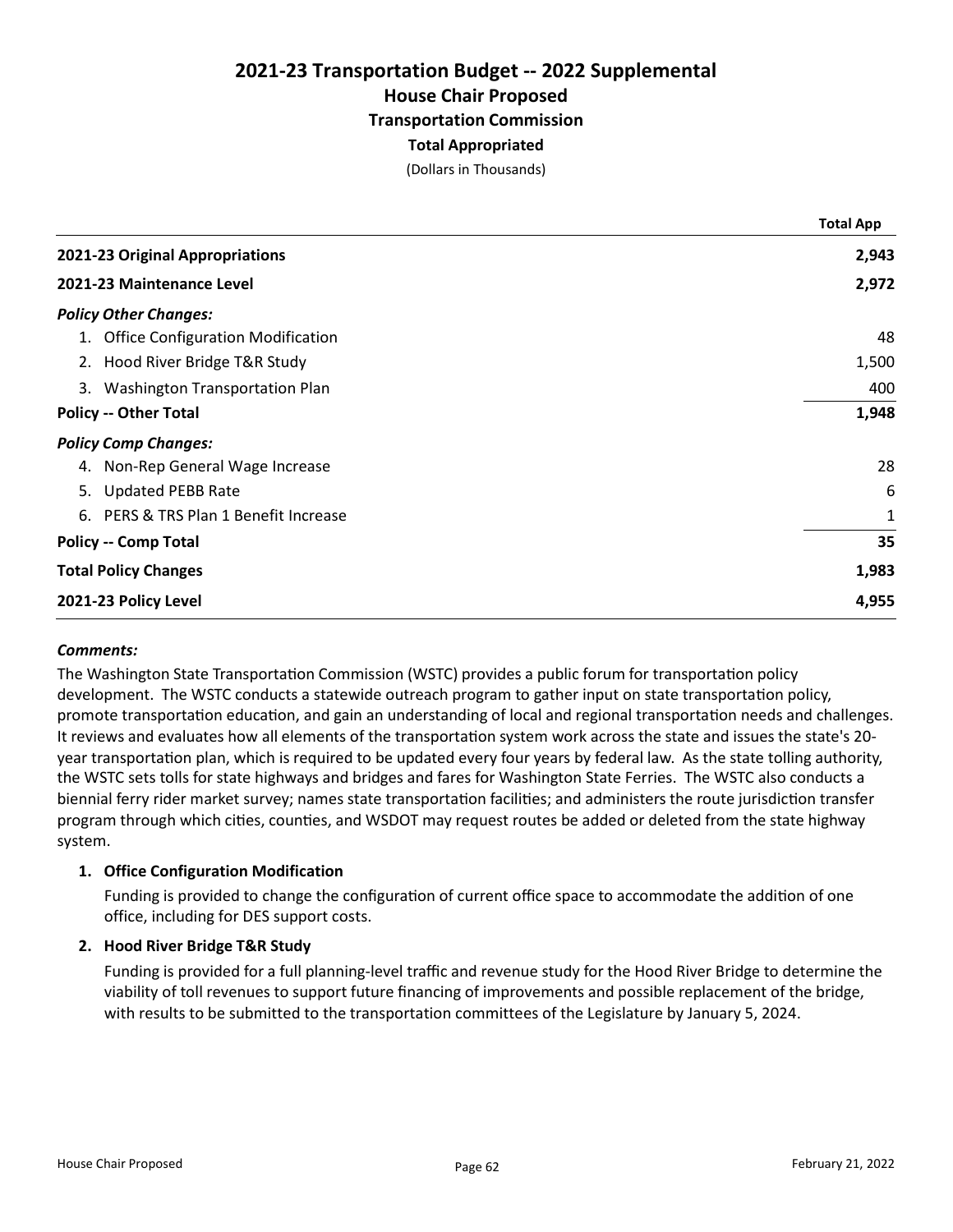# 2021-23 Transportation Budget -- 2022 Supplemental

## House Chair Proposed

### Transportation Commission

**Total Appropriated**

(Dollars in Thousands)

| | Total App |
|---|---|
| **2021-23 Original Appropriations** | **2,943** |
| **2021-23 Maintenance Level** | **2,972** |
| ***Policy Other Changes:*** | |
| 1. Office Configuration Modification | 48 |
| 2. Hood River Bridge T&R Study | 1,500 |
| 3. Washington Transportation Plan | 400 |
| **Policy -- Other Total** | **1,948** |
| ***Policy Comp Changes:*** | |
| 4. Non-Rep General Wage Increase | 28 |
| 5. Updated PEBB Rate | 6 |
| 6. PERS & TRS Plan 1 Benefit Increase | 1 |
| **Policy -- Comp Total** | **35** |
| **Total Policy Changes** | **1,983** |
| **2021-23 Policy Level** | **4,955** |

***Comments:***

The Washington State Transportation Commission (WSTC) provides a public forum for transportation policy development. The WSTC conducts a statewide outreach program to gather input on state transportation policy, promote transportation education, and gain an understanding of local and regional transportation needs and challenges. It reviews and evaluates how all elements of the transportation system work across the state and issues the state's 20-year transportation plan, which is required to be updated every four years by federal law. As the state tolling authority, the WSTC sets tolls for state highways and bridges and fares for Washington State Ferries. The WSTC also conducts a biennial ferry rider market survey; names state transportation facilities; and administers the route jurisdiction transfer program through which cities, counties, and WSDOT may request routes be added or deleted from the state highway system.

1. **Office Configuration Modification**

   Funding is provided to change the configuration of current office space to accommodate the addition of one office, including for DES support costs.

2. **Hood River Bridge T&R Study**

   Funding is provided for a full planning-level traffic and revenue study for the Hood River Bridge to determine the viability of toll revenues to support future financing of improvements and possible replacement of the bridge, with results to be submitted to the transportation committees of the Legislature by January 5, 2024.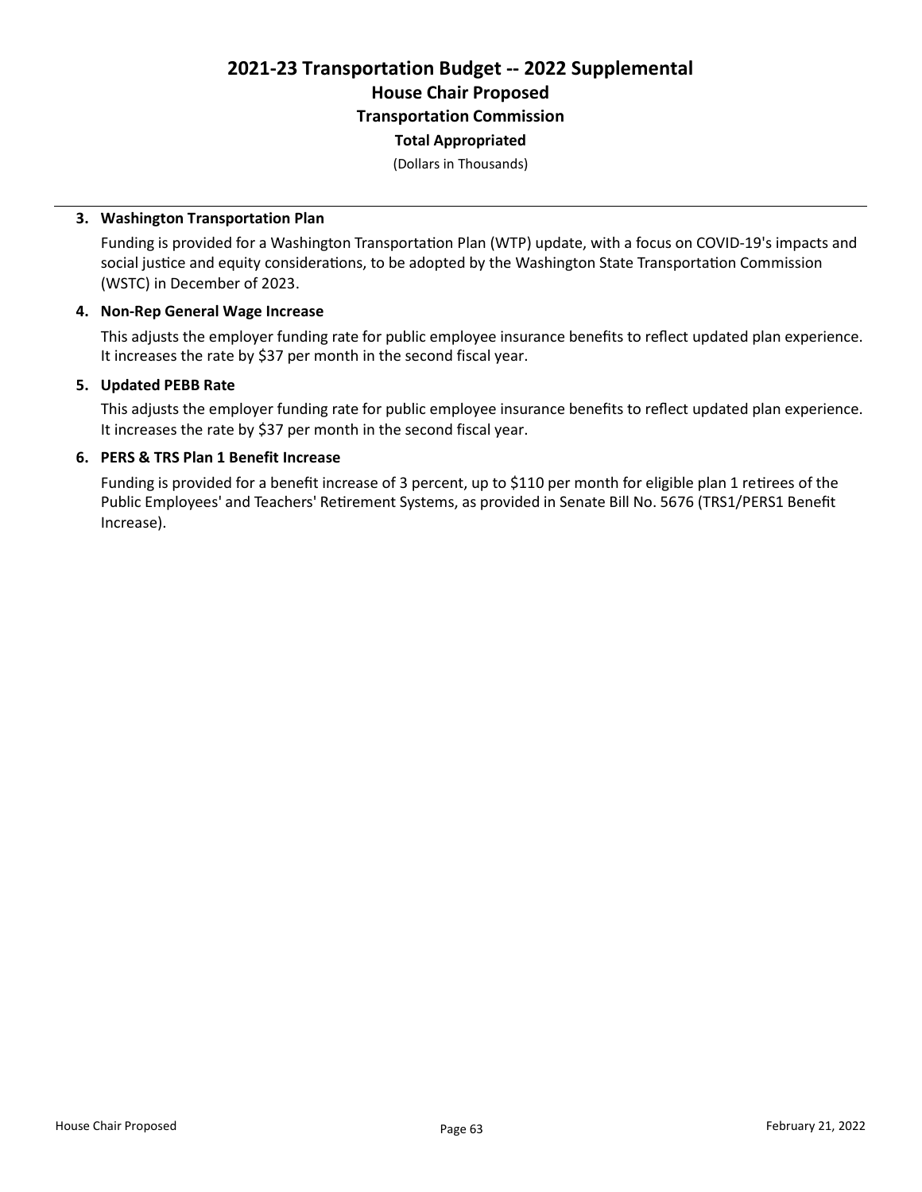# 2021-23 Transportation Budget -- 2022 Supplemental

## House Chair Proposed

## Transportation Commission

### Total Appropriated

(Dollars in Thousands)

---

**3. Washington Transportation Plan**

Funding is provided for a Washington Transportation Plan (WTP) update, with a focus on COVID-19's impacts and social justice and equity considerations, to be adopted by the Washington State Transportation Commission (WSTC) in December of 2023.

**4. Non-Rep General Wage Increase**

This adjusts the employer funding rate for public employee insurance benefits to reflect updated plan experience. It increases the rate by $37 per month in the second fiscal year.

**5. Updated PEBB Rate**

This adjusts the employer funding rate for public employee insurance benefits to reflect updated plan experience. It increases the rate by $37 per month in the second fiscal year.

**6. PERS & TRS Plan 1 Benefit Increase**

Funding is provided for a benefit increase of 3 percent, up to $110 per month for eligible plan 1 retirees of the Public Employees' and Teachers' Retirement Systems, as provided in Senate Bill No. 5676 (TRS1/PERS1 Benefit Increase).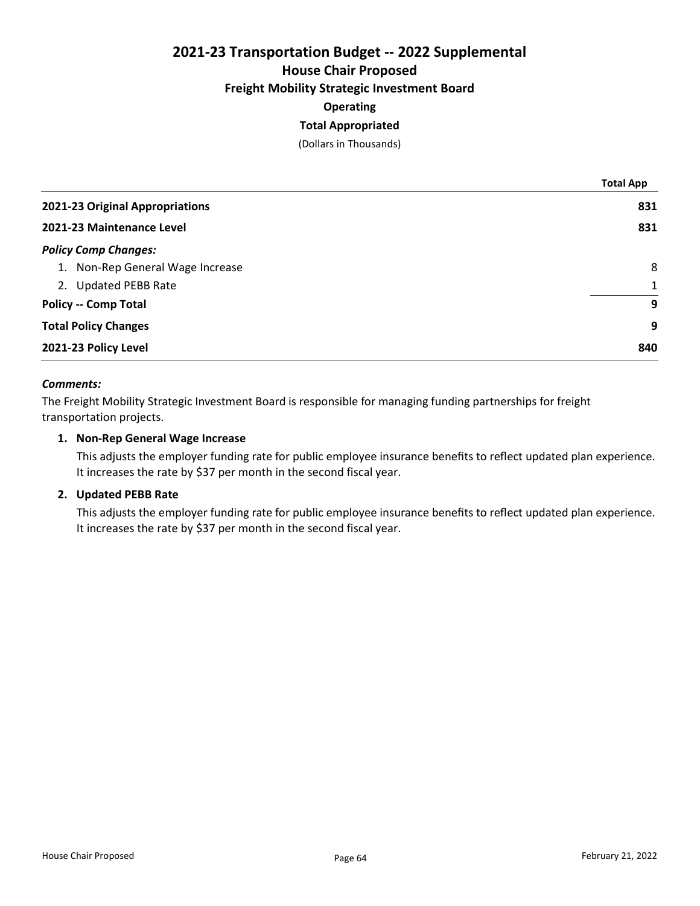# 2021-23 Transportation Budget -- 2022 Supplemental

## House Chair Proposed

### Freight Mobility Strategic Investment Board

**Operating**

**Total Appropriated**

(Dollars in Thousands)

| | Total App |
|---|---|
| **2021-23 Original Appropriations** | **831** |
| **2021-23 Maintenance Level** | **831** |
| ***Policy Comp Changes:*** | |
| 1. Non-Rep General Wage Increase | 8 |
| 2. Updated PEBB Rate | 1 |
| **Policy -- Comp Total** | **9** |
| **Total Policy Changes** | **9** |
| **2021-23 Policy Level** | **840** |

***Comments:***

The Freight Mobility Strategic Investment Board is responsible for managing funding partnerships for freight transportation projects.

1. **Non-Rep General Wage Increase**

   This adjusts the employer funding rate for public employee insurance benefits to reflect updated plan experience. It increases the rate by $37 per month in the second fiscal year.

2. **Updated PEBB Rate**

   This adjusts the employer funding rate for public employee insurance benefits to reflect updated plan experience. It increases the rate by $37 per month in the second fiscal year.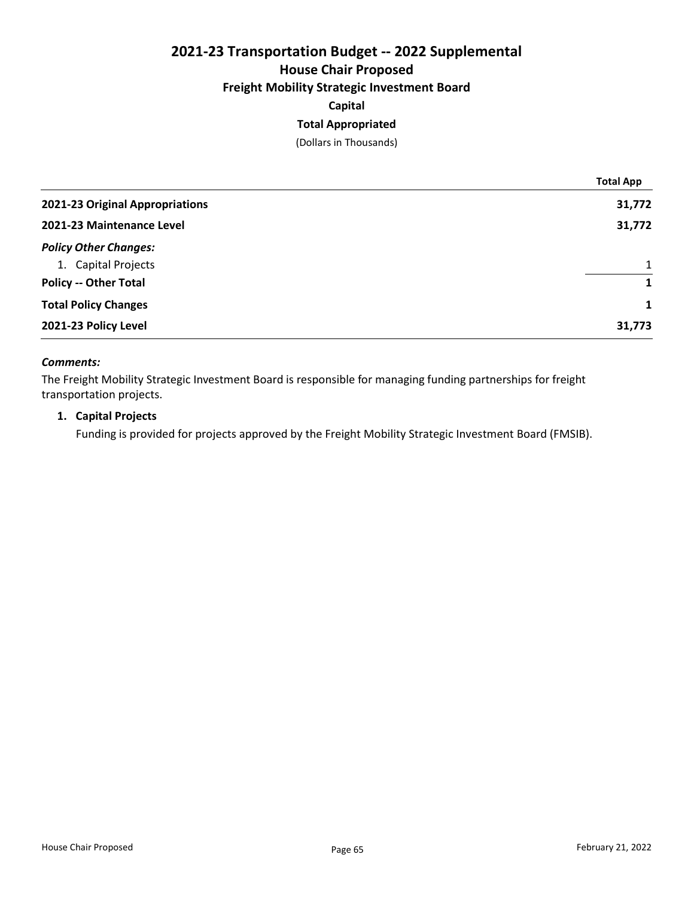# 2021-23 Transportation Budget -- 2022 Supplemental

## House Chair Proposed

### Freight Mobility Strategic Investment Board

**Capital**

**Total Appropriated**

(Dollars in Thousands)

| | Total App |
|---|---|
| **2021-23 Original Appropriations** | **31,772** |
| **2021-23 Maintenance Level** | **31,772** |
| ***Policy Other Changes:*** | |
| 1. Capital Projects | 1 |
| **Policy -- Other Total** | **1** |
| **Total Policy Changes** | **1** |
| **2021-23 Policy Level** | **31,773** |

***Comments:***

The Freight Mobility Strategic Investment Board is responsible for managing funding partnerships for freight transportation projects.

1. **Capital Projects**

   Funding is provided for projects approved by the Freight Mobility Strategic Investment Board (FMSIB).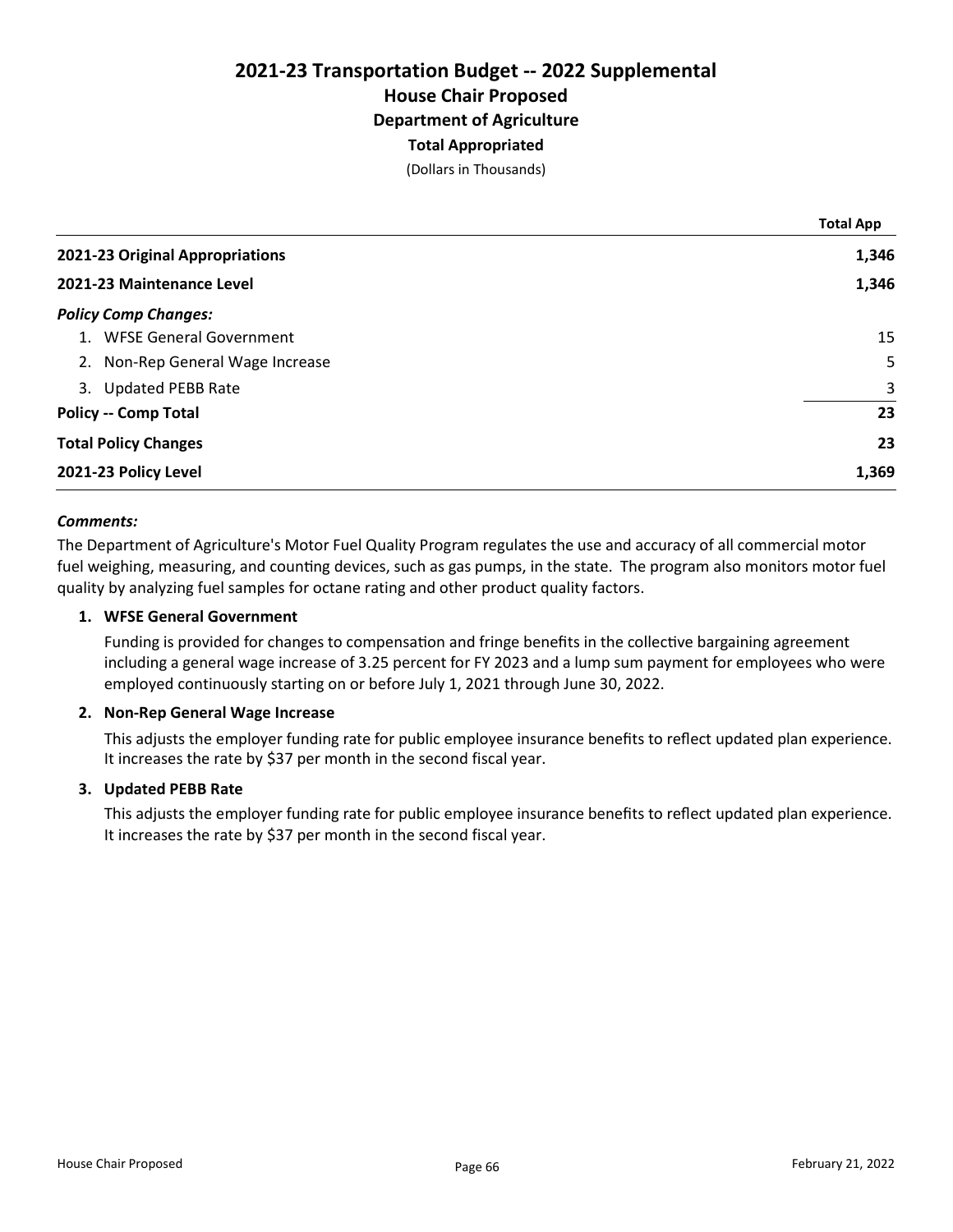# 2021-23 Transportation Budget -- 2022 Supplemental

## House Chair Proposed

### Department of Agriculture

**Total Appropriated**

(Dollars in Thousands)

| | Total App |
|---|---|
| **2021-23 Original Appropriations** | **1,346** |
| **2021-23 Maintenance Level** | **1,346** |
| ***Policy Comp Changes:*** | |
| 1. WFSE General Government | 15 |
| 2. Non-Rep General Wage Increase | 5 |
| 3. Updated PEBB Rate | 3 |
| **Policy -- Comp Total** | **23** |
| **Total Policy Changes** | **23** |
| **2021-23 Policy Level** | **1,369** |

***Comments:***

The Department of Agriculture's Motor Fuel Quality Program regulates the use and accuracy of all commercial motor fuel weighing, measuring, and counting devices, such as gas pumps, in the state. The program also monitors motor fuel quality by analyzing fuel samples for octane rating and other product quality factors.

1. **WFSE General Government**

   Funding is provided for changes to compensation and fringe benefits in the collective bargaining agreement including a general wage increase of 3.25 percent for FY 2023 and a lump sum payment for employees who were employed continuously starting on or before July 1, 2021 through June 30, 2022.

2. **Non-Rep General Wage Increase**

   This adjusts the employer funding rate for public employee insurance benefits to reflect updated plan experience. It increases the rate by $37 per month in the second fiscal year.

3. **Updated PEBB Rate**

   This adjusts the employer funding rate for public employee insurance benefits to reflect updated plan experience. It increases the rate by $37 per month in the second fiscal year.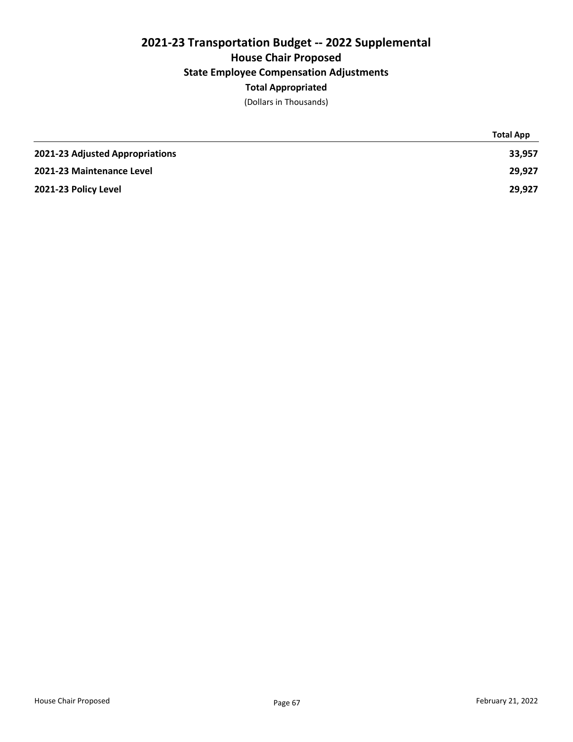# 2021-23 Transportation Budget -- 2022 Supplemental

## House Chair Proposed

### State Employee Compensation Adjustments

#### Total Appropriated

(Dollars in Thousands)

| | Total App |
|---|---|
| **2021-23 Adjusted Appropriations** | **33,957** |
| **2021-23 Maintenance Level** | **29,927** |
| **2021-23 Policy Level** | **29,927** |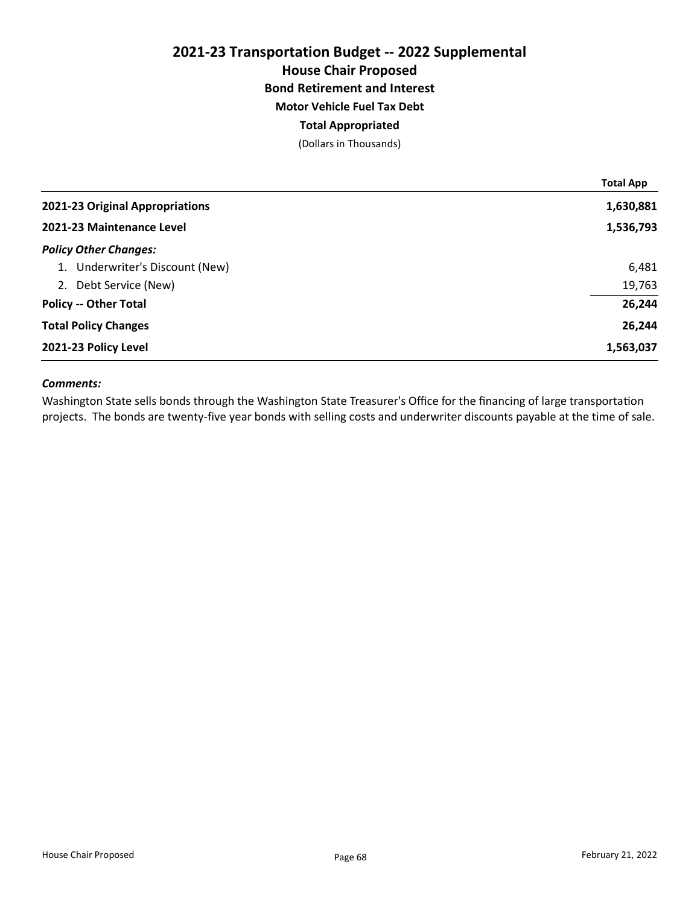# 2021-23 Transportation Budget -- 2022 Supplemental

## House Chair Proposed

### Bond Retirement and Interest

**Motor Vehicle Fuel Tax Debt**

**Total Appropriated**

(Dollars in Thousands)

| | Total App |
|---|---|
| **2021-23 Original Appropriations** | **1,630,881** |
| **2021-23 Maintenance Level** | **1,536,793** |
| ***Policy Other Changes:*** | |
| 1. Underwriter's Discount (New) | 6,481 |
| 2. Debt Service (New) | 19,763 |
| **Policy -- Other Total** | **26,244** |
| **Total Policy Changes** | **26,244** |
| **2021-23 Policy Level** | **1,563,037** |

***Comments:***

Washington State sells bonds through the Washington State Treasurer's Office for the financing of large transportation projects. The bonds are twenty-five year bonds with selling costs and underwriter discounts payable at the time of sale.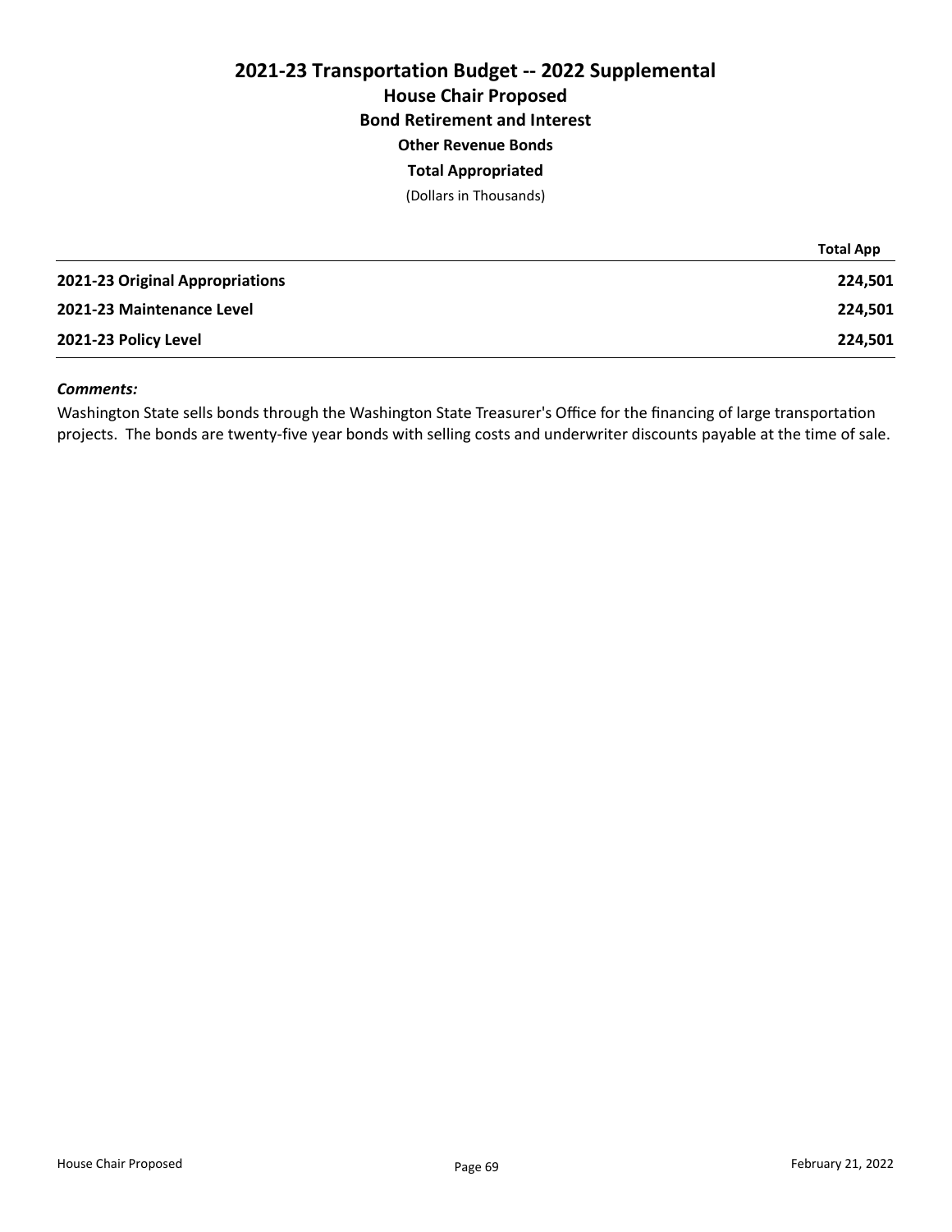# 2021-23 Transportation Budget -- 2022 Supplemental

## House Chair Proposed

### Bond Retirement and Interest

**Other Revenue Bonds**

**Total Appropriated**

(Dollars in Thousands)

| | Total App |
|---|---|
| **2021-23 Original Appropriations** | **224,501** |
| **2021-23 Maintenance Level** | **224,501** |
| **2021-23 Policy Level** | **224,501** |

***Comments:***

Washington State sells bonds through the Washington State Treasurer's Office for the financing of large transportation projects. The bonds are twenty-five year bonds with selling costs and underwriter discounts payable at the time of sale.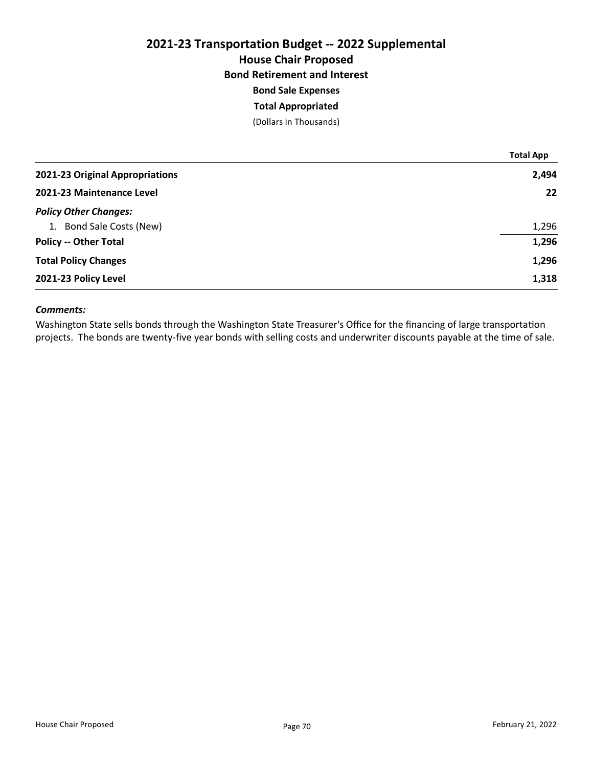# 2021-23 Transportation Budget -- 2022 Supplemental

## House Chair Proposed

### Bond Retirement and Interest

**Bond Sale Expenses**

**Total Appropriated**

(Dollars in Thousands)

| | Total App |
|---|---|
| **2021-23 Original Appropriations** | **2,494** |
| **2021-23 Maintenance Level** | **22** |
| ***Policy Other Changes:*** | |
| 1. Bond Sale Costs (New) | 1,296 |
| **Policy -- Other Total** | **1,296** |
| **Total Policy Changes** | **1,296** |
| **2021-23 Policy Level** | **1,318** |

***Comments:***

Washington State sells bonds through the Washington State Treasurer's Office for the financing of large transportation projects. The bonds are twenty-five year bonds with selling costs and underwriter discounts payable at the time of sale.